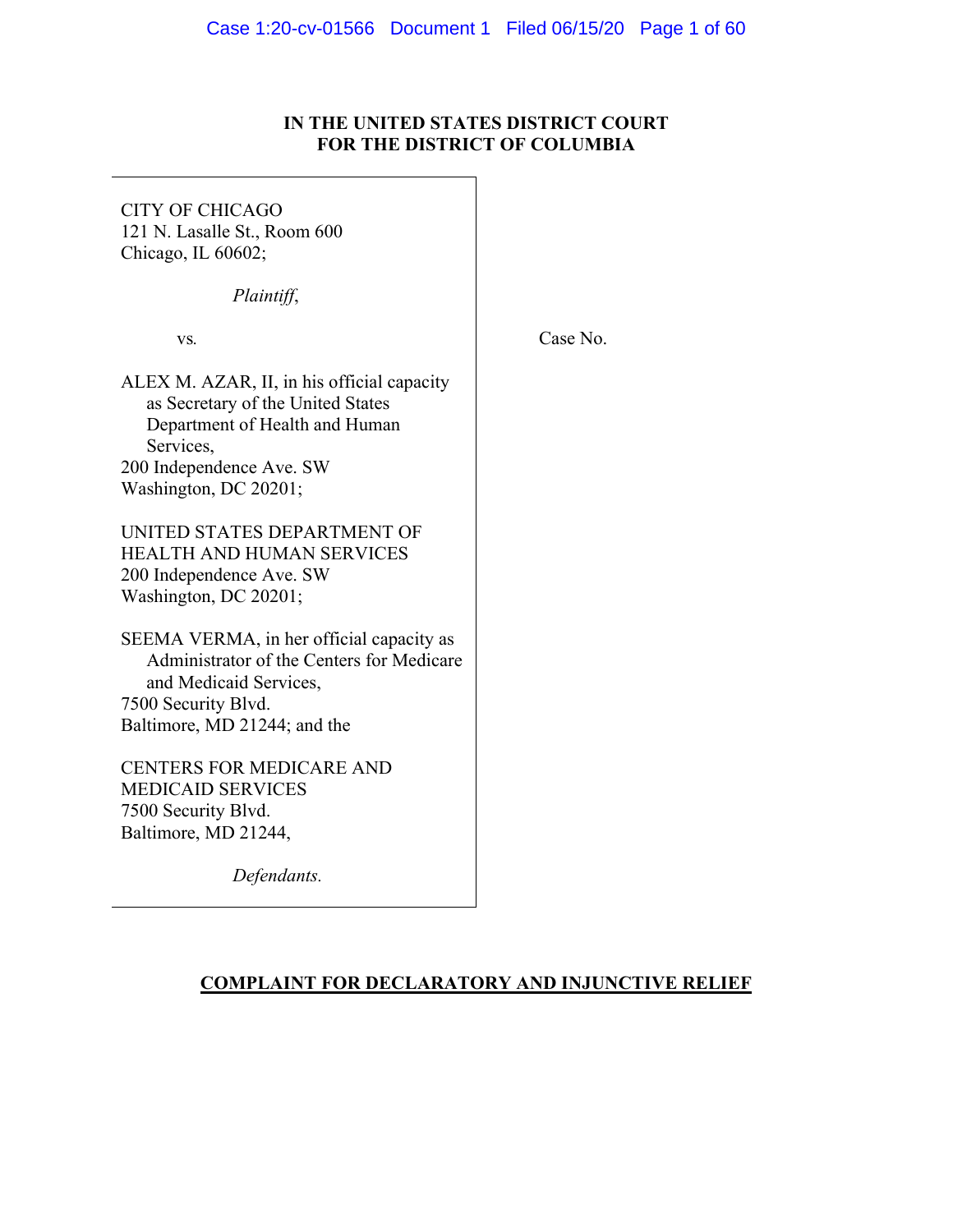**IN THE UNITED STATES DISTRICT COURT**
**FOR THE DISTRICT OF COLUMBIA**

CITY OF CHICAGO
121 N. Lasalle St., Room 600
Chicago, IL 60602;

*Plaintiff*,

vs.

ALEX M. AZAR, II, in his official capacity as Secretary of the United States Department of Health and Human Services,
200 Independence Ave. SW
Washington, DC 20201;

UNITED STATES DEPARTMENT OF HEALTH AND HUMAN SERVICES
200 Independence Ave. SW
Washington, DC 20201;

SEEMA VERMA, in her official capacity as Administrator of the Centers for Medicare and Medicaid Services,
7500 Security Blvd.
Baltimore, MD 21244; and the

CENTERS FOR MEDICARE AND MEDICAID SERVICES
7500 Security Blvd.
Baltimore, MD 21244,

*Defendants.*

Case No.

**COMPLAINT FOR DECLARATORY AND INJUNCTIVE RELIEF**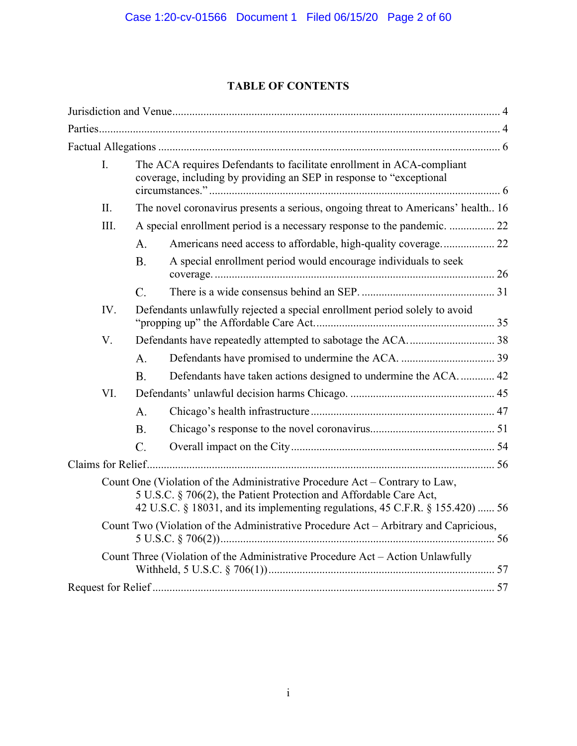## TABLE OF CONTENTS

Jurisdiction and Venue .................................................................................................... 4

Parties .................................................................................................................................. 4

Factual Allegations ............................................................................................................. 6

- I. The ACA requires Defendants to facilitate enrollment in ACA-compliant coverage, including by providing an SEP in response to "exceptional circumstances." .................................................................................................. 6
- II. The novel coronavirus presents a serious, ongoing threat to Americans' health.. 16
- III. A special enrollment period is a necessary response to the pandemic. ................ 22
  - A. Americans need access to affordable, high-quality coverage. .................. 22
  - B. A special enrollment period would encourage individuals to seek coverage. ................................................................................................... 26
  - C. There is a wide consensus behind an SEP. ............................................... 31
- IV. Defendants unlawfully rejected a special enrollment period solely to avoid "propping up" the Affordable Care Act. .............................................................. 35
- V. Defendants have repeatedly attempted to sabotage the ACA. ............................. 38
  - A. Defendants have promised to undermine the ACA. ................................. 39
  - B. Defendants have taken actions designed to undermine the ACA. ............ 42
- VI. Defendants' unlawful decision harms Chicago. .................................................. 45
  - A. Chicago's health infrastructure ................................................................ 47
  - B. Chicago's response to the novel coronavirus............................................ 51
  - C. Overall impact on the City ....................................................................... 54

Claims for Relief ............................................................................................................... 56

- Count One (Violation of the Administrative Procedure Act – Contrary to Law, 5 U.S.C. § 706(2), the Patient Protection and Affordable Care Act, 42 U.S.C. § 18031, and its implementing regulations, 45 C.F.R. § 155.420) ...... 56
- Count Two (Violation of the Administrative Procedure Act – Arbitrary and Capricious, 5 U.S.C. § 706(2)) ................................................................................................ 56
- Count Three (Violation of the Administrative Procedure Act – Action Unlawfully Withheld, 5 U.S.C. § 706(1)) ............................................................................... 57

Request for Relief .............................................................................................................. 57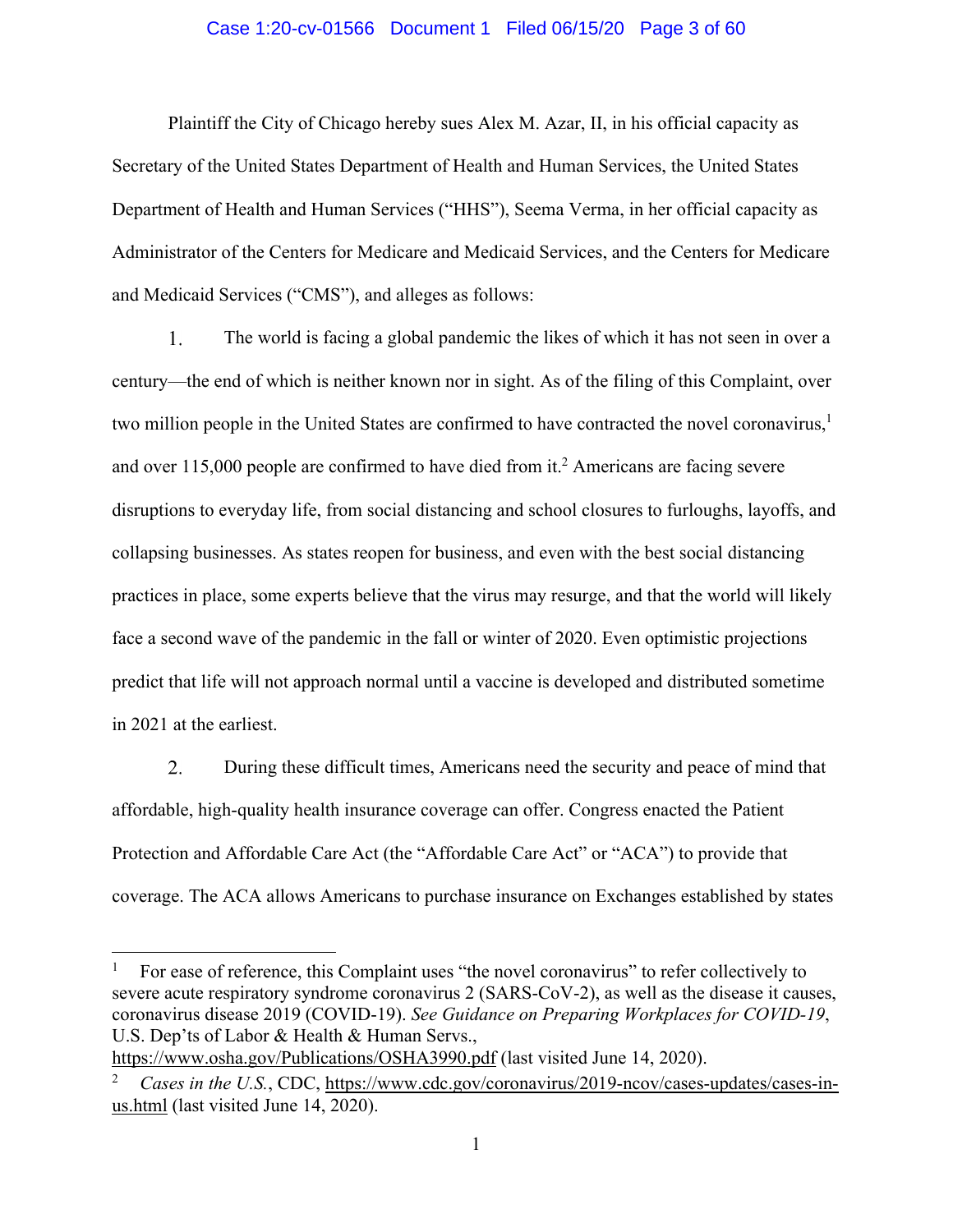Plaintiff the City of Chicago hereby sues Alex M. Azar, II, in his official capacity as Secretary of the United States Department of Health and Human Services, the United States Department of Health and Human Services ("HHS"), Seema Verma, in her official capacity as Administrator of the Centers for Medicare and Medicaid Services, and the Centers for Medicare and Medicaid Services ("CMS"), and alleges as follows:

1. The world is facing a global pandemic the likes of which it has not seen in over a century—the end of which is neither known nor in sight. As of the filing of this Complaint, over two million people in the United States are confirmed to have contracted the novel coronavirus,[1] and over 115,000 people are confirmed to have died from it.[2] Americans are facing severe disruptions to everyday life, from social distancing and school closures to furloughs, layoffs, and collapsing businesses. As states reopen for business, and even with the best social distancing practices in place, some experts believe that the virus may resurge, and that the world will likely face a second wave of the pandemic in the fall or winter of 2020. Even optimistic projections predict that life will not approach normal until a vaccine is developed and distributed sometime in 2021 at the earliest.

2. During these difficult times, Americans need the security and peace of mind that affordable, high-quality health insurance coverage can offer. Congress enacted the Patient Protection and Affordable Care Act (the "Affordable Care Act" or "ACA") to provide that coverage. The ACA allows Americans to purchase insurance on Exchanges established by states

---

[1] For ease of reference, this Complaint uses "the novel coronavirus" to refer collectively to severe acute respiratory syndrome coronavirus 2 (SARS-CoV-2), as well as the disease it causes, coronavirus disease 2019 (COVID-19). *See Guidance on Preparing Workplaces for COVID-19*, U.S. Dep'ts of Labor & Health & Human Servs., https://www.osha.gov/Publications/OSHA3990.pdf (last visited June 14, 2020).

[2] *Cases in the U.S.*, CDC, https://www.cdc.gov/coronavirus/2019-ncov/cases-updates/cases-in-us.html (last visited June 14, 2020).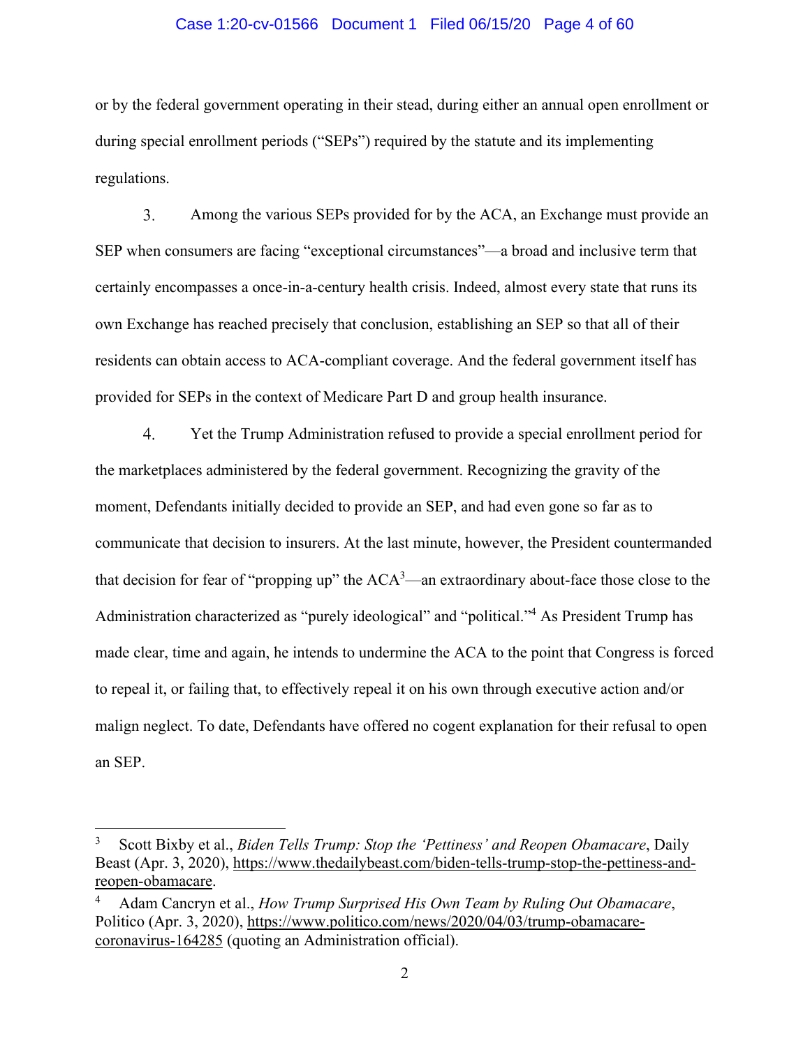or by the federal government operating in their stead, during either an annual open enrollment or during special enrollment periods ("SEPs") required by the statute and its implementing regulations.

3. Among the various SEPs provided for by the ACA, an Exchange must provide an SEP when consumers are facing "exceptional circumstances"—a broad and inclusive term that certainly encompasses a once-in-a-century health crisis. Indeed, almost every state that runs its own Exchange has reached precisely that conclusion, establishing an SEP so that all of their residents can obtain access to ACA-compliant coverage. And the federal government itself has provided for SEPs in the context of Medicare Part D and group health insurance.

4. Yet the Trump Administration refused to provide a special enrollment period for the marketplaces administered by the federal government. Recognizing the gravity of the moment, Defendants initially decided to provide an SEP, and had even gone so far as to communicate that decision to insurers. At the last minute, however, the President countermanded that decision for fear of "propping up" the ACA[3]—an extraordinary about-face those close to the Administration characterized as "purely ideological" and "political."[4] As President Trump has made clear, time and again, he intends to undermine the ACA to the point that Congress is forced to repeal it, or failing that, to effectively repeal it on his own through executive action and/or malign neglect. To date, Defendants have offered no cogent explanation for their refusal to open an SEP.

---

[3] Scott Bixby et al., *Biden Tells Trump: Stop the 'Pettiness' and Reopen Obamacare*, Daily Beast (Apr. 3, 2020), https://www.thedailybeast.com/biden-tells-trump-stop-the-pettiness-and-reopen-obamacare.

[4] Adam Cancryn et al., *How Trump Surprised His Own Team by Ruling Out Obamacare*, Politico (Apr. 3, 2020), https://www.politico.com/news/2020/04/03/trump-obamacare-coronavirus-164285 (quoting an Administration official).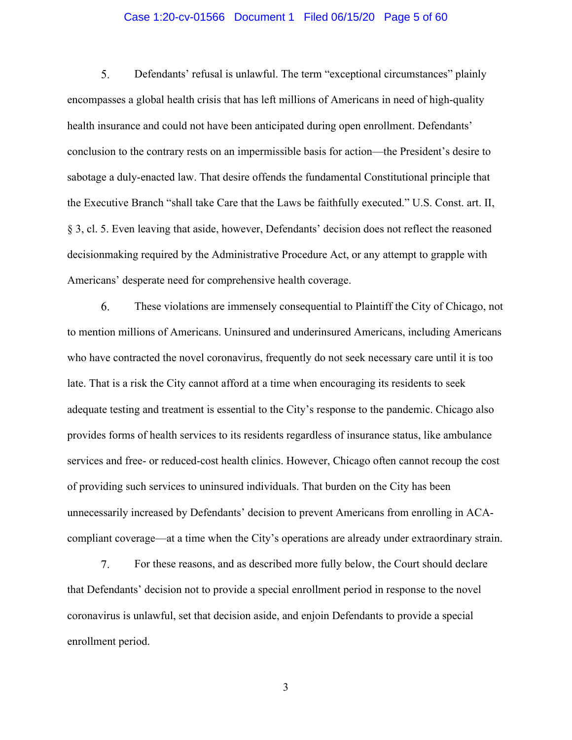5. Defendants' refusal is unlawful. The term "exceptional circumstances" plainly encompasses a global health crisis that has left millions of Americans in need of high-quality health insurance and could not have been anticipated during open enrollment. Defendants' conclusion to the contrary rests on an impermissible basis for action—the President's desire to sabotage a duly-enacted law. That desire offends the fundamental Constitutional principle that the Executive Branch "shall take Care that the Laws be faithfully executed." U.S. Const. art. II, § 3, cl. 5. Even leaving that aside, however, Defendants' decision does not reflect the reasoned decisionmaking required by the Administrative Procedure Act, or any attempt to grapple with Americans' desperate need for comprehensive health coverage.

6. These violations are immensely consequential to Plaintiff the City of Chicago, not to mention millions of Americans. Uninsured and underinsured Americans, including Americans who have contracted the novel coronavirus, frequently do not seek necessary care until it is too late. That is a risk the City cannot afford at a time when encouraging its residents to seek adequate testing and treatment is essential to the City's response to the pandemic. Chicago also provides forms of health services to its residents regardless of insurance status, like ambulance services and free- or reduced-cost health clinics. However, Chicago often cannot recoup the cost of providing such services to uninsured individuals. That burden on the City has been unnecessarily increased by Defendants' decision to prevent Americans from enrolling in ACA-compliant coverage—at a time when the City's operations are already under extraordinary strain.

7. For these reasons, and as described more fully below, the Court should declare that Defendants' decision not to provide a special enrollment period in response to the novel coronavirus is unlawful, set that decision aside, and enjoin Defendants to provide a special enrollment period.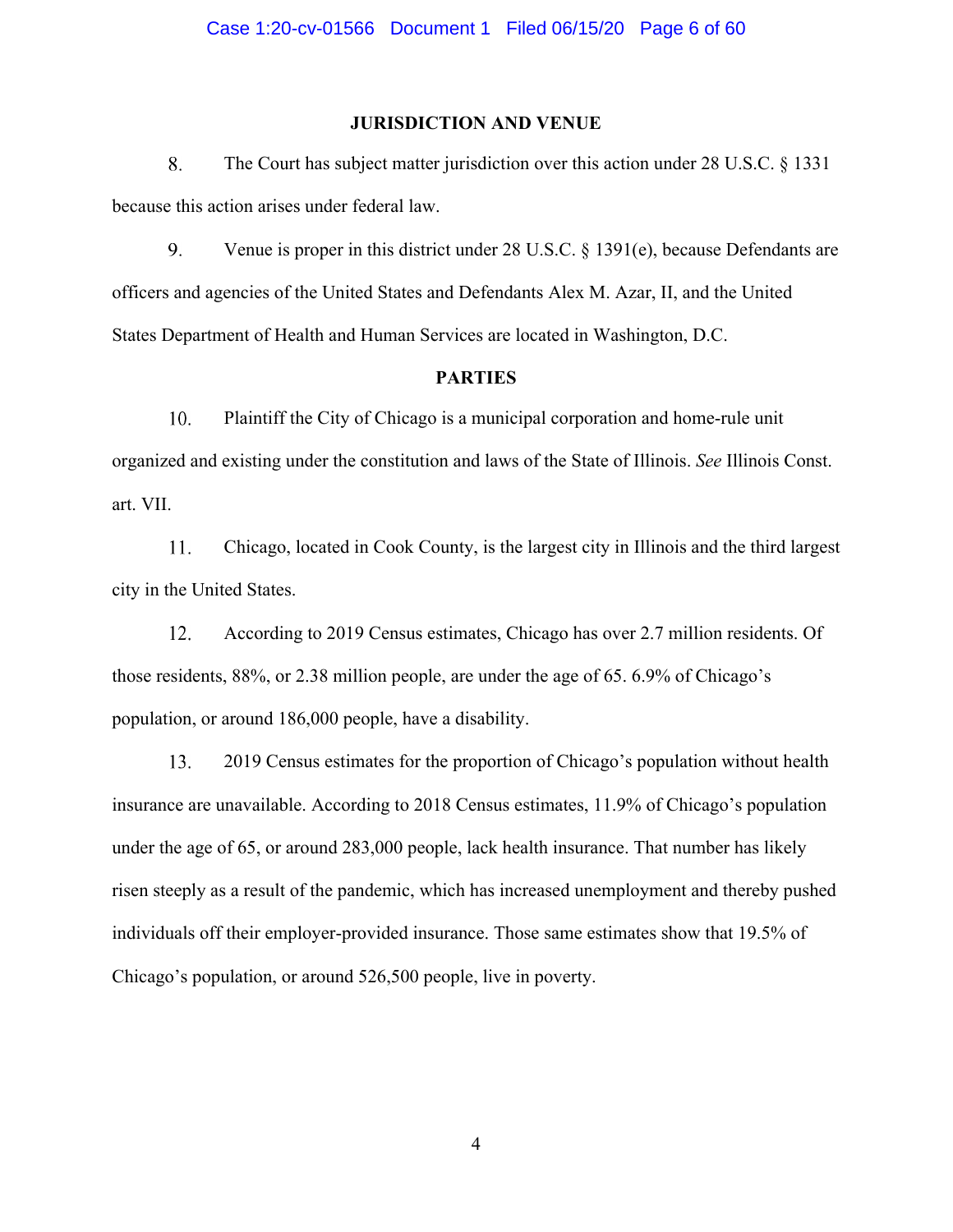## JURISDICTION AND VENUE

8. The Court has subject matter jurisdiction over this action under 28 U.S.C. § 1331 because this action arises under federal law.

9. Venue is proper in this district under 28 U.S.C. § 1391(e), because Defendants are officers and agencies of the United States and Defendants Alex M. Azar, II, and the United States Department of Health and Human Services are located in Washington, D.C.

## PARTIES

10. Plaintiff the City of Chicago is a municipal corporation and home-rule unit organized and existing under the constitution and laws of the State of Illinois. *See* Illinois Const. art. VII.

11. Chicago, located in Cook County, is the largest city in Illinois and the third largest city in the United States.

12. According to 2019 Census estimates, Chicago has over 2.7 million residents. Of those residents, 88%, or 2.38 million people, are under the age of 65. 6.9% of Chicago's population, or around 186,000 people, have a disability.

13. 2019 Census estimates for the proportion of Chicago's population without health insurance are unavailable. According to 2018 Census estimates, 11.9% of Chicago's population under the age of 65, or around 283,000 people, lack health insurance. That number has likely risen steeply as a result of the pandemic, which has increased unemployment and thereby pushed individuals off their employer-provided insurance. Those same estimates show that 19.5% of Chicago's population, or around 526,500 people, live in poverty.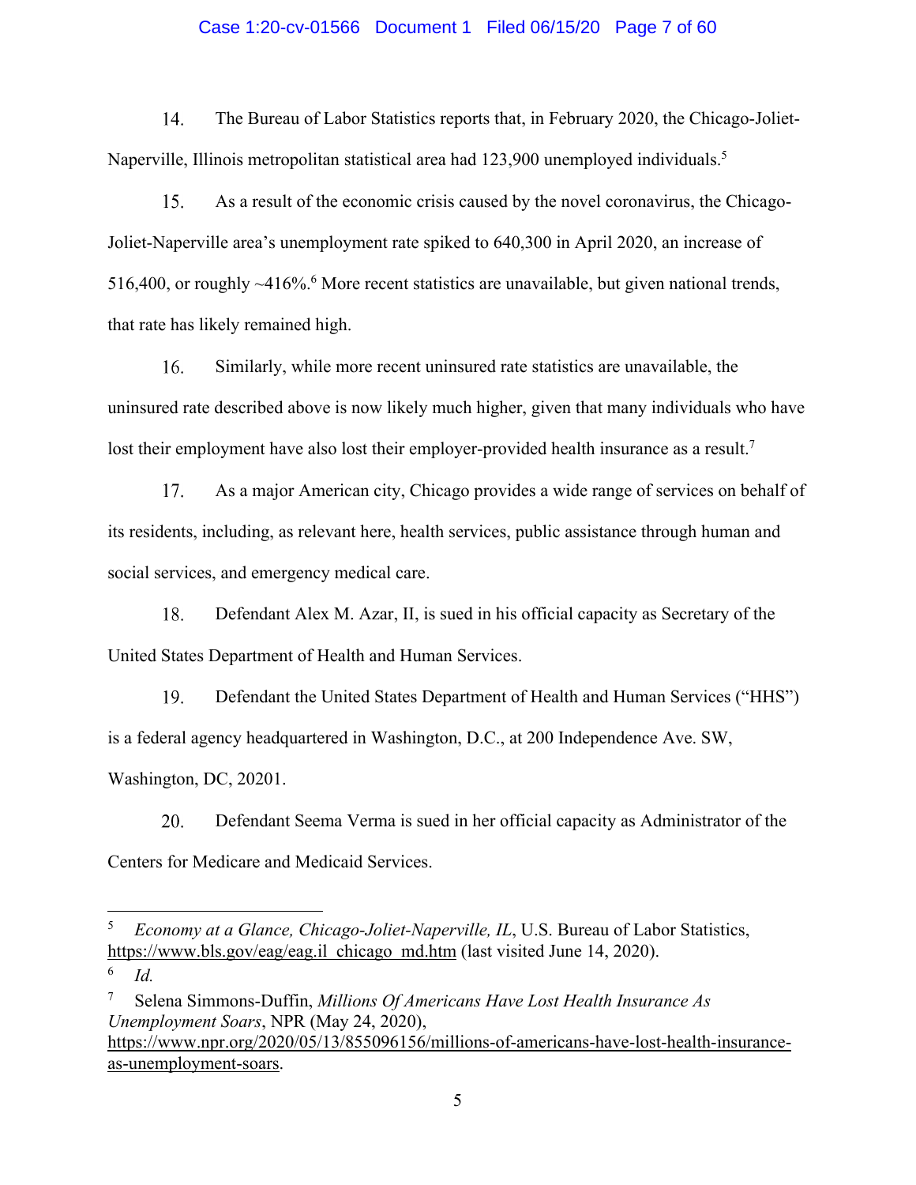14. The Bureau of Labor Statistics reports that, in February 2020, the Chicago-Joliet-Naperville, Illinois metropolitan statistical area had 123,900 unemployed individuals.[5]

15. As a result of the economic crisis caused by the novel coronavirus, the Chicago-Joliet-Naperville area's unemployment rate spiked to 640,300 in April 2020, an increase of 516,400, or roughly ~416%.[6] More recent statistics are unavailable, but given national trends, that rate has likely remained high.

16. Similarly, while more recent uninsured rate statistics are unavailable, the uninsured rate described above is now likely much higher, given that many individuals who have lost their employment have also lost their employer-provided health insurance as a result.[7]

17. As a major American city, Chicago provides a wide range of services on behalf of its residents, including, as relevant here, health services, public assistance through human and social services, and emergency medical care.

18. Defendant Alex M. Azar, II, is sued in his official capacity as Secretary of the United States Department of Health and Human Services.

19. Defendant the United States Department of Health and Human Services ("HHS") is a federal agency headquartered in Washington, D.C., at 200 Independence Ave. SW, Washington, DC, 20201.

20. Defendant Seema Verma is sued in her official capacity as Administrator of the Centers for Medicare and Medicaid Services.

---

[5] *Economy at a Glance, Chicago-Joliet-Naperville, IL*, U.S. Bureau of Labor Statistics, https://www.bls.gov/eag/eag.il_chicago_md.htm (last visited June 14, 2020).

[6] *Id.*

[7] Selena Simmons-Duffin, *Millions Of Americans Have Lost Health Insurance As Unemployment Soars*, NPR (May 24, 2020), https://www.npr.org/2020/05/13/855096156/millions-of-americans-have-lost-health-insurance-as-unemployment-soars.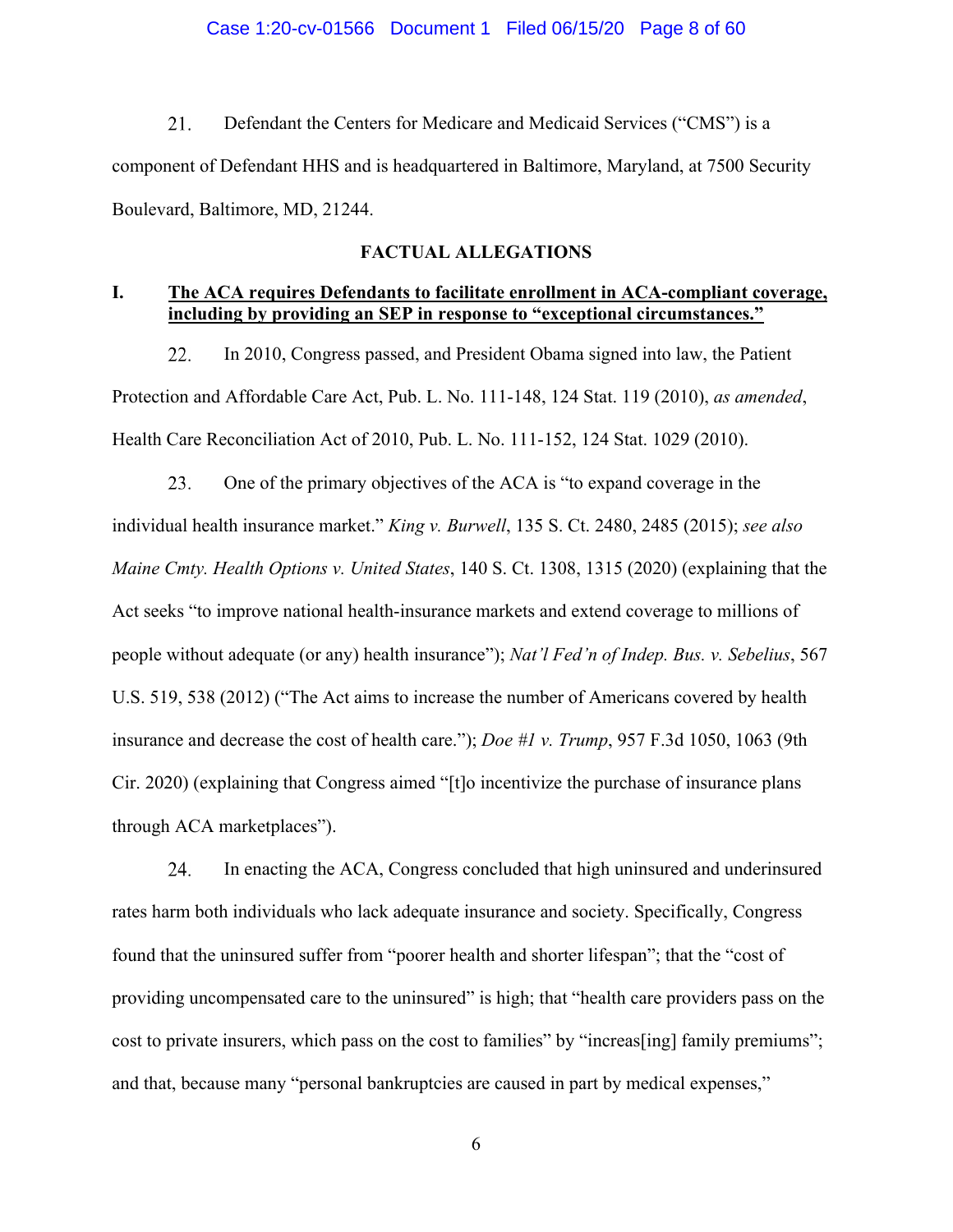21. Defendant the Centers for Medicare and Medicaid Services ("CMS") is a component of Defendant HHS and is headquartered in Baltimore, Maryland, at 7500 Security Boulevard, Baltimore, MD, 21244.

## FACTUAL ALLEGATIONS

### I. The ACA requires Defendants to facilitate enrollment in ACA-compliant coverage, including by providing an SEP in response to "exceptional circumstances."

22. In 2010, Congress passed, and President Obama signed into law, the Patient Protection and Affordable Care Act, Pub. L. No. 111-148, 124 Stat. 119 (2010), *as amended*, Health Care Reconciliation Act of 2010, Pub. L. No. 111-152, 124 Stat. 1029 (2010).

23. One of the primary objectives of the ACA is "to expand coverage in the individual health insurance market." *King v. Burwell*, 135 S. Ct. 2480, 2485 (2015); *see also Maine Cmty. Health Options v. United States*, 140 S. Ct. 1308, 1315 (2020) (explaining that the Act seeks "to improve national health-insurance markets and extend coverage to millions of people without adequate (or any) health insurance"); *Nat'l Fed'n of Indep. Bus. v. Sebelius*, 567 U.S. 519, 538 (2012) ("The Act aims to increase the number of Americans covered by health insurance and decrease the cost of health care."); *Doe #1 v. Trump*, 957 F.3d 1050, 1063 (9th Cir. 2020) (explaining that Congress aimed "[t]o incentivize the purchase of insurance plans through ACA marketplaces").

24. In enacting the ACA, Congress concluded that high uninsured and underinsured rates harm both individuals who lack adequate insurance and society. Specifically, Congress found that the uninsured suffer from "poorer health and shorter lifespan"; that the "cost of providing uncompensated care to the uninsured" is high; that "health care providers pass on the cost to private insurers, which pass on the cost to families" by "increas[ing] family premiums"; and that, because many "personal bankruptcies are caused in part by medical expenses,"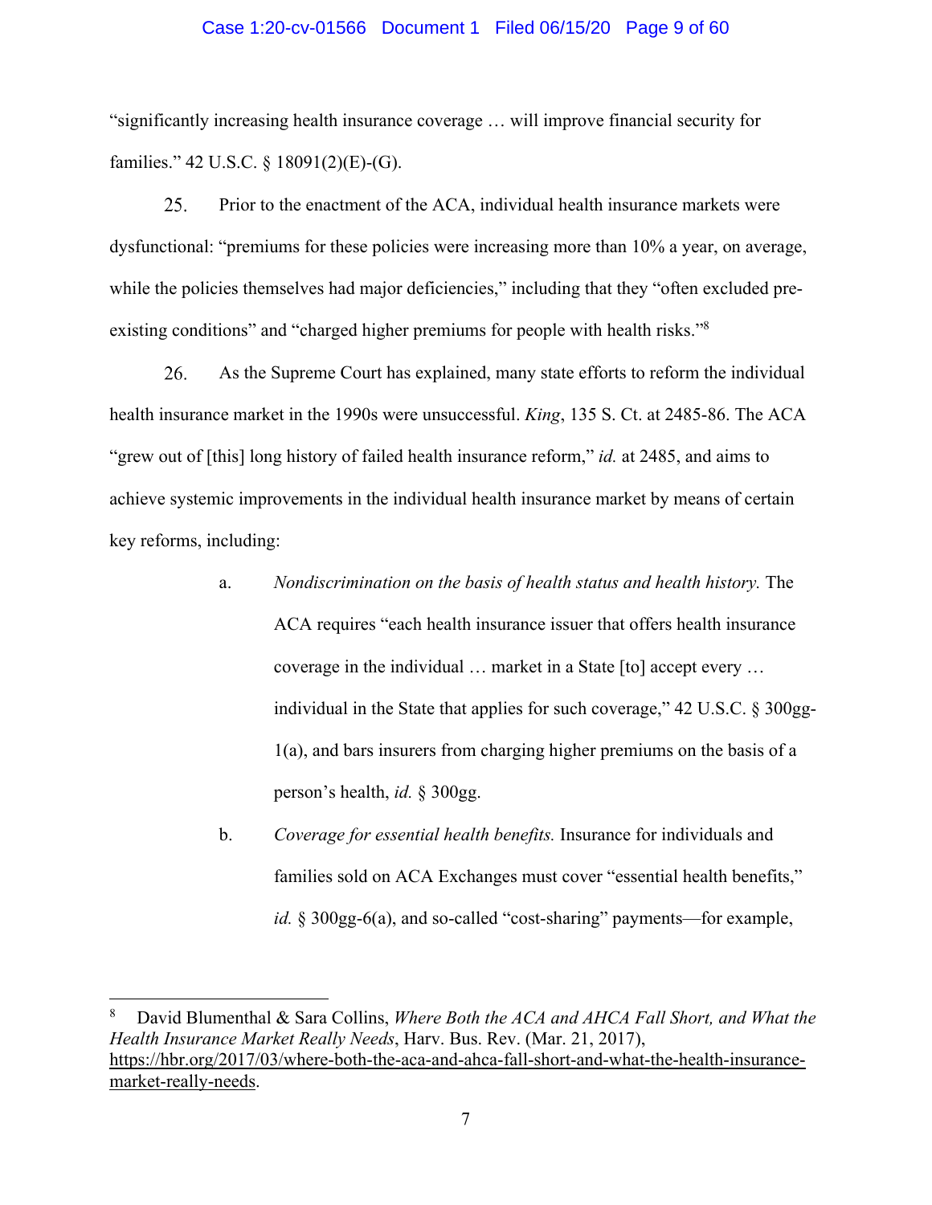"significantly increasing health insurance coverage … will improve financial security for families." 42 U.S.C. § 18091(2)(E)-(G).

25. Prior to the enactment of the ACA, individual health insurance markets were dysfunctional: "premiums for these policies were increasing more than 10% a year, on average, while the policies themselves had major deficiencies," including that they "often excluded pre-existing conditions" and "charged higher premiums for people with health risks."[8]

26. As the Supreme Court has explained, many state efforts to reform the individual health insurance market in the 1990s were unsuccessful. *King*, 135 S. Ct. at 2485-86. The ACA "grew out of [this] long history of failed health insurance reform," *id.* at 2485, and aims to achieve systemic improvements in the individual health insurance market by means of certain key reforms, including:

a. *Nondiscrimination on the basis of health status and health history.* The ACA requires "each health insurance issuer that offers health insurance coverage in the individual … market in a State [to] accept every … individual in the State that applies for such coverage," 42 U.S.C. § 300gg-1(a), and bars insurers from charging higher premiums on the basis of a person's health, *id.* § 300gg.

b. *Coverage for essential health benefits.* Insurance for individuals and families sold on ACA Exchanges must cover "essential health benefits," *id.* § 300gg-6(a), and so-called "cost-sharing" payments—for example,

---

[8] David Blumenthal & Sara Collins, *Where Both the ACA and AHCA Fall Short, and What the Health Insurance Market Really Needs*, Harv. Bus. Rev. (Mar. 21, 2017), https://hbr.org/2017/03/where-both-the-aca-and-ahca-fall-short-and-what-the-health-insurance-market-really-needs.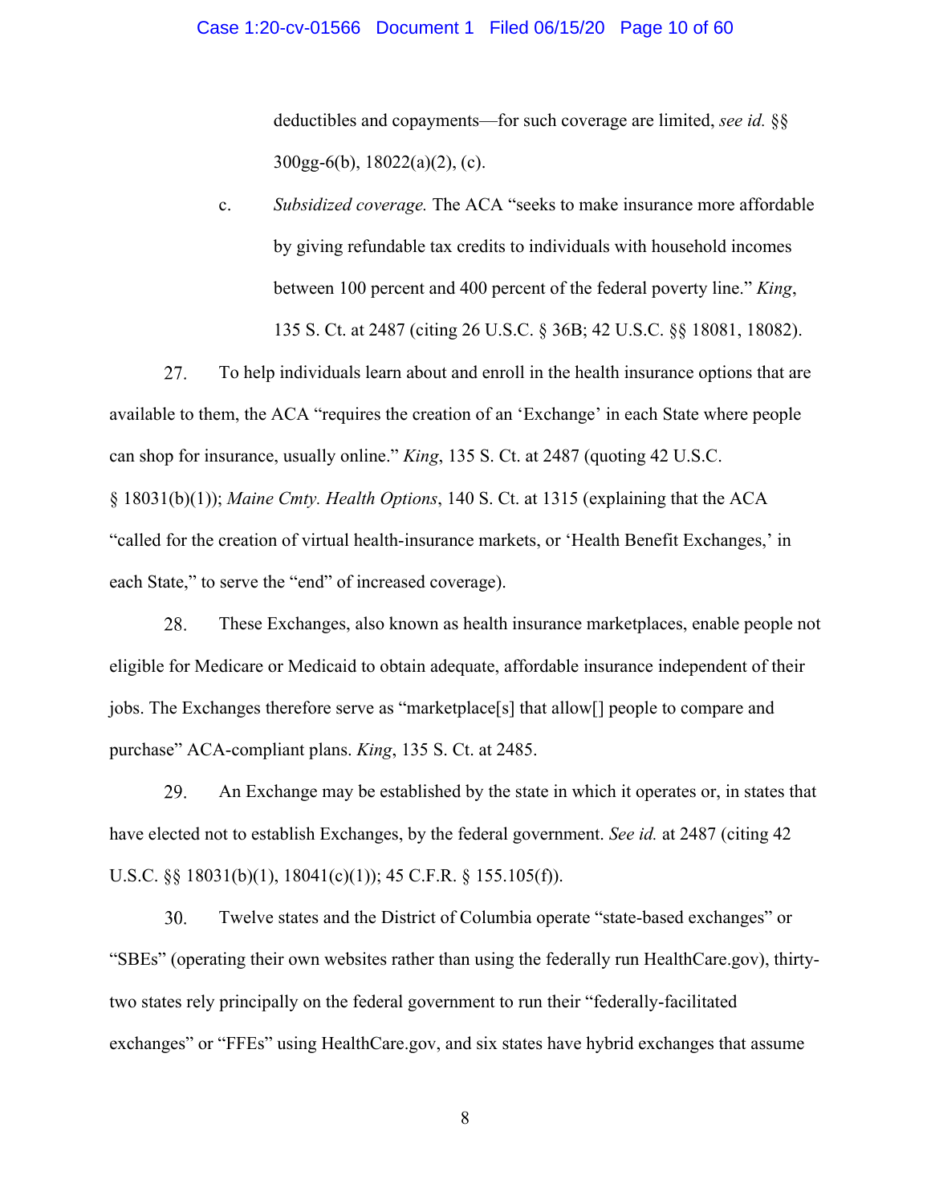deductibles and copayments—for such coverage are limited, *see id.* §§ 300gg-6(b), 18022(a)(2), (c).

c. *Subsidized coverage.* The ACA "seeks to make insurance more affordable by giving refundable tax credits to individuals with household incomes between 100 percent and 400 percent of the federal poverty line." *King*, 135 S. Ct. at 2487 (citing 26 U.S.C. § 36B; 42 U.S.C. §§ 18081, 18082).

27. To help individuals learn about and enroll in the health insurance options that are available to them, the ACA "requires the creation of an 'Exchange' in each State where people can shop for insurance, usually online." *King*, 135 S. Ct. at 2487 (quoting 42 U.S.C. § 18031(b)(1)); *Maine Cmty. Health Options*, 140 S. Ct. at 1315 (explaining that the ACA "called for the creation of virtual health-insurance markets, or 'Health Benefit Exchanges,' in each State," to serve the "end" of increased coverage).

28. These Exchanges, also known as health insurance marketplaces, enable people not eligible for Medicare or Medicaid to obtain adequate, affordable insurance independent of their jobs. The Exchanges therefore serve as "marketplace[s] that allow[] people to compare and purchase" ACA-compliant plans. *King*, 135 S. Ct. at 2485.

29. An Exchange may be established by the state in which it operates or, in states that have elected not to establish Exchanges, by the federal government. *See id.* at 2487 (citing 42 U.S.C. §§ 18031(b)(1), 18041(c)(1)); 45 C.F.R. § 155.105(f)).

30. Twelve states and the District of Columbia operate "state-based exchanges" or "SBEs" (operating their own websites rather than using the federally run HealthCare.gov), thirty-two states rely principally on the federal government to run their "federally-facilitated exchanges" or "FFEs" using HealthCare.gov, and six states have hybrid exchanges that assume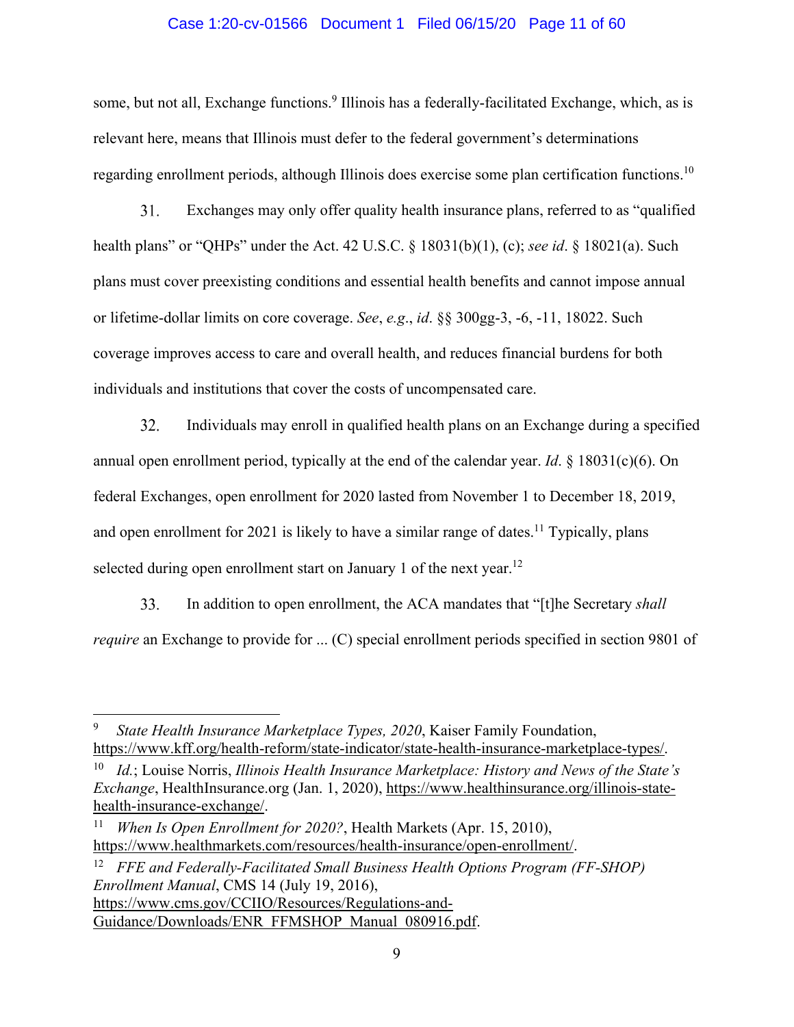some, but not all, Exchange functions.[9] Illinois has a federally-facilitated Exchange, which, as is relevant here, means that Illinois must defer to the federal government's determinations regarding enrollment periods, although Illinois does exercise some plan certification functions.[10]

31. Exchanges may only offer quality health insurance plans, referred to as "qualified health plans" or "QHPs" under the Act. 42 U.S.C. § 18031(b)(1), (c); *see id*. § 18021(a). Such plans must cover preexisting conditions and essential health benefits and cannot impose annual or lifetime-dollar limits on core coverage. *See*, *e.g*., *id*. §§ 300gg-3, -6, -11, 18022. Such coverage improves access to care and overall health, and reduces financial burdens for both individuals and institutions that cover the costs of uncompensated care.

32. Individuals may enroll in qualified health plans on an Exchange during a specified annual open enrollment period, typically at the end of the calendar year. *Id*. § 18031(c)(6). On federal Exchanges, open enrollment for 2020 lasted from November 1 to December 18, 2019, and open enrollment for 2021 is likely to have a similar range of dates.[11] Typically, plans selected during open enrollment start on January 1 of the next year.[12]

33. In addition to open enrollment, the ACA mandates that "[t]he Secretary *shall require* an Exchange to provide for ... (C) special enrollment periods specified in section 9801 of

---

[9] *State Health Insurance Marketplace Types, 2020*, Kaiser Family Foundation, https://www.kff.org/health-reform/state-indicator/state-health-insurance-marketplace-types/.

[10] *Id.*; Louise Norris, *Illinois Health Insurance Marketplace: History and News of the State's Exchange*, HealthInsurance.org (Jan. 1, 2020), https://www.healthinsurance.org/illinois-state-health-insurance-exchange/.

[11] *When Is Open Enrollment for 2020?*, Health Markets (Apr. 15, 2010), https://www.healthmarkets.com/resources/health-insurance/open-enrollment/.

[12] *FFE and Federally-Facilitated Small Business Health Options Program (FF-SHOP) Enrollment Manual*, CMS 14 (July 19, 2016), https://www.cms.gov/CCIIO/Resources/Regulations-and-Guidance/Downloads/ENR_FFMSHOP_Manual_080916.pdf.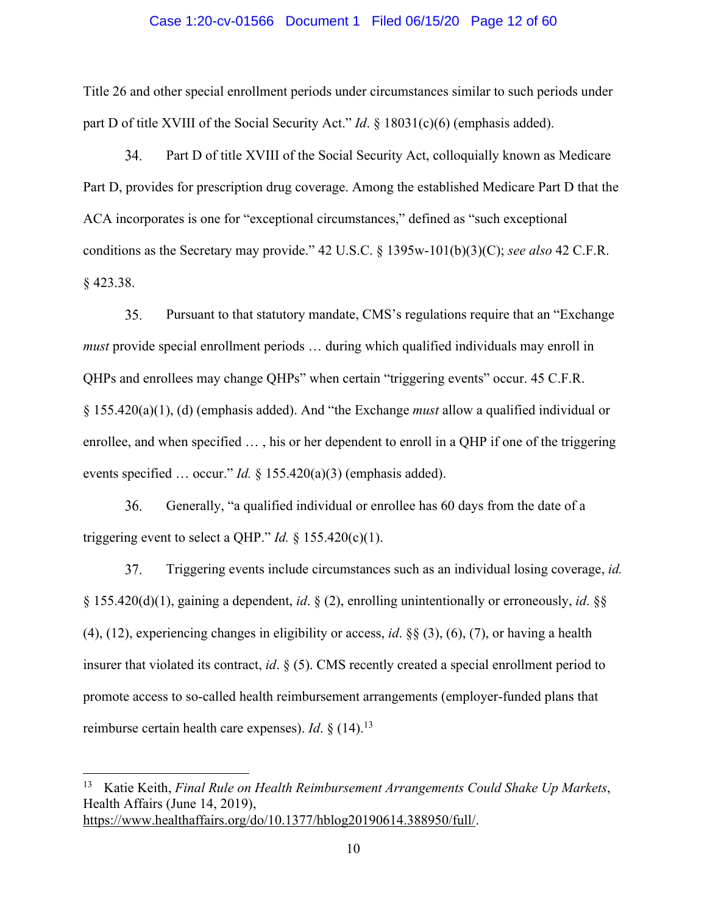Title 26 and other special enrollment periods under circumstances similar to such periods under part D of title XVIII of the Social Security Act." *Id*. § 18031(c)(6) (emphasis added).

34. Part D of title XVIII of the Social Security Act, colloquially known as Medicare Part D, provides for prescription drug coverage. Among the established Medicare Part D that the ACA incorporates is one for "exceptional circumstances," defined as "such exceptional conditions as the Secretary may provide." 42 U.S.C. § 1395w-101(b)(3)(C); *see also* 42 C.F.R. § 423.38.

35. Pursuant to that statutory mandate, CMS's regulations require that an "Exchange *must* provide special enrollment periods … during which qualified individuals may enroll in QHPs and enrollees may change QHPs" when certain "triggering events" occur. 45 C.F.R. § 155.420(a)(1), (d) (emphasis added). And "the Exchange *must* allow a qualified individual or enrollee, and when specified … , his or her dependent to enroll in a QHP if one of the triggering events specified … occur." *Id.* § 155.420(a)(3) (emphasis added).

36. Generally, "a qualified individual or enrollee has 60 days from the date of a triggering event to select a QHP." *Id.* § 155.420(c)(1).

37. Triggering events include circumstances such as an individual losing coverage, *id.* § 155.420(d)(1), gaining a dependent, *id*. § (2), enrolling unintentionally or erroneously, *id*. §§ (4), (12), experiencing changes in eligibility or access, *id*. §§ (3), (6), (7), or having a health insurer that violated its contract, *id*. § (5). CMS recently created a special enrollment period to promote access to so-called health reimbursement arrangements (employer-funded plans that reimburse certain health care expenses). *Id*. § (14).[13]

[13] Katie Keith, *Final Rule on Health Reimbursement Arrangements Could Shake Up Markets*, Health Affairs (June 14, 2019), https://www.healthaffairs.org/do/10.1377/hblog20190614.388950/full/.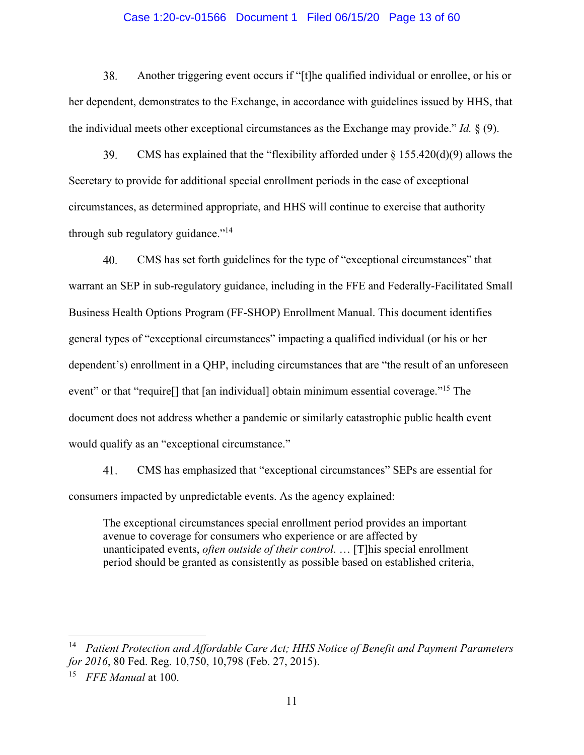38. Another triggering event occurs if "[t]he qualified individual or enrollee, or his or her dependent, demonstrates to the Exchange, in accordance with guidelines issued by HHS, that the individual meets other exceptional circumstances as the Exchange may provide." *Id.* § (9).

39. CMS has explained that the "flexibility afforded under § 155.420(d)(9) allows the Secretary to provide for additional special enrollment periods in the case of exceptional circumstances, as determined appropriate, and HHS will continue to exercise that authority through sub regulatory guidance."[14]

40. CMS has set forth guidelines for the type of "exceptional circumstances" that warrant an SEP in sub-regulatory guidance, including in the FFE and Federally-Facilitated Small Business Health Options Program (FF-SHOP) Enrollment Manual. This document identifies general types of "exceptional circumstances" impacting a qualified individual (or his or her dependent's) enrollment in a QHP, including circumstances that are "the result of an unforeseen event" or that "require[] that [an individual] obtain minimum essential coverage."[15] The document does not address whether a pandemic or similarly catastrophic public health event would qualify as an "exceptional circumstance."

41. CMS has emphasized that "exceptional circumstances" SEPs are essential for consumers impacted by unpredictable events. As the agency explained:

> The exceptional circumstances special enrollment period provides an important avenue to coverage for consumers who experience or are affected by unanticipated events, *often outside of their control*. … [T]his special enrollment period should be granted as consistently as possible based on established criteria,

---

[14] *Patient Protection and Affordable Care Act; HHS Notice of Benefit and Payment Parameters for 2016*, 80 Fed. Reg. 10,750, 10,798 (Feb. 27, 2015).

[15] *FFE Manual* at 100.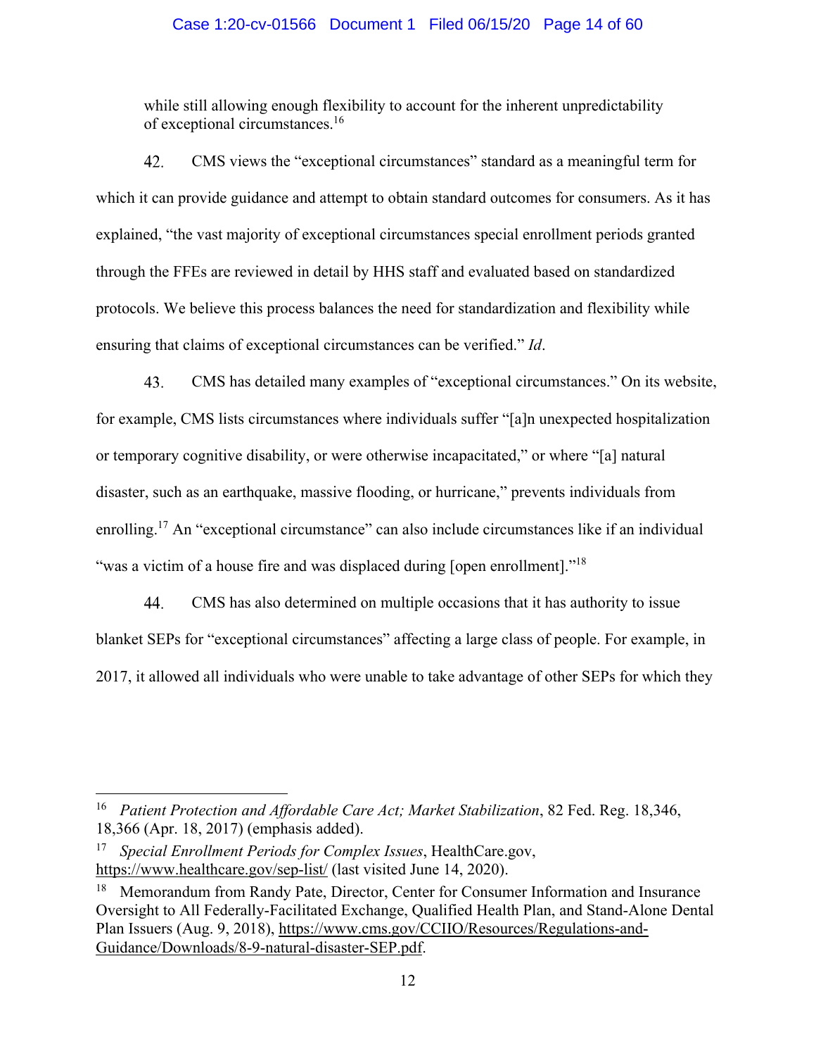while still allowing enough flexibility to account for the inherent unpredictability of exceptional circumstances.[16]

42. CMS views the "exceptional circumstances" standard as a meaningful term for which it can provide guidance and attempt to obtain standard outcomes for consumers. As it has explained, "the vast majority of exceptional circumstances special enrollment periods granted through the FFEs are reviewed in detail by HHS staff and evaluated based on standardized protocols. We believe this process balances the need for standardization and flexibility while ensuring that claims of exceptional circumstances can be verified." *Id*.

43. CMS has detailed many examples of "exceptional circumstances." On its website, for example, CMS lists circumstances where individuals suffer "[a]n unexpected hospitalization or temporary cognitive disability, or were otherwise incapacitated," or where "[a] natural disaster, such as an earthquake, massive flooding, or hurricane," prevents individuals from enrolling.[17] An "exceptional circumstance" can also include circumstances like if an individual "was a victim of a house fire and was displaced during [open enrollment]."[18]

44. CMS has also determined on multiple occasions that it has authority to issue blanket SEPs for "exceptional circumstances" affecting a large class of people. For example, in 2017, it allowed all individuals who were unable to take advantage of other SEPs for which they

---

[16] *Patient Protection and Affordable Care Act; Market Stabilization*, 82 Fed. Reg. 18,346, 18,366 (Apr. 18, 2017) (emphasis added).

[17] *Special Enrollment Periods for Complex Issues*, HealthCare.gov, https://www.healthcare.gov/sep-list/ (last visited June 14, 2020).

[18] Memorandum from Randy Pate, Director, Center for Consumer Information and Insurance Oversight to All Federally-Facilitated Exchange, Qualified Health Plan, and Stand-Alone Dental Plan Issuers (Aug. 9, 2018), https://www.cms.gov/CCIIO/Resources/Regulations-and-Guidance/Downloads/8-9-natural-disaster-SEP.pdf.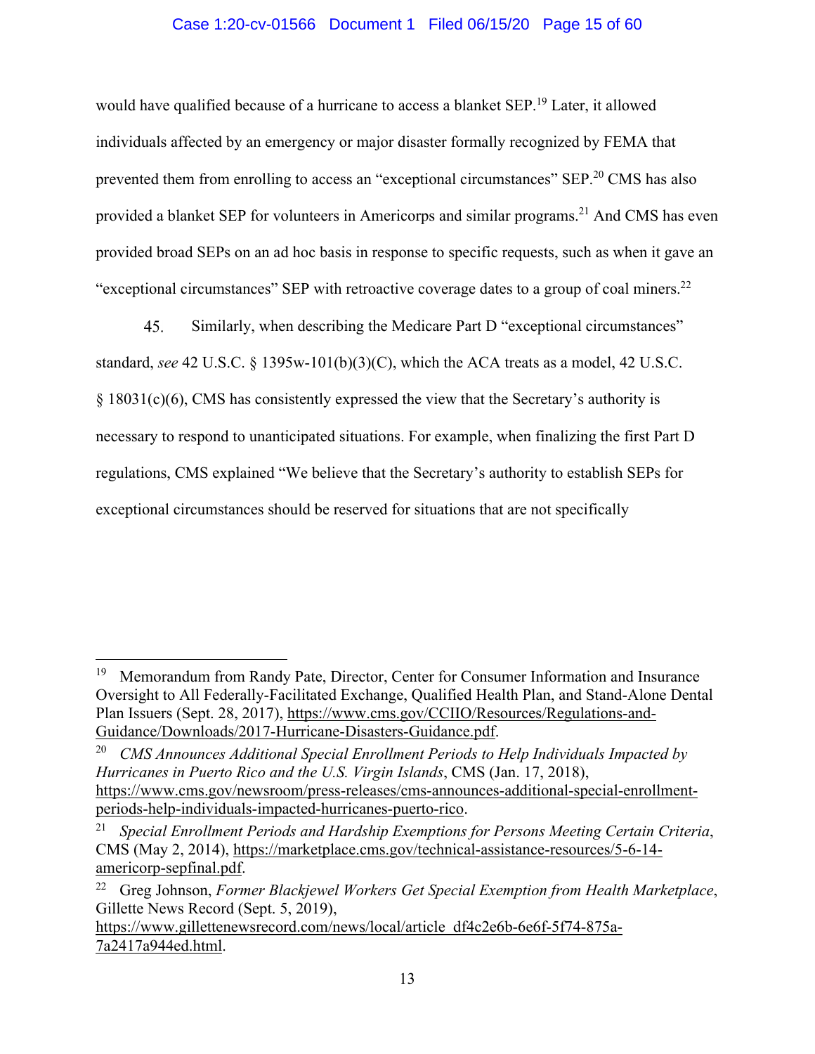would have qualified because of a hurricane to access a blanket SEP.[19] Later, it allowed individuals affected by an emergency or major disaster formally recognized by FEMA that prevented them from enrolling to access an "exceptional circumstances" SEP.[20] CMS has also provided a blanket SEP for volunteers in Americorps and similar programs.[21] And CMS has even provided broad SEPs on an ad hoc basis in response to specific requests, such as when it gave an "exceptional circumstances" SEP with retroactive coverage dates to a group of coal miners.[22]

45. Similarly, when describing the Medicare Part D "exceptional circumstances" standard, *see* 42 U.S.C. § 1395w-101(b)(3)(C), which the ACA treats as a model, 42 U.S.C. § 18031(c)(6), CMS has consistently expressed the view that the Secretary's authority is necessary to respond to unanticipated situations. For example, when finalizing the first Part D regulations, CMS explained "We believe that the Secretary's authority to establish SEPs for exceptional circumstances should be reserved for situations that are not specifically

---

[19] Memorandum from Randy Pate, Director, Center for Consumer Information and Insurance Oversight to All Federally-Facilitated Exchange, Qualified Health Plan, and Stand-Alone Dental Plan Issuers (Sept. 28, 2017), https://www.cms.gov/CCIIO/Resources/Regulations-and-Guidance/Downloads/2017-Hurricane-Disasters-Guidance.pdf.

[20] *CMS Announces Additional Special Enrollment Periods to Help Individuals Impacted by Hurricanes in Puerto Rico and the U.S. Virgin Islands*, CMS (Jan. 17, 2018), https://www.cms.gov/newsroom/press-releases/cms-announces-additional-special-enrollment-periods-help-individuals-impacted-hurricanes-puerto-rico.

[21] *Special Enrollment Periods and Hardship Exemptions for Persons Meeting Certain Criteria*, CMS (May 2, 2014), https://marketplace.cms.gov/technical-assistance-resources/5-6-14-americorp-sepfinal.pdf.

[22] Greg Johnson, *Former Blackjewel Workers Get Special Exemption from Health Marketplace*, Gillette News Record (Sept. 5, 2019), https://www.gillettenewsrecord.com/news/local/article_df4c2e6b-6e6f-5f74-875a-7a2417a944ed.html.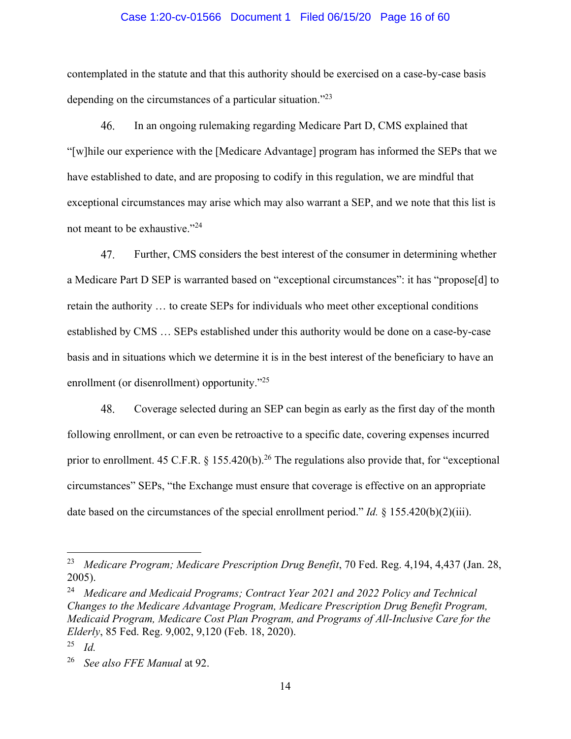contemplated in the statute and that this authority should be exercised on a case-by-case basis depending on the circumstances of a particular situation."[23]

46. In an ongoing rulemaking regarding Medicare Part D, CMS explained that "[w]hile our experience with the [Medicare Advantage] program has informed the SEPs that we have established to date, and are proposing to codify in this regulation, we are mindful that exceptional circumstances may arise which may also warrant a SEP, and we note that this list is not meant to be exhaustive."[24]

47. Further, CMS considers the best interest of the consumer in determining whether a Medicare Part D SEP is warranted based on "exceptional circumstances": it has "propose[d] to retain the authority … to create SEPs for individuals who meet other exceptional conditions established by CMS … SEPs established under this authority would be done on a case-by-case basis and in situations which we determine it is in the best interest of the beneficiary to have an enrollment (or disenrollment) opportunity."[25]

48. Coverage selected during an SEP can begin as early as the first day of the month following enrollment, or can even be retroactive to a specific date, covering expenses incurred prior to enrollment. 45 C.F.R. § 155.420(b).[26] The regulations also provide that, for "exceptional circumstances" SEPs, "the Exchange must ensure that coverage is effective on an appropriate date based on the circumstances of the special enrollment period." *Id.* § 155.420(b)(2)(iii).

---

[23] *Medicare Program; Medicare Prescription Drug Benefit*, 70 Fed. Reg. 4,194, 4,437 (Jan. 28, 2005).

[24] *Medicare and Medicaid Programs; Contract Year 2021 and 2022 Policy and Technical Changes to the Medicare Advantage Program, Medicare Prescription Drug Benefit Program, Medicaid Program, Medicare Cost Plan Program, and Programs of All-Inclusive Care for the Elderly*, 85 Fed. Reg. 9,002, 9,120 (Feb. 18, 2020).

[25] *Id.*

[26] *See also FFE Manual* at 92.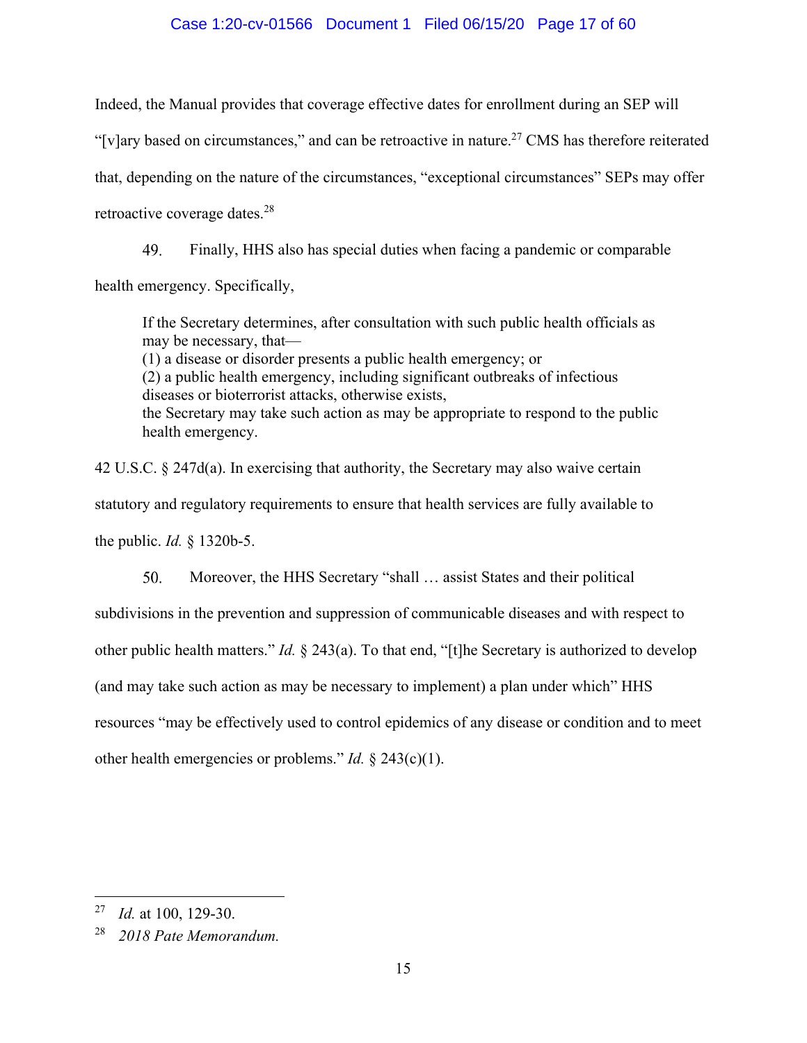Indeed, the Manual provides that coverage effective dates for enrollment during an SEP will "[v]ary based on circumstances," and can be retroactive in nature.[27] CMS has therefore reiterated that, depending on the nature of the circumstances, "exceptional circumstances" SEPs may offer retroactive coverage dates.[28]

49. Finally, HHS also has special duties when facing a pandemic or comparable health emergency. Specifically,

> If the Secretary determines, after consultation with such public health officials as may be necessary, that—
> (1) a disease or disorder presents a public health emergency; or
> (2) a public health emergency, including significant outbreaks of infectious diseases or bioterrorist attacks, otherwise exists,
> the Secretary may take such action as may be appropriate to respond to the public health emergency.

42 U.S.C. § 247d(a). In exercising that authority, the Secretary may also waive certain statutory and regulatory requirements to ensure that health services are fully available to the public. *Id.* § 1320b-5.

50. Moreover, the HHS Secretary "shall … assist States and their political subdivisions in the prevention and suppression of communicable diseases and with respect to other public health matters." *Id.* § 243(a). To that end, "[t]he Secretary is authorized to develop (and may take such action as may be necessary to implement) a plan under which" HHS resources "may be effectively used to control epidemics of any disease or condition and to meet other health emergencies or problems." *Id.* § 243(c)(1).

---

[27] *Id.* at 100, 129-30.

[28] *2018 Pate Memorandum.*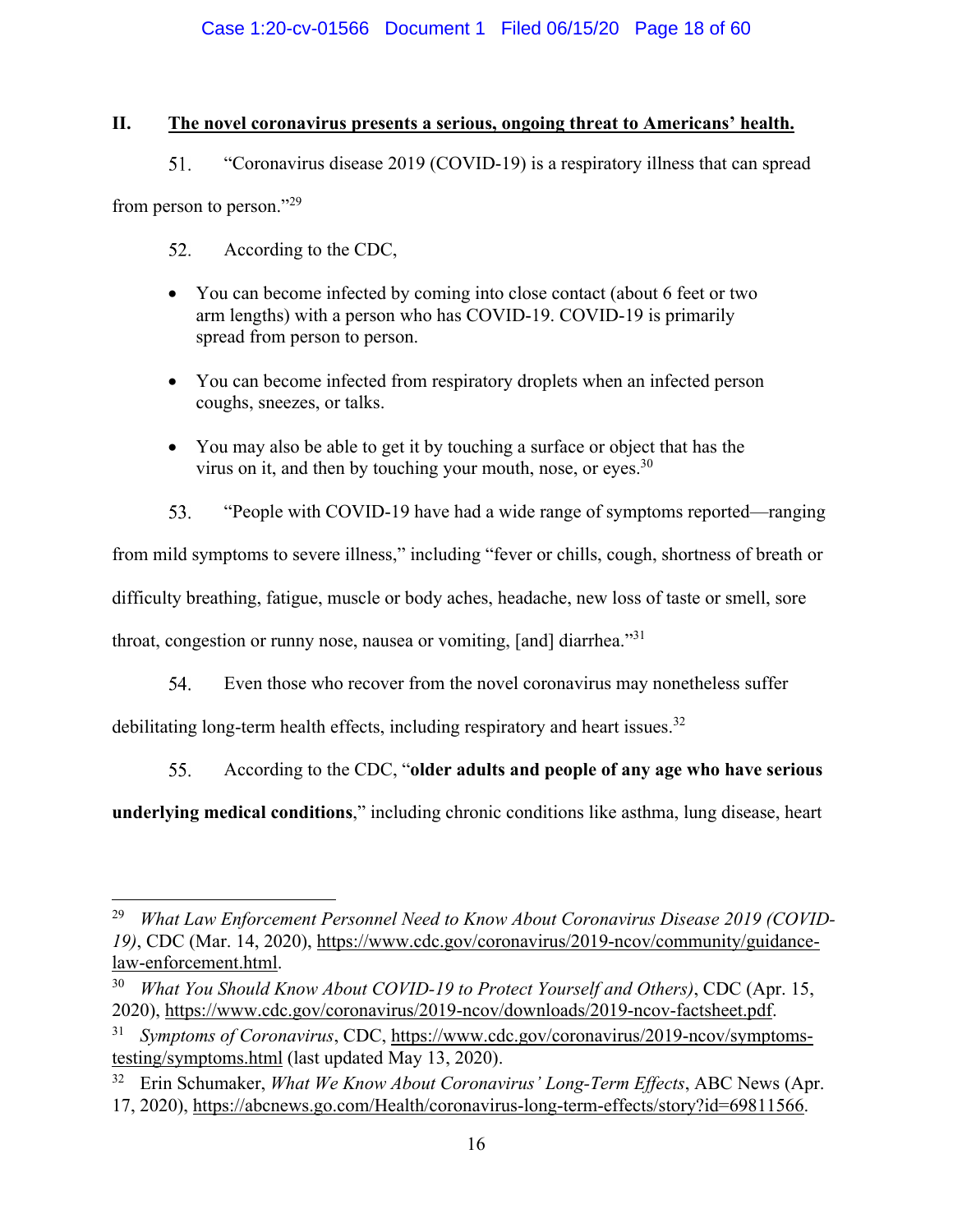## II. The novel coronavirus presents a serious, ongoing threat to Americans' health.

51. "Coronavirus disease 2019 (COVID-19) is a respiratory illness that can spread from person to person."[29]

52. According to the CDC,

- You can become infected by coming into close contact (about 6 feet or two arm lengths) with a person who has COVID-19. COVID-19 is primarily spread from person to person.

- You can become infected from respiratory droplets when an infected person coughs, sneezes, or talks.

- You may also be able to get it by touching a surface or object that has the virus on it, and then by touching your mouth, nose, or eyes.[30]

53. "People with COVID-19 have had a wide range of symptoms reported—ranging from mild symptoms to severe illness," including "fever or chills, cough, shortness of breath or difficulty breathing, fatigue, muscle or body aches, headache, new loss of taste or smell, sore throat, congestion or runny nose, nausea or vomiting, [and] diarrhea."[31]

54. Even those who recover from the novel coronavirus may nonetheless suffer debilitating long-term health effects, including respiratory and heart issues.[32]

55. According to the CDC, "**older adults and people of any age who have serious underlying medical conditions**," including chronic conditions like asthma, lung disease, heart

---

[29] *What Law Enforcement Personnel Need to Know About Coronavirus Disease 2019 (COVID-19)*, CDC (Mar. 14, 2020), https://www.cdc.gov/coronavirus/2019-ncov/community/guidance-law-enforcement.html.

[30] *What You Should Know About COVID-19 to Protect Yourself and Others)*, CDC (Apr. 15, 2020), https://www.cdc.gov/coronavirus/2019-ncov/downloads/2019-ncov-factsheet.pdf.

[31] *Symptoms of Coronavirus*, CDC, https://www.cdc.gov/coronavirus/2019-ncov/symptoms-testing/symptoms.html (last updated May 13, 2020).

[32] Erin Schumaker, *What We Know About Coronavirus' Long-Term Effects*, ABC News (Apr. 17, 2020), https://abcnews.go.com/Health/coronavirus-long-term-effects/story?id=69811566.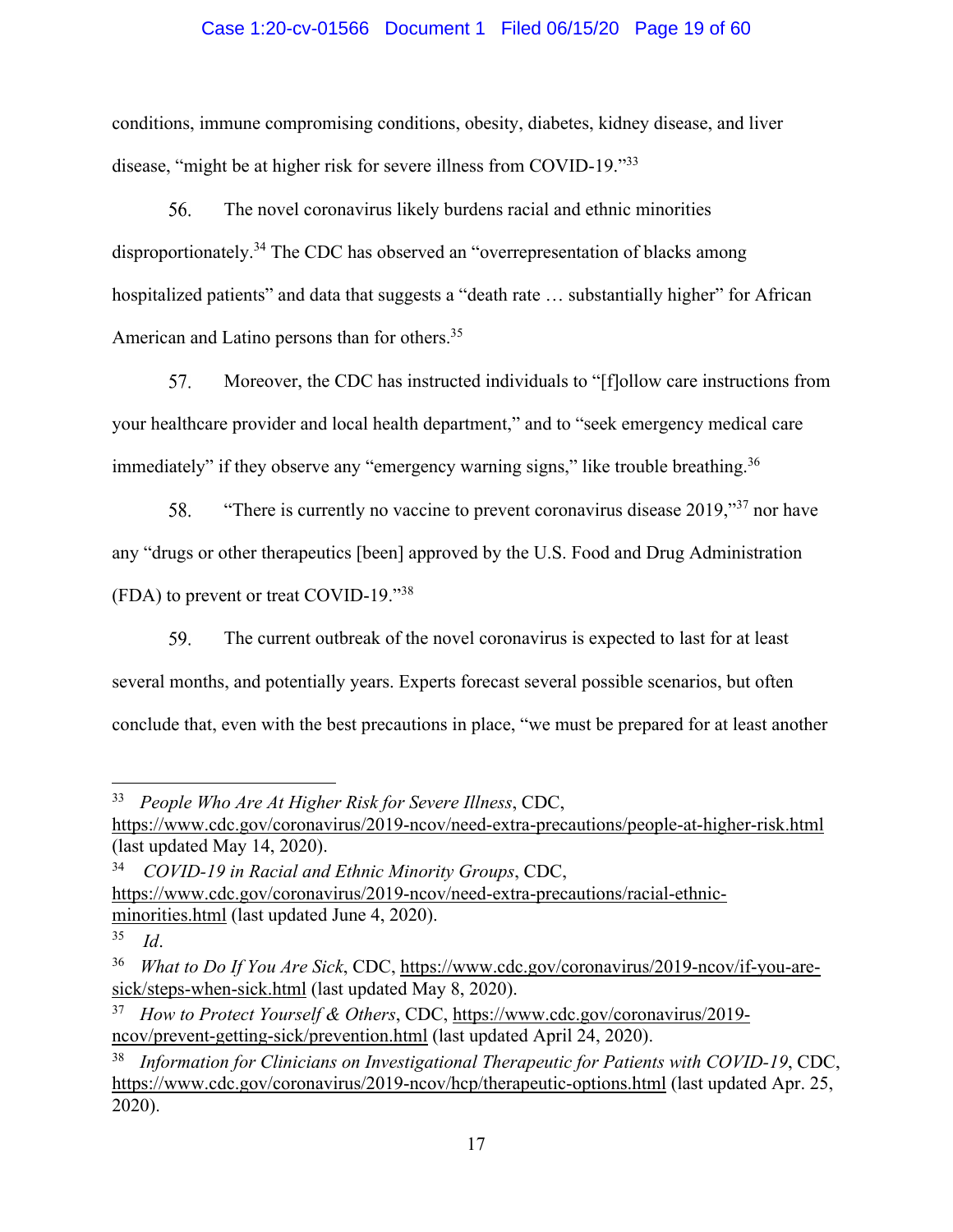conditions, immune compromising conditions, obesity, diabetes, kidney disease, and liver disease, "might be at higher risk for severe illness from COVID-19."[33]

56. The novel coronavirus likely burdens racial and ethnic minorities disproportionately.[34] The CDC has observed an "overrepresentation of blacks among hospitalized patients" and data that suggests a "death rate … substantially higher" for African American and Latino persons than for others.[35]

57. Moreover, the CDC has instructed individuals to "[f]ollow care instructions from your healthcare provider and local health department," and to "seek emergency medical care immediately" if they observe any "emergency warning signs," like trouble breathing.[36]

58. "There is currently no vaccine to prevent coronavirus disease 2019,"[37] nor have any "drugs or other therapeutics [been] approved by the U.S. Food and Drug Administration (FDA) to prevent or treat COVID-19."[38]

59. The current outbreak of the novel coronavirus is expected to last for at least several months, and potentially years. Experts forecast several possible scenarios, but often conclude that, even with the best precautions in place, "we must be prepared for at least another

---

[33] *People Who Are At Higher Risk for Severe Illness*, CDC, https://www.cdc.gov/coronavirus/2019-ncov/need-extra-precautions/people-at-higher-risk.html (last updated May 14, 2020).

[34] *COVID-19 in Racial and Ethnic Minority Groups*, CDC, https://www.cdc.gov/coronavirus/2019-ncov/need-extra-precautions/racial-ethnic-minorities.html (last updated June 4, 2020).

[35] *Id*.

[36] *What to Do If You Are Sick*, CDC, https://www.cdc.gov/coronavirus/2019-ncov/if-you-are-sick/steps-when-sick.html (last updated May 8, 2020).

[37] *How to Protect Yourself & Others*, CDC, https://www.cdc.gov/coronavirus/2019-ncov/prevent-getting-sick/prevention.html (last updated April 24, 2020).

[38] *Information for Clinicians on Investigational Therapeutic for Patients with COVID-19*, CDC, https://www.cdc.gov/coronavirus/2019-ncov/hcp/therapeutic-options.html (last updated Apr. 25, 2020).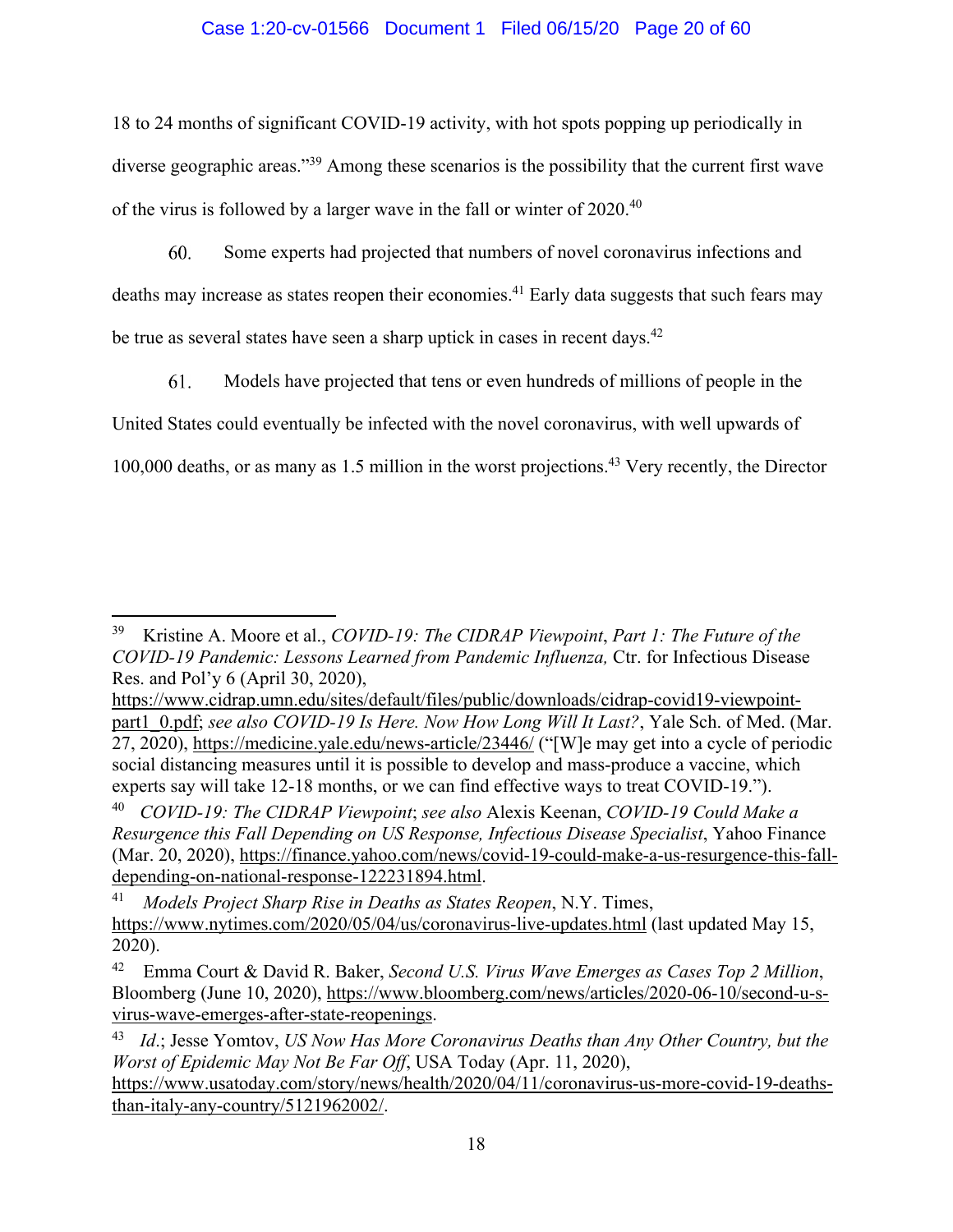18 to 24 months of significant COVID-19 activity, with hot spots popping up periodically in diverse geographic areas."[39] Among these scenarios is the possibility that the current first wave of the virus is followed by a larger wave in the fall or winter of 2020.[40]

60. Some experts had projected that numbers of novel coronavirus infections and deaths may increase as states reopen their economies.[41] Early data suggests that such fears may be true as several states have seen a sharp uptick in cases in recent days.[42]

61. Models have projected that tens or even hundreds of millions of people in the United States could eventually be infected with the novel coronavirus, with well upwards of 100,000 deaths, or as many as 1.5 million in the worst projections.[43] Very recently, the Director

---

[39] Kristine A. Moore et al., *COVID-19: The CIDRAP Viewpoint*, *Part 1: The Future of the COVID-19 Pandemic: Lessons Learned from Pandemic Influenza,* Ctr. for Infectious Disease Res. and Pol'y 6 (April 30, 2020), https://www.cidrap.umn.edu/sites/default/files/public/downloads/cidrap-covid19-viewpoint-part1_0.pdf; *see also COVID-19 Is Here. Now How Long Will It Last?*, Yale Sch. of Med. (Mar. 27, 2020), https://medicine.yale.edu/news-article/23446/ ("[W]e may get into a cycle of periodic social distancing measures until it is possible to develop and mass-produce a vaccine, which experts say will take 12-18 months, or we can find effective ways to treat COVID-19.").

[40] *COVID-19: The CIDRAP Viewpoint*; *see also* Alexis Keenan, *COVID-19 Could Make a Resurgence this Fall Depending on US Response, Infectious Disease Specialist*, Yahoo Finance (Mar. 20, 2020), https://finance.yahoo.com/news/covid-19-could-make-a-us-resurgence-this-fall-depending-on-national-response-122231894.html.

[41] *Models Project Sharp Rise in Deaths as States Reopen*, N.Y. Times, https://www.nytimes.com/2020/05/04/us/coronavirus-live-updates.html (last updated May 15, 2020).

[42] Emma Court & David R. Baker, *Second U.S. Virus Wave Emerges as Cases Top 2 Million*, Bloomberg (June 10, 2020), https://www.bloomberg.com/news/articles/2020-06-10/second-u-s-virus-wave-emerges-after-state-reopenings.

[43] *Id*.; Jesse Yomtov, *US Now Has More Coronavirus Deaths than Any Other Country, but the Worst of Epidemic May Not Be Far Off*, USA Today (Apr. 11, 2020), https://www.usatoday.com/story/news/health/2020/04/11/coronavirus-us-more-covid-19-deaths-than-italy-any-country/5121962002/.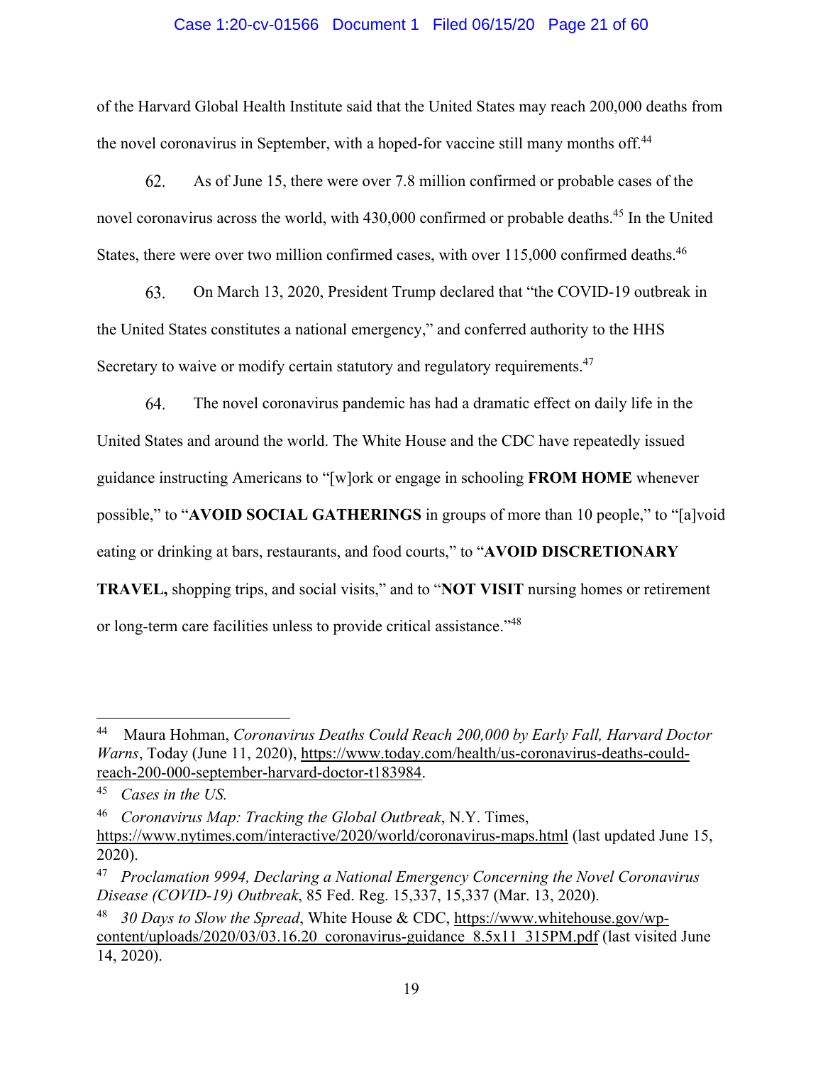of the Harvard Global Health Institute said that the United States may reach 200,000 deaths from the novel coronavirus in September, with a hoped-for vaccine still many months off.[44]

62. As of June 15, there were over 7.8 million confirmed or probable cases of the novel coronavirus across the world, with 430,000 confirmed or probable deaths.[45] In the United States, there were over two million confirmed cases, with over 115,000 confirmed deaths.[46]

63. On March 13, 2020, President Trump declared that "the COVID-19 outbreak in the United States constitutes a national emergency," and conferred authority to the HHS Secretary to waive or modify certain statutory and regulatory requirements.[47]

64. The novel coronavirus pandemic has had a dramatic effect on daily life in the United States and around the world. The White House and the CDC have repeatedly issued guidance instructing Americans to "[w]ork or engage in schooling **FROM HOME** whenever possible," to "**AVOID SOCIAL GATHERINGS** in groups of more than 10 people," to "[a]void eating or drinking at bars, restaurants, and food courts," to "**AVOID DISCRETIONARY TRAVEL,** shopping trips, and social visits," and to "**NOT VISIT** nursing homes or retirement or long-term care facilities unless to provide critical assistance."[48]

---

[44] Maura Hohman, *Coronavirus Deaths Could Reach 200,000 by Early Fall, Harvard Doctor Warns*, Today (June 11, 2020), https://www.today.com/health/us-coronavirus-deaths-could-reach-200-000-september-harvard-doctor-t183984.

[45] *Cases in the US.*

[46] *Coronavirus Map: Tracking the Global Outbreak*, N.Y. Times, https://www.nytimes.com/interactive/2020/world/coronavirus-maps.html (last updated June 15, 2020).

[47] *Proclamation 9994, Declaring a National Emergency Concerning the Novel Coronavirus Disease (COVID-19) Outbreak*, 85 Fed. Reg. 15,337, 15,337 (Mar. 13, 2020).

[48] *30 Days to Slow the Spread*, White House & CDC, https://www.whitehouse.gov/wp-content/uploads/2020/03/03.16.20_coronavirus-guidance_8.5x11_315PM.pdf (last visited June 14, 2020).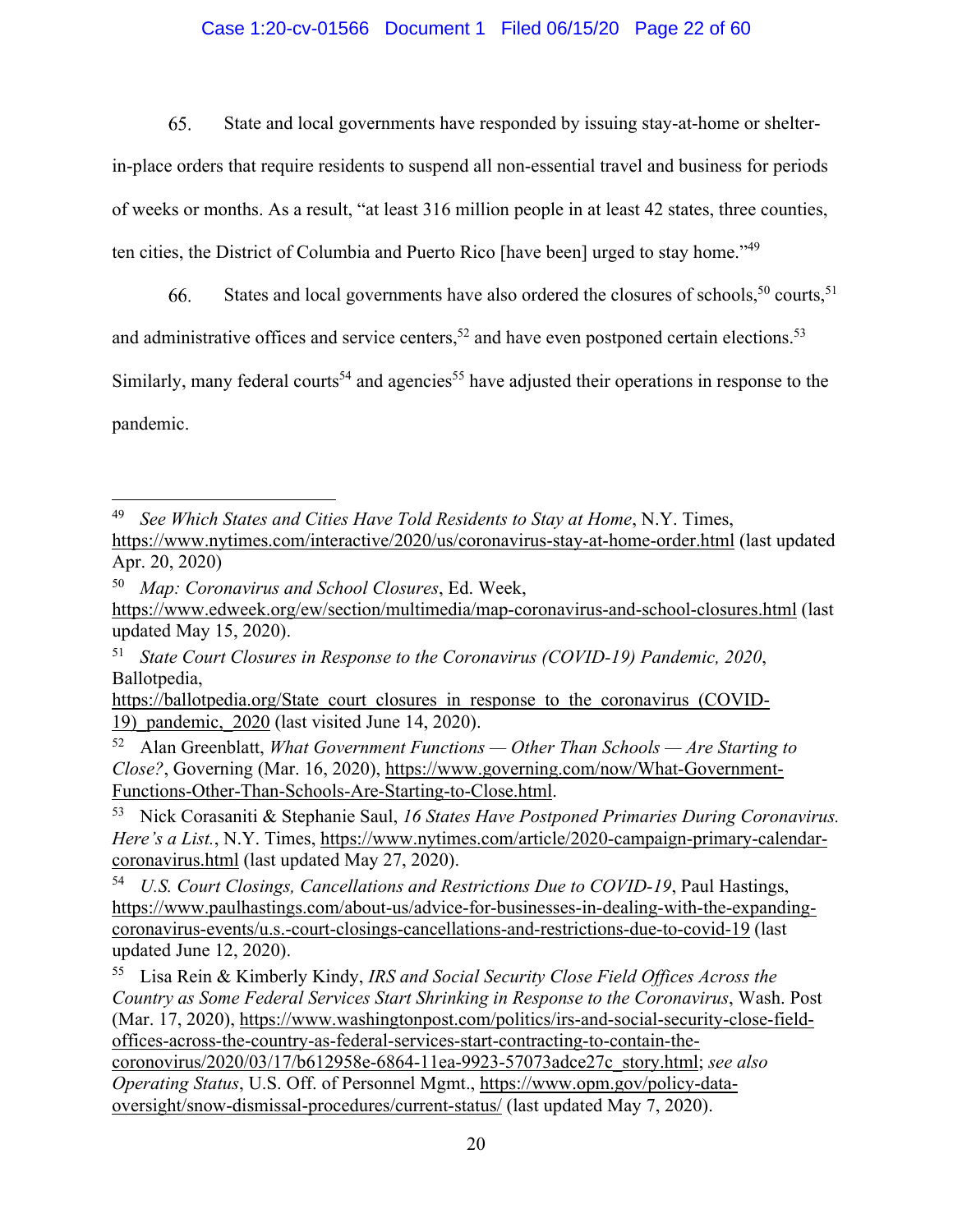65. State and local governments have responded by issuing stay-at-home or shelter-in-place orders that require residents to suspend all non-essential travel and business for periods of weeks or months. As a result, "at least 316 million people in at least 42 states, three counties, ten cities, the District of Columbia and Puerto Rico [have been] urged to stay home."[49]

66. States and local governments have also ordered the closures of schools,[50] courts,[51] and administrative offices and service centers,[52] and have even postponed certain elections.[53] Similarly, many federal courts[54] and agencies[55] have adjusted their operations in response to the pandemic.

---

[49] *See Which States and Cities Have Told Residents to Stay at Home*, N.Y. Times, https://www.nytimes.com/interactive/2020/us/coronavirus-stay-at-home-order.html (last updated Apr. 20, 2020)

[50] *Map: Coronavirus and School Closures*, Ed. Week, https://www.edweek.org/ew/section/multimedia/map-coronavirus-and-school-closures.html (last updated May 15, 2020).

[51] *State Court Closures in Response to the Coronavirus (COVID-19) Pandemic, 2020*, Ballotpedia, https://ballotpedia.org/State_court_closures_in_response_to_the_coronavirus_(COVID-19)_pandemic,_2020 (last visited June 14, 2020).

[52] Alan Greenblatt, *What Government Functions — Other Than Schools — Are Starting to Close?*, Governing (Mar. 16, 2020), https://www.governing.com/now/What-Government-Functions-Other-Than-Schools-Are-Starting-to-Close.html.

[53] Nick Corasaniti & Stephanie Saul, *16 States Have Postponed Primaries During Coronavirus. Here's a List.*, N.Y. Times, https://www.nytimes.com/article/2020-campaign-primary-calendar-coronavirus.html (last updated May 27, 2020).

[54] *U.S. Court Closings, Cancellations and Restrictions Due to COVID-19*, Paul Hastings, https://www.paulhastings.com/about-us/advice-for-businesses-in-dealing-with-the-expanding-coronavirus-events/u.s.-court-closings-cancellations-and-restrictions-due-to-covid-19 (last updated June 12, 2020).

[55] Lisa Rein & Kimberly Kindy, *IRS and Social Security Close Field Offices Across the Country as Some Federal Services Start Shrinking in Response to the Coronavirus*, Wash. Post (Mar. 17, 2020), https://www.washingtonpost.com/politics/irs-and-social-security-close-field-offices-across-the-country-as-federal-services-start-contracting-to-contain-the-coronovirus/2020/03/17/b612958e-6864-11ea-9923-57073adce27c_story.html; *see also Operating Status*, U.S. Off. of Personnel Mgmt., https://www.opm.gov/policy-data-oversight/snow-dismissal-procedures/current-status/ (last updated May 7, 2020).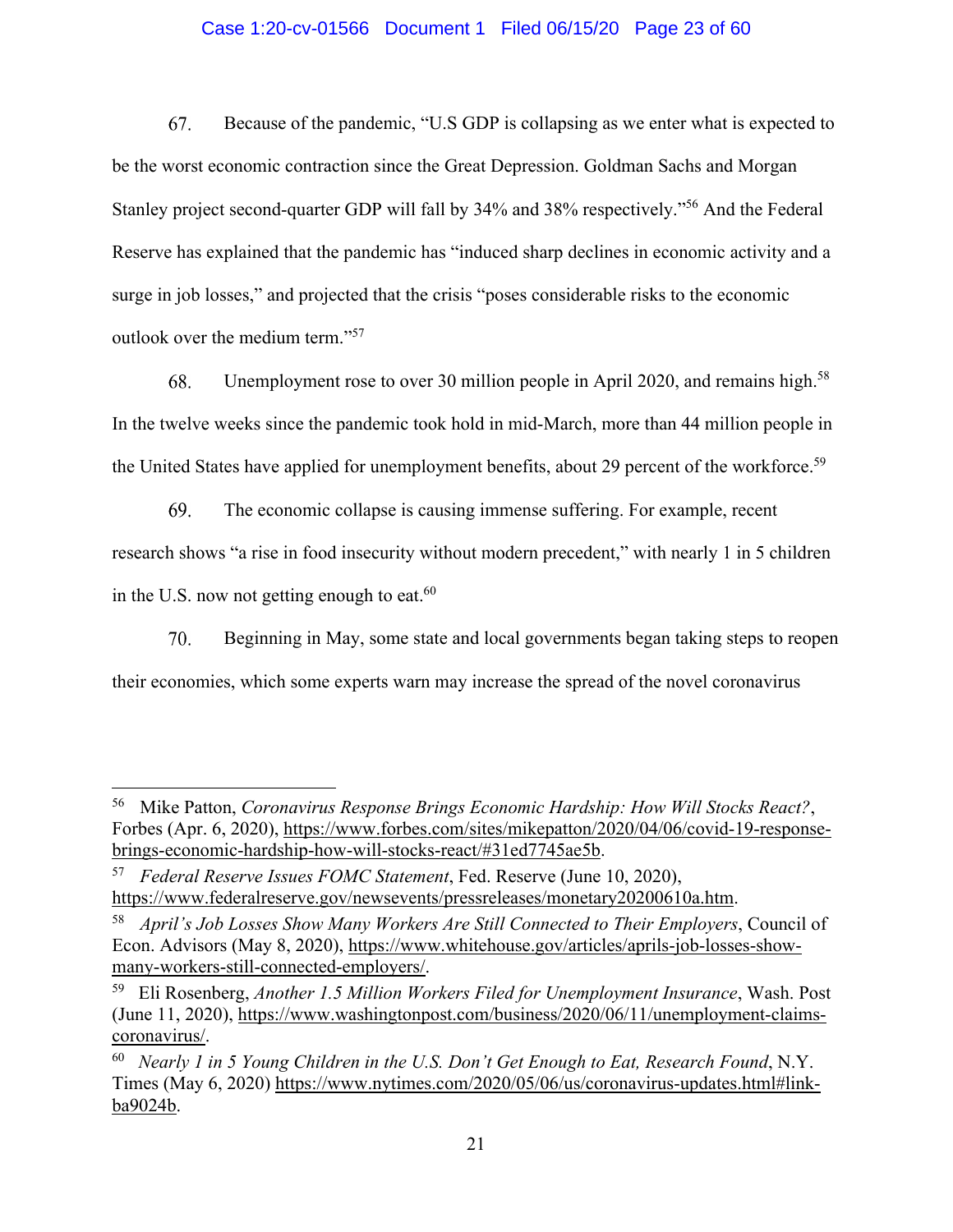67. Because of the pandemic, "U.S GDP is collapsing as we enter what is expected to be the worst economic contraction since the Great Depression. Goldman Sachs and Morgan Stanley project second-quarter GDP will fall by 34% and 38% respectively."[56] And the Federal Reserve has explained that the pandemic has "induced sharp declines in economic activity and a surge in job losses," and projected that the crisis "poses considerable risks to the economic outlook over the medium term."[57]

68. Unemployment rose to over 30 million people in April 2020, and remains high.[58] In the twelve weeks since the pandemic took hold in mid-March, more than 44 million people in the United States have applied for unemployment benefits, about 29 percent of the workforce.[59]

69. The economic collapse is causing immense suffering. For example, recent research shows "a rise in food insecurity without modern precedent," with nearly 1 in 5 children in the U.S. now not getting enough to eat.[60]

70. Beginning in May, some state and local governments began taking steps to reopen their economies, which some experts warn may increase the spread of the novel coronavirus

---

[56] Mike Patton, *Coronavirus Response Brings Economic Hardship: How Will Stocks React?*, Forbes (Apr. 6, 2020), https://www.forbes.com/sites/mikepatton/2020/04/06/covid-19-response-brings-economic-hardship-how-will-stocks-react/#31ed7745ae5b.

[57] *Federal Reserve Issues FOMC Statement*, Fed. Reserve (June 10, 2020), https://www.federalreserve.gov/newsevents/pressreleases/monetary20200610a.htm.

[58] *April's Job Losses Show Many Workers Are Still Connected to Their Employers*, Council of Econ. Advisors (May 8, 2020), https://www.whitehouse.gov/articles/aprils-job-losses-show-many-workers-still-connected-employers/.

[59] Eli Rosenberg, *Another 1.5 Million Workers Filed for Unemployment Insurance*, Wash. Post (June 11, 2020), https://www.washingtonpost.com/business/2020/06/11/unemployment-claims-coronavirus/.

[60] *Nearly 1 in 5 Young Children in the U.S. Don't Get Enough to Eat, Research Found*, N.Y. Times (May 6, 2020) https://www.nytimes.com/2020/05/06/us/coronavirus-updates.html#link-ba9024b.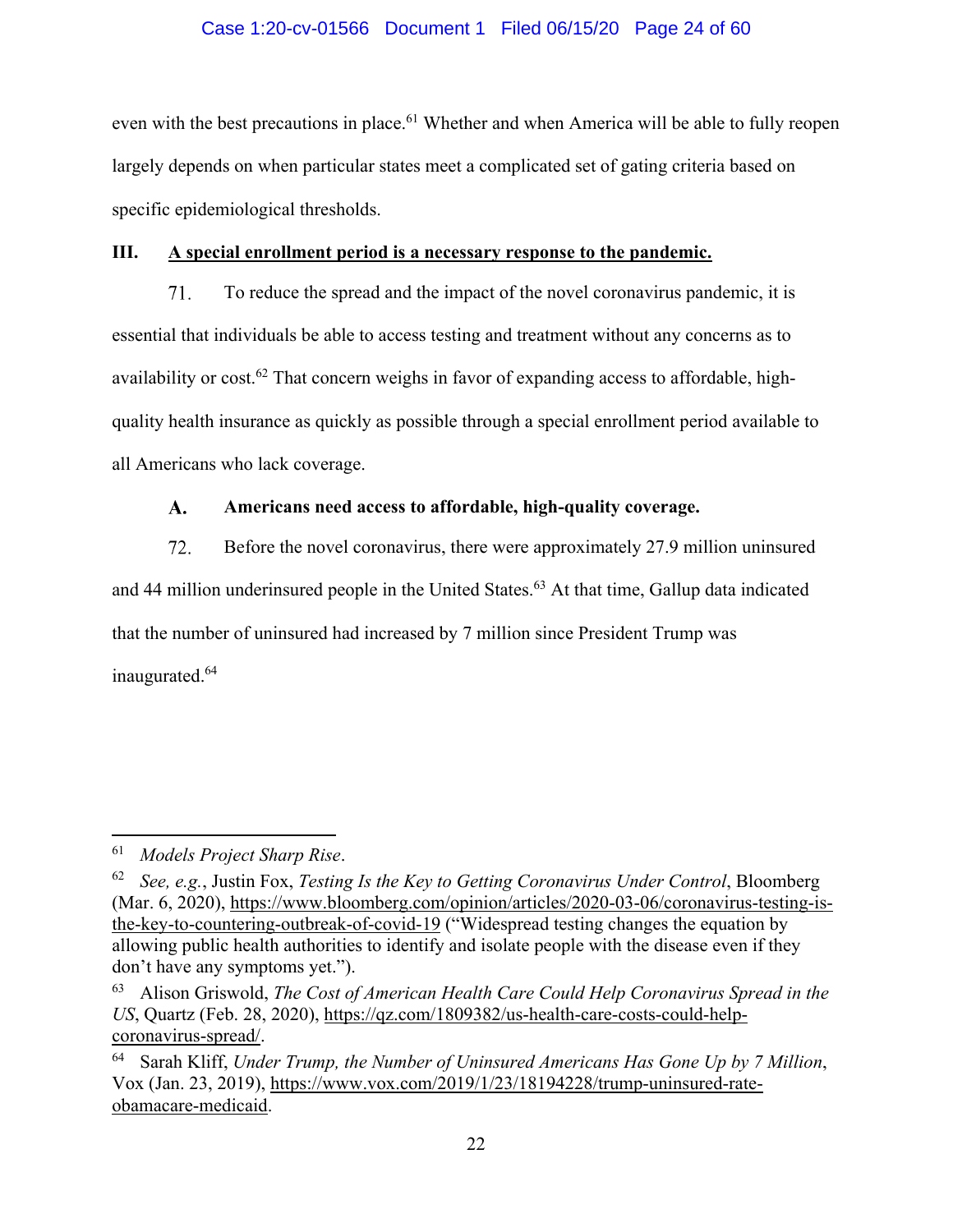even with the best precautions in place.[61] Whether and when America will be able to fully reopen largely depends on when particular states meet a complicated set of gating criteria based on specific epidemiological thresholds.

## III. A special enrollment period is a necessary response to the pandemic.

71. To reduce the spread and the impact of the novel coronavirus pandemic, it is essential that individuals be able to access testing and treatment without any concerns as to availability or cost.[62] That concern weighs in favor of expanding access to affordable, high-quality health insurance as quickly as possible through a special enrollment period available to all Americans who lack coverage.

### A. Americans need access to affordable, high-quality coverage.

72. Before the novel coronavirus, there were approximately 27.9 million uninsured and 44 million underinsured people in the United States.[63] At that time, Gallup data indicated that the number of uninsured had increased by 7 million since President Trump was inaugurated.[64]

---

[61] *Models Project Sharp Rise*.

[62] *See, e.g.*, Justin Fox, *Testing Is the Key to Getting Coronavirus Under Control*, Bloomberg (Mar. 6, 2020), https://www.bloomberg.com/opinion/articles/2020-03-06/coronavirus-testing-is-the-key-to-countering-outbreak-of-covid-19 ("Widespread testing changes the equation by allowing public health authorities to identify and isolate people with the disease even if they don't have any symptoms yet.").

[63] Alison Griswold, *The Cost of American Health Care Could Help Coronavirus Spread in the US*, Quartz (Feb. 28, 2020), https://qz.com/1809382/us-health-care-costs-could-help-coronavirus-spread/.

[64] Sarah Kliff, *Under Trump, the Number of Uninsured Americans Has Gone Up by 7 Million*, Vox (Jan. 23, 2019), https://www.vox.com/2019/1/23/18194228/trump-uninsured-rate-obamacare-medicaid.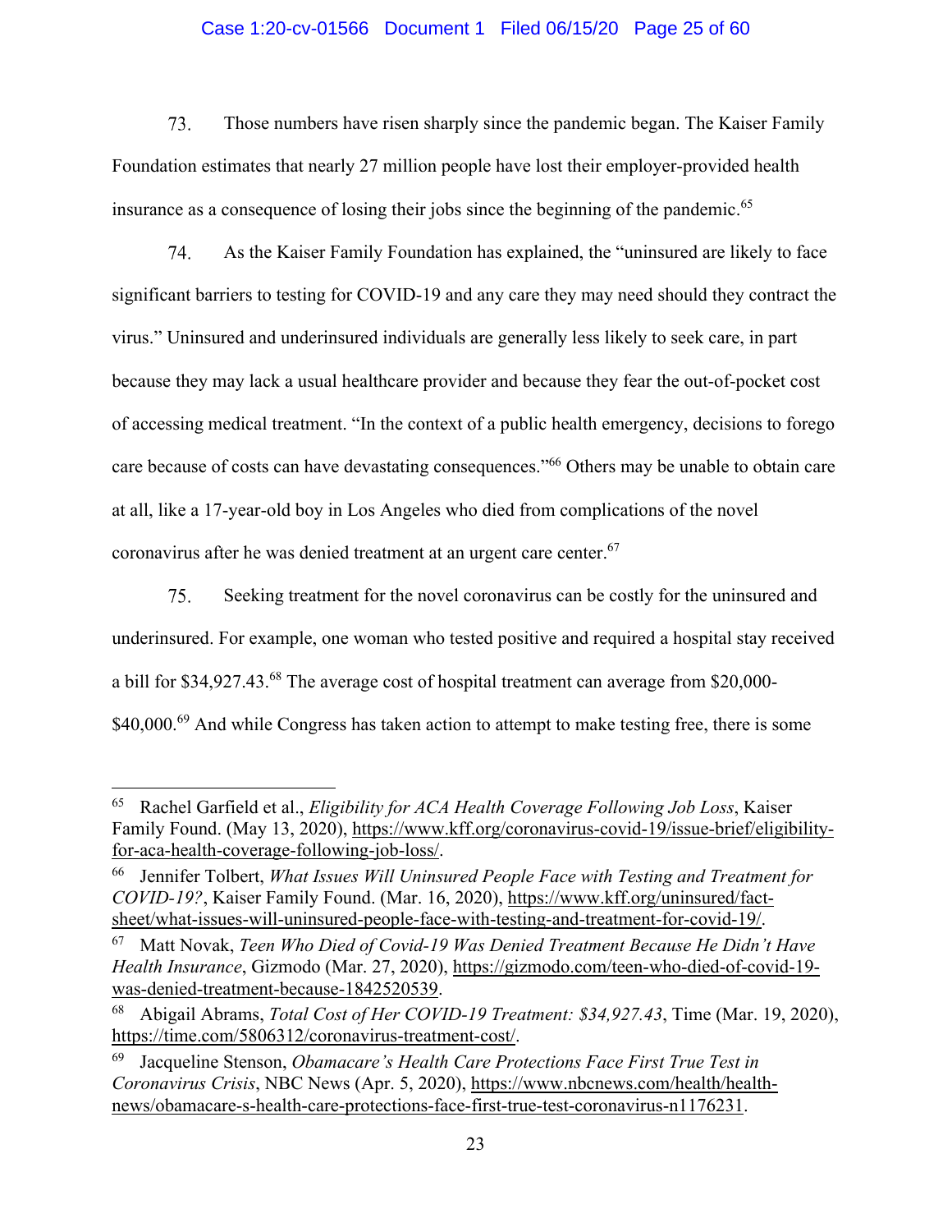73. Those numbers have risen sharply since the pandemic began. The Kaiser Family Foundation estimates that nearly 27 million people have lost their employer-provided health insurance as a consequence of losing their jobs since the beginning of the pandemic.[65]

74. As the Kaiser Family Foundation has explained, the "uninsured are likely to face significant barriers to testing for COVID-19 and any care they may need should they contract the virus." Uninsured and underinsured individuals are generally less likely to seek care, in part because they may lack a usual healthcare provider and because they fear the out-of-pocket cost of accessing medical treatment. "In the context of a public health emergency, decisions to forego care because of costs can have devastating consequences."[66] Others may be unable to obtain care at all, like a 17-year-old boy in Los Angeles who died from complications of the novel coronavirus after he was denied treatment at an urgent care center.[67]

75. Seeking treatment for the novel coronavirus can be costly for the uninsured and underinsured. For example, one woman who tested positive and required a hospital stay received a bill for $34,927.43.[68] The average cost of hospital treatment can average from $20,000-$40,000.[69] And while Congress has taken action to attempt to make testing free, there is some

---

[65] Rachel Garfield et al., *Eligibility for ACA Health Coverage Following Job Loss*, Kaiser Family Found. (May 13, 2020), https://www.kff.org/coronavirus-covid-19/issue-brief/eligibility-for-aca-health-coverage-following-job-loss/.

[66] Jennifer Tolbert, *What Issues Will Uninsured People Face with Testing and Treatment for COVID-19?*, Kaiser Family Found. (Mar. 16, 2020), https://www.kff.org/uninsured/fact-sheet/what-issues-will-uninsured-people-face-with-testing-and-treatment-for-covid-19/.

[67] Matt Novak, *Teen Who Died of Covid-19 Was Denied Treatment Because He Didn't Have Health Insurance*, Gizmodo (Mar. 27, 2020), https://gizmodo.com/teen-who-died-of-covid-19-was-denied-treatment-because-1842520539.

[68] Abigail Abrams, *Total Cost of Her COVID-19 Treatment: $34,927.43*, Time (Mar. 19, 2020), https://time.com/5806312/coronavirus-treatment-cost/.

[69] Jacqueline Stenson, *Obamacare's Health Care Protections Face First True Test in Coronavirus Crisis*, NBC News (Apr. 5, 2020), https://www.nbcnews.com/health/health-news/obamacare-s-health-care-protections-face-first-true-test-coronavirus-n1176231.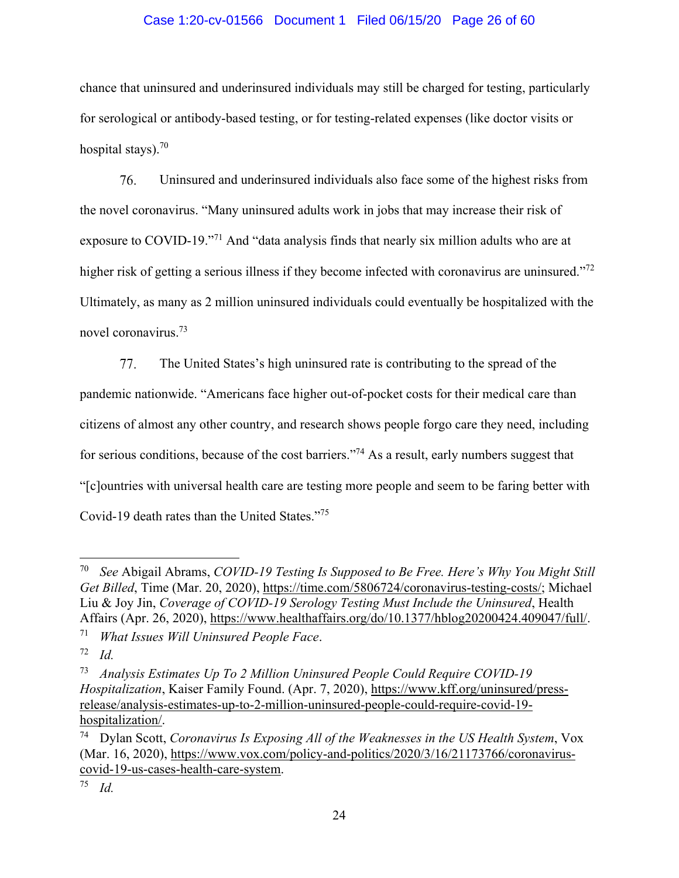chance that uninsured and underinsured individuals may still be charged for testing, particularly for serological or antibody-based testing, or for testing-related expenses (like doctor visits or hospital stays).[70]

76. Uninsured and underinsured individuals also face some of the highest risks from the novel coronavirus. "Many uninsured adults work in jobs that may increase their risk of exposure to COVID-19."[71] And "data analysis finds that nearly six million adults who are at higher risk of getting a serious illness if they become infected with coronavirus are uninsured."[72] Ultimately, as many as 2 million uninsured individuals could eventually be hospitalized with the novel coronavirus.[73]

77. The United States's high uninsured rate is contributing to the spread of the pandemic nationwide. "Americans face higher out-of-pocket costs for their medical care than citizens of almost any other country, and research shows people forgo care they need, including for serious conditions, because of the cost barriers."[74] As a result, early numbers suggest that "[c]ountries with universal health care are testing more people and seem to be faring better with Covid-19 death rates than the United States."[75]

---

[70] *See* Abigail Abrams, *COVID-19 Testing Is Supposed to Be Free. Here's Why You Might Still Get Billed*, Time (Mar. 20, 2020), https://time.com/5806724/coronavirus-testing-costs/; Michael Liu & Joy Jin, *Coverage of COVID-19 Serology Testing Must Include the Uninsured*, Health Affairs (Apr. 26, 2020), https://www.healthaffairs.org/do/10.1377/hblog20200424.409047/full/.

[71] *What Issues Will Uninsured People Face*.

[72] *Id.*

[73] *Analysis Estimates Up To 2 Million Uninsured People Could Require COVID-19 Hospitalization*, Kaiser Family Found. (Apr. 7, 2020), https://www.kff.org/uninsured/press-release/analysis-estimates-up-to-2-million-uninsured-people-could-require-covid-19-hospitalization/.

[74] Dylan Scott, *Coronavirus Is Exposing All of the Weaknesses in the US Health System*, Vox (Mar. 16, 2020), https://www.vox.com/policy-and-politics/2020/3/16/21173766/coronavirus-covid-19-us-cases-health-care-system.

[75] *Id.*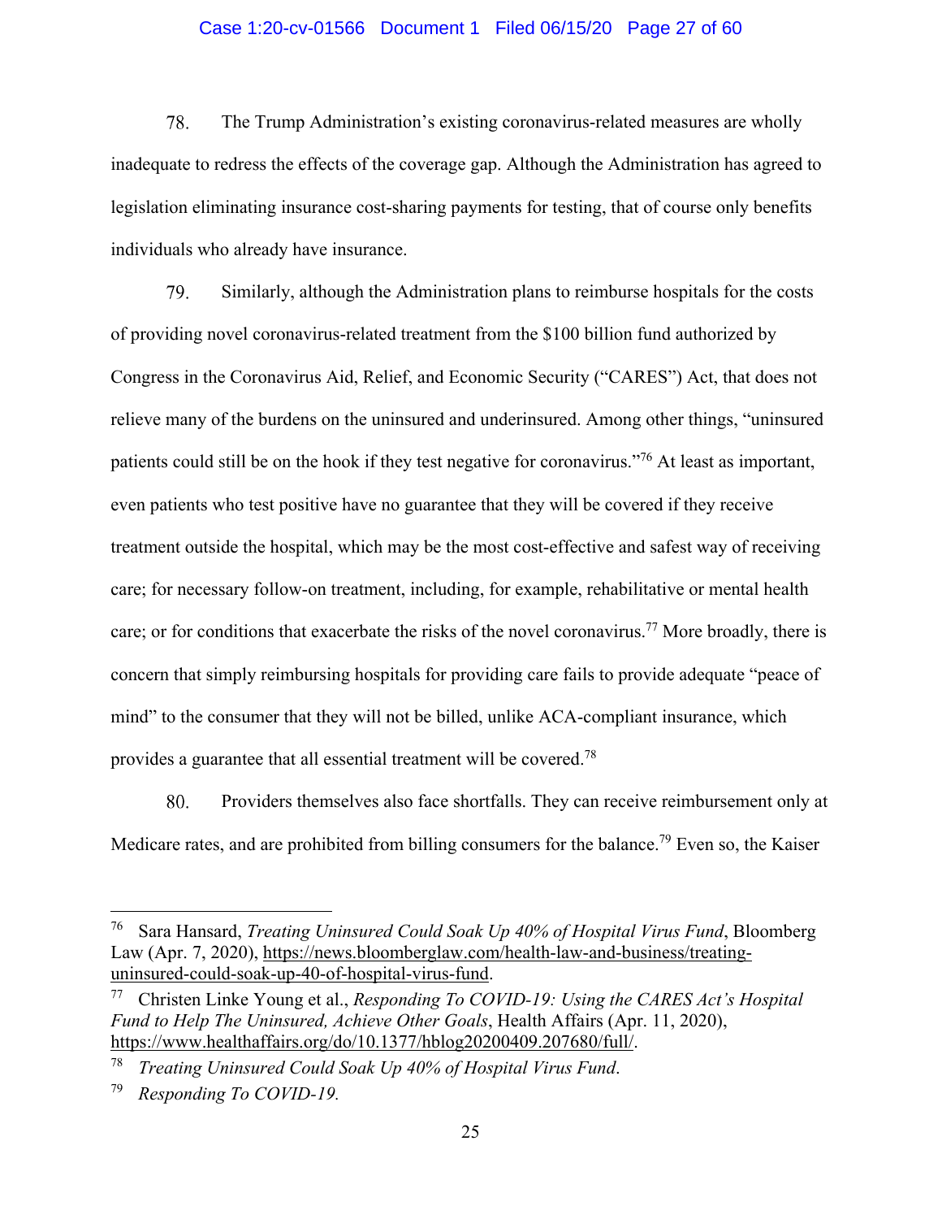78. The Trump Administration's existing coronavirus-related measures are wholly inadequate to redress the effects of the coverage gap. Although the Administration has agreed to legislation eliminating insurance cost-sharing payments for testing, that of course only benefits individuals who already have insurance.

79. Similarly, although the Administration plans to reimburse hospitals for the costs of providing novel coronavirus-related treatment from the $100 billion fund authorized by Congress in the Coronavirus Aid, Relief, and Economic Security ("CARES") Act, that does not relieve many of the burdens on the uninsured and underinsured. Among other things, "uninsured patients could still be on the hook if they test negative for coronavirus."[76] At least as important, even patients who test positive have no guarantee that they will be covered if they receive treatment outside the hospital, which may be the most cost-effective and safest way of receiving care; for necessary follow-on treatment, including, for example, rehabilitative or mental health care; or for conditions that exacerbate the risks of the novel coronavirus.[77] More broadly, there is concern that simply reimbursing hospitals for providing care fails to provide adequate "peace of mind" to the consumer that they will not be billed, unlike ACA-compliant insurance, which provides a guarantee that all essential treatment will be covered.[78]

80. Providers themselves also face shortfalls. They can receive reimbursement only at Medicare rates, and are prohibited from billing consumers for the balance.[79] Even so, the Kaiser

---

[76] Sara Hansard, *Treating Uninsured Could Soak Up 40% of Hospital Virus Fund*, Bloomberg Law (Apr. 7, 2020), https://news.bloomberglaw.com/health-law-and-business/treating-uninsured-could-soak-up-40-of-hospital-virus-fund.

[77] Christen Linke Young et al., *Responding To COVID-19: Using the CARES Act's Hospital Fund to Help The Uninsured, Achieve Other Goals*, Health Affairs (Apr. 11, 2020), https://www.healthaffairs.org/do/10.1377/hblog20200409.207680/full/.

[78] *Treating Uninsured Could Soak Up 40% of Hospital Virus Fund*.

[79] *Responding To COVID-19.*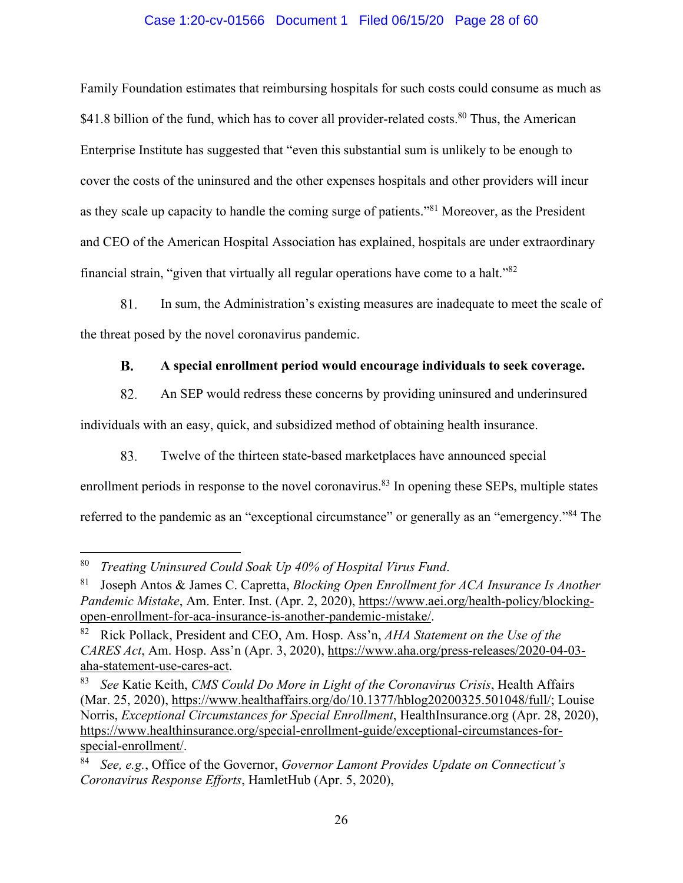Family Foundation estimates that reimbursing hospitals for such costs could consume as much as $41.8 billion of the fund, which has to cover all provider-related costs.[80] Thus, the American Enterprise Institute has suggested that "even this substantial sum is unlikely to be enough to cover the costs of the uninsured and the other expenses hospitals and other providers will incur as they scale up capacity to handle the coming surge of patients."[81] Moreover, as the President and CEO of the American Hospital Association has explained, hospitals are under extraordinary financial strain, "given that virtually all regular operations have come to a halt."[82]

81. In sum, the Administration's existing measures are inadequate to meet the scale of the threat posed by the novel coronavirus pandemic.

### B. A special enrollment period would encourage individuals to seek coverage.

82. An SEP would redress these concerns by providing uninsured and underinsured individuals with an easy, quick, and subsidized method of obtaining health insurance.

83. Twelve of the thirteen state-based marketplaces have announced special enrollment periods in response to the novel coronavirus.[83] In opening these SEPs, multiple states referred to the pandemic as an "exceptional circumstance" or generally as an "emergency."[84] The

---

[80] *Treating Uninsured Could Soak Up 40% of Hospital Virus Fund*.

[81] Joseph Antos & James C. Capretta, *Blocking Open Enrollment for ACA Insurance Is Another Pandemic Mistake*, Am. Enter. Inst. (Apr. 2, 2020), https://www.aei.org/health-policy/blocking-open-enrollment-for-aca-insurance-is-another-pandemic-mistake/.

[82] Rick Pollack, President and CEO, Am. Hosp. Ass'n, *AHA Statement on the Use of the CARES Act*, Am. Hosp. Ass'n (Apr. 3, 2020), https://www.aha.org/press-releases/2020-04-03-aha-statement-use-cares-act.

[83] *See* Katie Keith, *CMS Could Do More in Light of the Coronavirus Crisis*, Health Affairs (Mar. 25, 2020), https://www.healthaffairs.org/do/10.1377/hblog20200325.501048/full/; Louise Norris, *Exceptional Circumstances for Special Enrollment*, HealthInsurance.org (Apr. 28, 2020), https://www.healthinsurance.org/special-enrollment-guide/exceptional-circumstances-for-special-enrollment/.

[84] *See, e.g.*, Office of the Governor, *Governor Lamont Provides Update on Connecticut's Coronavirus Response Efforts*, HamletHub (Apr. 5, 2020),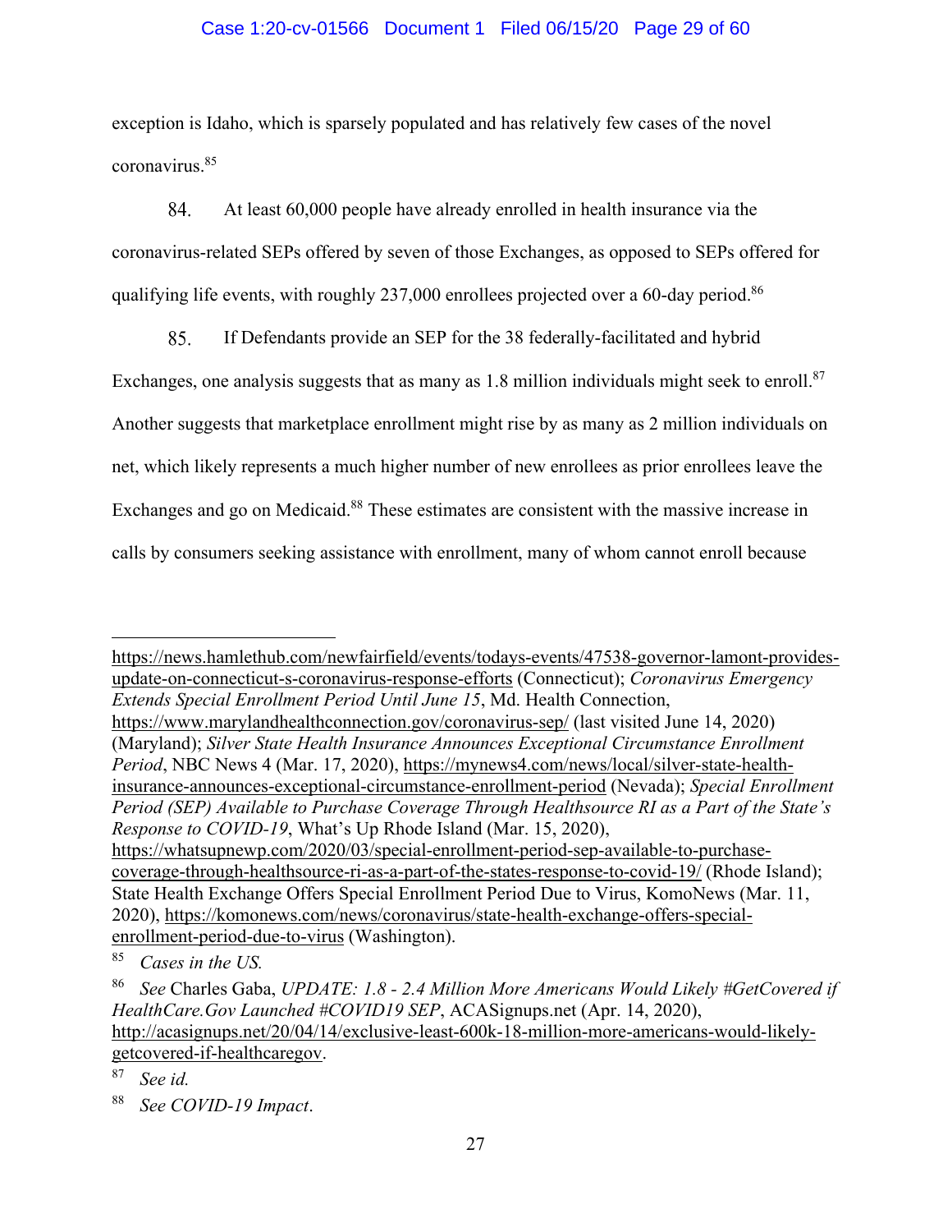exception is Idaho, which is sparsely populated and has relatively few cases of the novel coronavirus.[85]

84. At least 60,000 people have already enrolled in health insurance via the coronavirus-related SEPs offered by seven of those Exchanges, as opposed to SEPs offered for qualifying life events, with roughly 237,000 enrollees projected over a 60-day period.[86]

85. If Defendants provide an SEP for the 38 federally-facilitated and hybrid Exchanges, one analysis suggests that as many as 1.8 million individuals might seek to enroll.[87] Another suggests that marketplace enrollment might rise by as many as 2 million individuals on net, which likely represents a much higher number of new enrollees as prior enrollees leave the Exchanges and go on Medicaid.[88] These estimates are consistent with the massive increase in calls by consumers seeking assistance with enrollment, many of whom cannot enroll because

---

https://news.hamlethub.com/newfairfield/events/todays-events/47538-governor-lamont-provides-update-on-connecticut-s-coronavirus-response-efforts (Connecticut); *Coronavirus Emergency Extends Special Enrollment Period Until June 15*, Md. Health Connection, https://www.marylandhealthconnection.gov/coronavirus-sep/ (last visited June 14, 2020) (Maryland); *Silver State Health Insurance Announces Exceptional Circumstance Enrollment Period*, NBC News 4 (Mar. 17, 2020), https://mynews4.com/news/local/silver-state-health-insurance-announces-exceptional-circumstance-enrollment-period (Nevada); *Special Enrollment Period (SEP) Available to Purchase Coverage Through Healthsource RI as a Part of the State's Response to COVID-19*, What's Up Rhode Island (Mar. 15, 2020), https://whatsupnewp.com/2020/03/special-enrollment-period-sep-available-to-purchase-coverage-through-healthsource-ri-as-a-part-of-the-states-response-to-covid-19/ (Rhode Island); State Health Exchange Offers Special Enrollment Period Due to Virus, KomoNews (Mar. 11, 2020), https://komonews.com/news/coronavirus/state-health-exchange-offers-special-enrollment-period-due-to-virus (Washington).

[85] *Cases in the US.*

[86] *See* Charles Gaba, *UPDATE: 1.8 - 2.4 Million More Americans Would Likely #GetCovered if HealthCare.Gov Launched #COVID19 SEP*, ACASignups.net (Apr. 14, 2020), http://acasignups.net/20/04/14/exclusive-least-600k-18-million-more-americans-would-likely-getcovered-if-healthcaregov.

[87] *See id.*

[88] *See COVID-19 Impact*.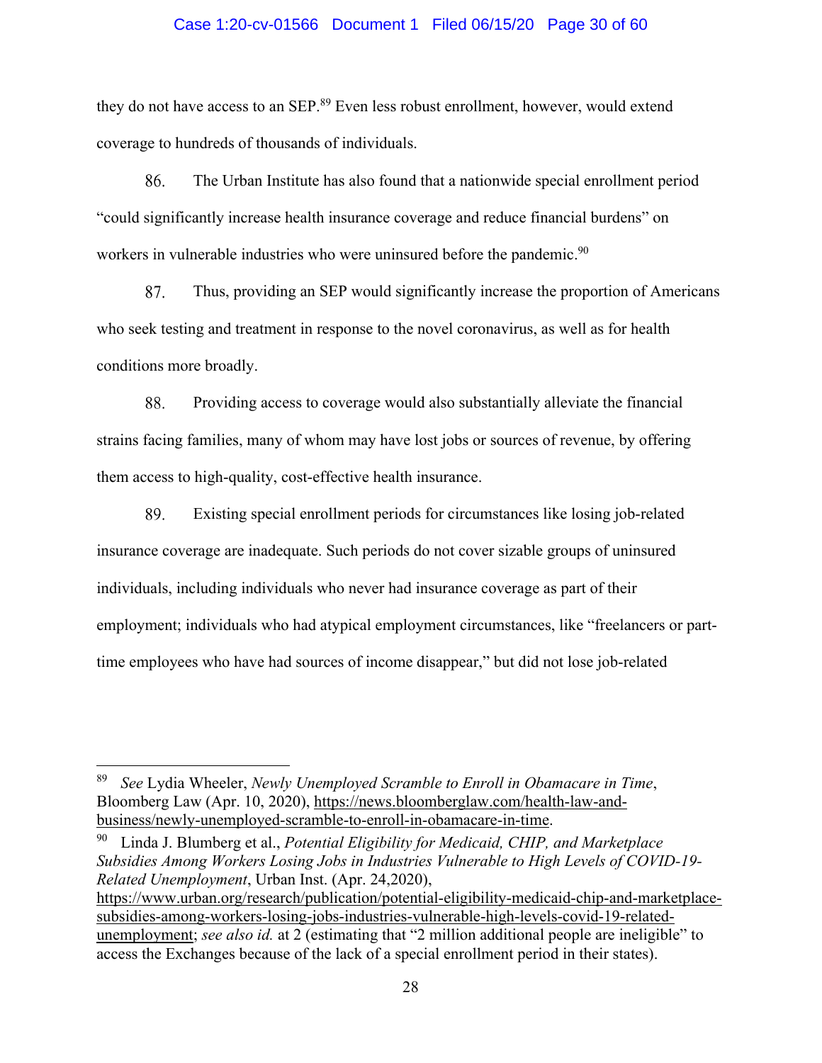they do not have access to an SEP.[89] Even less robust enrollment, however, would extend coverage to hundreds of thousands of individuals.

86. The Urban Institute has also found that a nationwide special enrollment period "could significantly increase health insurance coverage and reduce financial burdens" on workers in vulnerable industries who were uninsured before the pandemic.[90]

87. Thus, providing an SEP would significantly increase the proportion of Americans who seek testing and treatment in response to the novel coronavirus, as well as for health conditions more broadly.

88. Providing access to coverage would also substantially alleviate the financial strains facing families, many of whom may have lost jobs or sources of revenue, by offering them access to high-quality, cost-effective health insurance.

89. Existing special enrollment periods for circumstances like losing job-related insurance coverage are inadequate. Such periods do not cover sizable groups of uninsured individuals, including individuals who never had insurance coverage as part of their employment; individuals who had atypical employment circumstances, like "freelancers or part-time employees who have had sources of income disappear," but did not lose job-related

---

[89] *See* Lydia Wheeler, *Newly Unemployed Scramble to Enroll in Obamacare in Time*, Bloomberg Law (Apr. 10, 2020), https://news.bloomberglaw.com/health-law-and-business/newly-unemployed-scramble-to-enroll-in-obamacare-in-time.

[90] Linda J. Blumberg et al., *Potential Eligibility for Medicaid, CHIP, and Marketplace Subsidies Among Workers Losing Jobs in Industries Vulnerable to High Levels of COVID-19-Related Unemployment*, Urban Inst. (Apr. 24,2020), https://www.urban.org/research/publication/potential-eligibility-medicaid-chip-and-marketplace-subsidies-among-workers-losing-jobs-industries-vulnerable-high-levels-covid-19-related-unemployment; *see also id.* at 2 (estimating that "2 million additional people are ineligible" to access the Exchanges because of the lack of a special enrollment period in their states).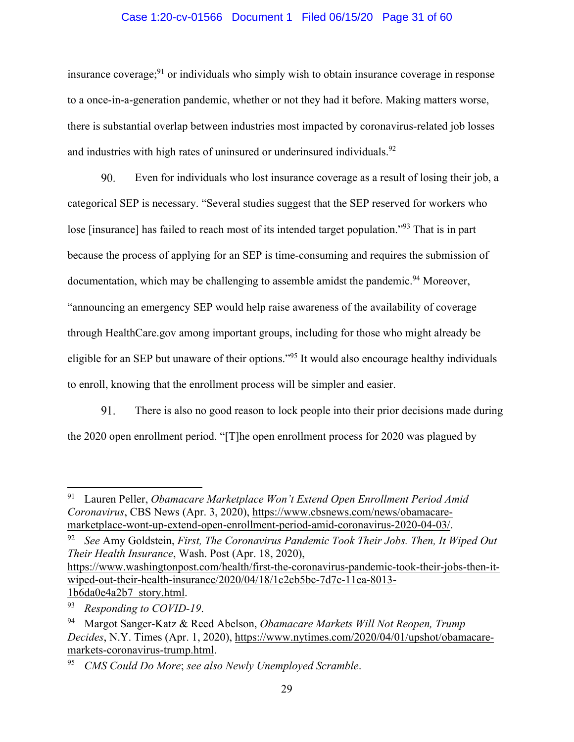insurance coverage;[91] or individuals who simply wish to obtain insurance coverage in response to a once-in-a-generation pandemic, whether or not they had it before. Making matters worse, there is substantial overlap between industries most impacted by coronavirus-related job losses and industries with high rates of uninsured or underinsured individuals.[92]

90. Even for individuals who lost insurance coverage as a result of losing their job, a categorical SEP is necessary. "Several studies suggest that the SEP reserved for workers who lose [insurance] has failed to reach most of its intended target population."[93] That is in part because the process of applying for an SEP is time-consuming and requires the submission of documentation, which may be challenging to assemble amidst the pandemic.[94] Moreover, "announcing an emergency SEP would help raise awareness of the availability of coverage through HealthCare.gov among important groups, including for those who might already be eligible for an SEP but unaware of their options."[95] It would also encourage healthy individuals to enroll, knowing that the enrollment process will be simpler and easier.

91. There is also no good reason to lock people into their prior decisions made during the 2020 open enrollment period. "[T]he open enrollment process for 2020 was plagued by

---

[91] Lauren Peller, *Obamacare Marketplace Won't Extend Open Enrollment Period Amid Coronavirus*, CBS News (Apr. 3, 2020), https://www.cbsnews.com/news/obamacare-marketplace-wont-up-extend-open-enrollment-period-amid-coronavirus-2020-04-03/.

[92] *See* Amy Goldstein, *First, The Coronavirus Pandemic Took Their Jobs. Then, It Wiped Out Their Health Insurance*, Wash. Post (Apr. 18, 2020), https://www.washingtonpost.com/health/first-the-coronavirus-pandemic-took-their-jobs-then-it-wiped-out-their-health-insurance/2020/04/18/1c2cb5bc-7d7c-11ea-8013-1b6da0e4a2b7_story.html.

[93] *Responding to COVID-19*.

[94] Margot Sanger-Katz & Reed Abelson, *Obamacare Markets Will Not Reopen, Trump Decides*, N.Y. Times (Apr. 1, 2020), https://www.nytimes.com/2020/04/01/upshot/obamacare-markets-coronavirus-trump.html.

[95] *CMS Could Do More*; *see also Newly Unemployed Scramble*.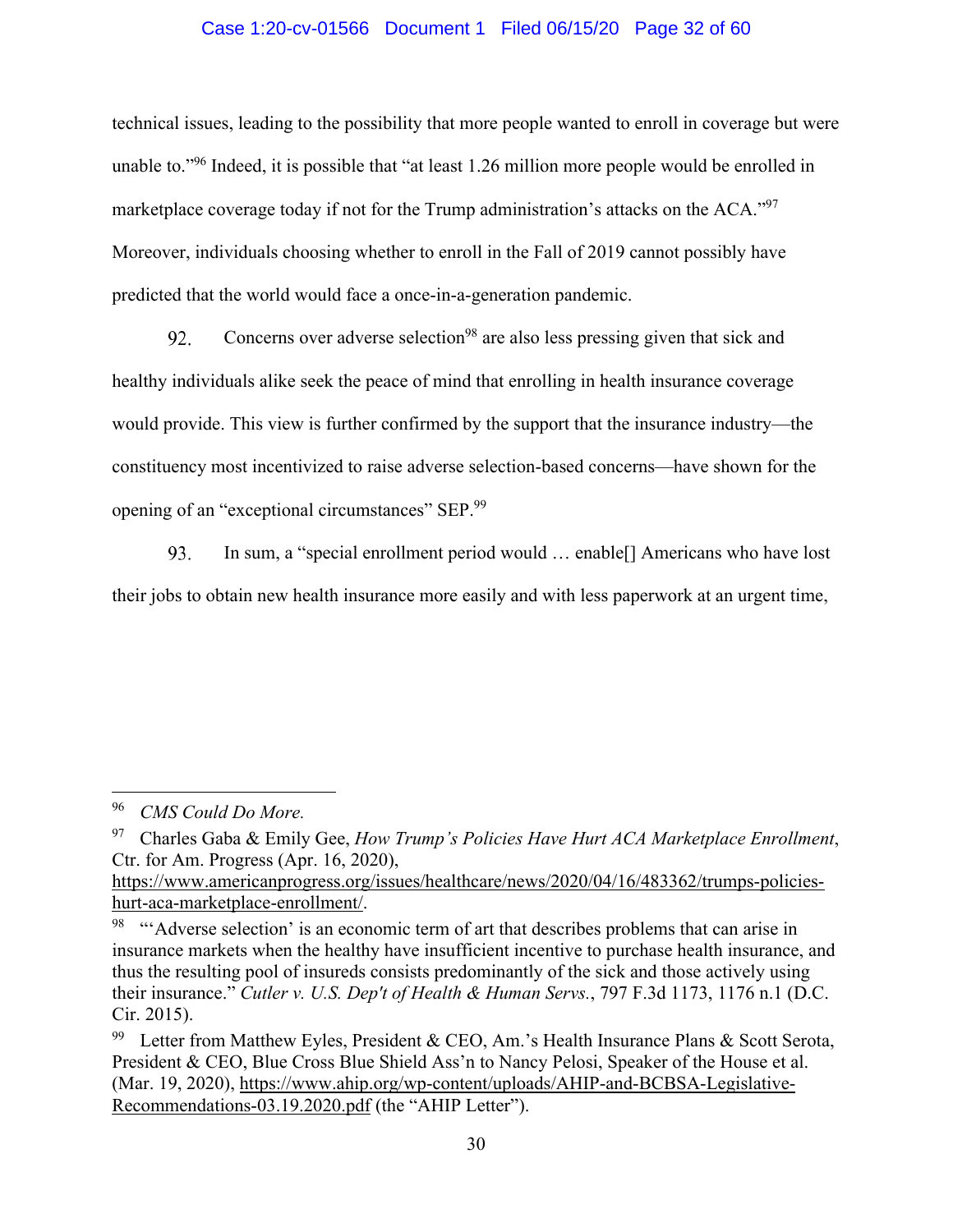technical issues, leading to the possibility that more people wanted to enroll in coverage but were unable to."[96] Indeed, it is possible that "at least 1.26 million more people would be enrolled in marketplace coverage today if not for the Trump administration's attacks on the ACA."[97] Moreover, individuals choosing whether to enroll in the Fall of 2019 cannot possibly have predicted that the world would face a once-in-a-generation pandemic.

92. Concerns over adverse selection[98] are also less pressing given that sick and healthy individuals alike seek the peace of mind that enrolling in health insurance coverage would provide. This view is further confirmed by the support that the insurance industry—the constituency most incentivized to raise adverse selection-based concerns—have shown for the opening of an "exceptional circumstances" SEP.[99]

93. In sum, a "special enrollment period would … enable[] Americans who have lost their jobs to obtain new health insurance more easily and with less paperwork at an urgent time,

---

[96] *CMS Could Do More.*

[97] Charles Gaba & Emily Gee, *How Trump's Policies Have Hurt ACA Marketplace Enrollment*, Ctr. for Am. Progress (Apr. 16, 2020), https://www.americanprogress.org/issues/healthcare/news/2020/04/16/483362/trumps-policies-hurt-aca-marketplace-enrollment/.

[98] "'Adverse selection' is an economic term of art that describes problems that can arise in insurance markets when the healthy have insufficient incentive to purchase health insurance, and thus the resulting pool of insureds consists predominantly of the sick and those actively using their insurance." *Cutler v. U.S. Dep't of Health & Human Servs.*, 797 F.3d 1173, 1176 n.1 (D.C. Cir. 2015).

[99] Letter from Matthew Eyles, President & CEO, Am.'s Health Insurance Plans & Scott Serota, President & CEO, Blue Cross Blue Shield Ass'n to Nancy Pelosi, Speaker of the House et al. (Mar. 19, 2020), https://www.ahip.org/wp-content/uploads/AHIP-and-BCBSA-Legislative-Recommendations-03.19.2020.pdf (the "AHIP Letter").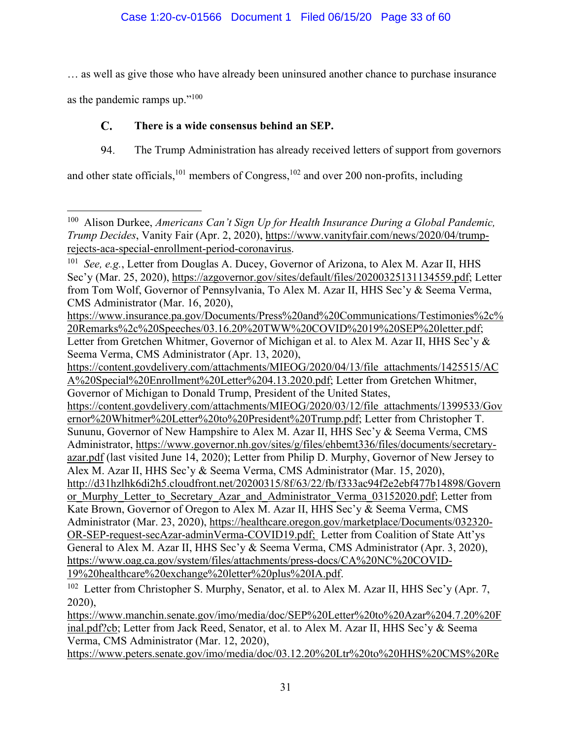… as well as give those who have already been uninsured another chance to purchase insurance as the pandemic ramps up."[100]

## C. There is a wide consensus behind an SEP.

94. The Trump Administration has already received letters of support from governors and other state officials,[101] members of Congress,[102] and over 200 non-profits, including

---

[100] Alison Durkee, *Americans Can't Sign Up for Health Insurance During a Global Pandemic, Trump Decides*, Vanity Fair (Apr. 2, 2020), https://www.vanityfair.com/news/2020/04/trump-rejects-aca-special-enrollment-period-coronavirus.

[101] *See, e.g.*, Letter from Douglas A. Ducey, Governor of Arizona, to Alex M. Azar II, HHS Sec'y (Mar. 25, 2020), https://azgovernor.gov/sites/default/files/20200325131134559.pdf; Letter from Tom Wolf, Governor of Pennsylvania, To Alex M. Azar II, HHS Sec'y & Seema Verma, CMS Administrator (Mar. 16, 2020), https://www.insurance.pa.gov/Documents/Press%20and%20Communications/Testimonies%2c%20Remarks%2c%20Speeches/03.16.20%20TWW%20COVID%2019%20SEP%20letter.pdf; Letter from Gretchen Whitmer, Governor of Michigan et al. to Alex M. Azar II, HHS Sec'y & Seema Verma, CMS Administrator (Apr. 13, 2020), https://content.govdelivery.com/attachments/MIEOG/2020/04/13/file_attachments/1425515/ACA%20Special%20Enrollment%20Letter%204.13.2020.pdf; Letter from Gretchen Whitmer, Governor of Michigan to Donald Trump, President of the United States, https://content.govdelivery.com/attachments/MIEOG/2020/03/12/file_attachments/1399533/Governor%20Whitmer%20Letter%20to%20President%20Trump.pdf; Letter from Christopher T. Sununu, Governor of New Hampshire to Alex M. Azar II, HHS Sec'y & Seema Verma, CMS Administrator, https://www.governor.nh.gov/sites/g/files/ehbemt336/files/documents/secretary-azar.pdf (last visited June 14, 2020); Letter from Philip D. Murphy, Governor of New Jersey to Alex M. Azar II, HHS Sec'y & Seema Verma, CMS Administrator (Mar. 15, 2020), http://d31hzlhk6di2h5.cloudfront.net/20200315/8f/63/22/fb/f333ac94f2e2ebf477b14898/Governor_Murphy_Letter_to_Secretary_Azar_and_Administrator_Verma_03152020.pdf; Letter from Kate Brown, Governor of Oregon to Alex M. Azar II, HHS Sec'y & Seema Verma, CMS Administrator (Mar. 23, 2020), https://healthcare.oregon.gov/marketplace/Documents/032320-OR-SEP-request-secAzar-adminVerma-COVID19.pdf; Letter from Coalition of State Att'ys General to Alex M. Azar II, HHS Sec'y & Seema Verma, CMS Administrator (Apr. 3, 2020), https://www.oag.ca.gov/system/files/attachments/press-docs/CA%20NC%20COVID-19%20healthcare%20exchange%20letter%20plus%20IA.pdf.

[102] Letter from Christopher S. Murphy, Senator, et al. to Alex M. Azar II, HHS Sec'y (Apr. 7, 2020), https://www.manchin.senate.gov/imo/media/doc/SEP%20Letter%20to%20Azar%204.7.20%20Final.pdf?cb; Letter from Jack Reed, Senator, et al. to Alex M. Azar II, HHS Sec'y & Seema Verma, CMS Administrator (Mar. 12, 2020), https://www.peters.senate.gov/imo/media/doc/03.12.20%20Ltr%20to%20HHS%20CMS%20Re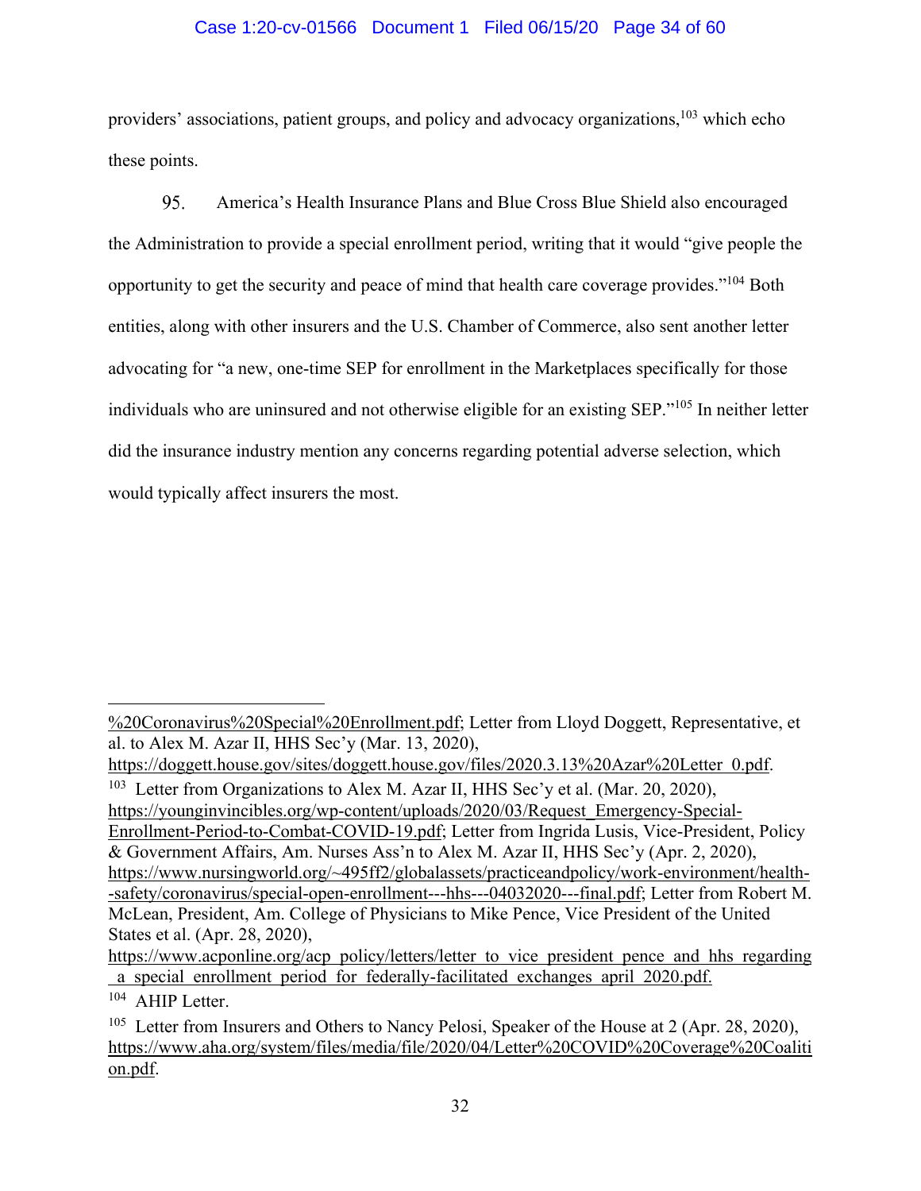providers' associations, patient groups, and policy and advocacy organizations,[103] which echo these points.

95. America's Health Insurance Plans and Blue Cross Blue Shield also encouraged the Administration to provide a special enrollment period, writing that it would "give people the opportunity to get the security and peace of mind that health care coverage provides."[104] Both entities, along with other insurers and the U.S. Chamber of Commerce, also sent another letter advocating for "a new, one-time SEP for enrollment in the Marketplaces specifically for those individuals who are uninsured and not otherwise eligible for an existing SEP."[105] In neither letter did the insurance industry mention any concerns regarding potential adverse selection, which would typically affect insurers the most.

---

%20Coronavirus%20Special%20Enrollment.pdf; Letter from Lloyd Doggett, Representative, et al. to Alex M. Azar II, HHS Sec'y (Mar. 13, 2020), https://doggett.house.gov/sites/doggett.house.gov/files/2020.3.13%20Azar%20Letter_0.pdf.

[103] Letter from Organizations to Alex M. Azar II, HHS Sec'y et al. (Mar. 20, 2020), https://younginvincibles.org/wp-content/uploads/2020/03/Request_Emergency-Special-Enrollment-Period-to-Combat-COVID-19.pdf; Letter from Ingrida Lusis, Vice-President, Policy & Government Affairs, Am. Nurses Ass'n to Alex M. Azar II, HHS Sec'y (Apr. 2, 2020), https://www.nursingworld.org/~495ff2/globalassets/practiceandpolicy/work-environment/health--safety/coronavirus/special-open-enrollment---hhs---04032020---final.pdf; Letter from Robert M. McLean, President, Am. College of Physicians to Mike Pence, Vice President of the United States et al. (Apr. 28, 2020), https://www.acponline.org/acp_policy/letters/letter_to_vice_president_pence_and_hhs_regarding_a_special_enrollment_period_for_federally-facilitated_exchanges_april_2020.pdf.

[104] AHIP Letter.

[105] Letter from Insurers and Others to Nancy Pelosi, Speaker of the House at 2 (Apr. 28, 2020), https://www.aha.org/system/files/media/file/2020/04/Letter%20COVID%20Coverage%20Coalition.pdf.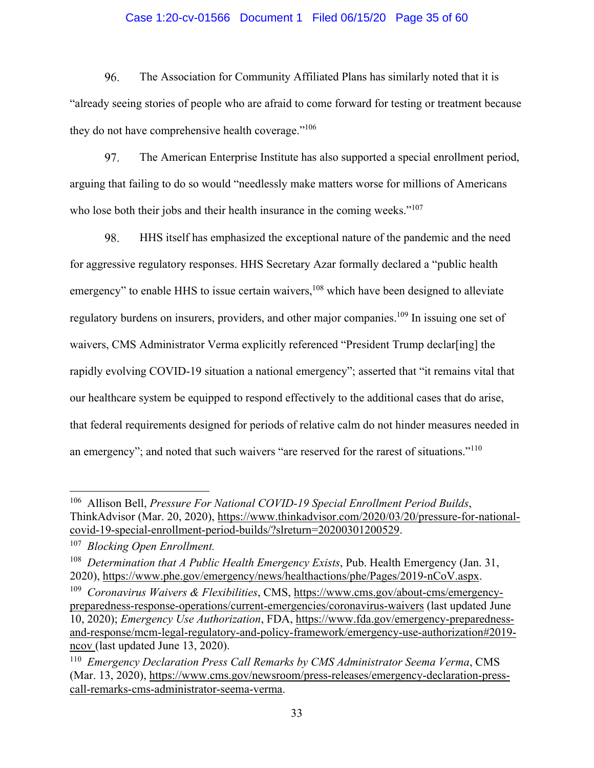96. The Association for Community Affiliated Plans has similarly noted that it is "already seeing stories of people who are afraid to come forward for testing or treatment because they do not have comprehensive health coverage."[106]

97. The American Enterprise Institute has also supported a special enrollment period, arguing that failing to do so would "needlessly make matters worse for millions of Americans who lose both their jobs and their health insurance in the coming weeks."[107]

98. HHS itself has emphasized the exceptional nature of the pandemic and the need for aggressive regulatory responses. HHS Secretary Azar formally declared a "public health emergency" to enable HHS to issue certain waivers,[108] which have been designed to alleviate regulatory burdens on insurers, providers, and other major companies.[109] In issuing one set of waivers, CMS Administrator Verma explicitly referenced "President Trump declar[ing] the rapidly evolving COVID-19 situation a national emergency"; asserted that "it remains vital that our healthcare system be equipped to respond effectively to the additional cases that do arise, that federal requirements designed for periods of relative calm do not hinder measures needed in an emergency"; and noted that such waivers "are reserved for the rarest of situations."[110]

---

[106] Allison Bell, *Pressure For National COVID-19 Special Enrollment Period Builds*, ThinkAdvisor (Mar. 20, 2020), https://www.thinkadvisor.com/2020/03/20/pressure-for-national-covid-19-special-enrollment-period-builds/?slreturn=20200301200529.

[107] *Blocking Open Enrollment.*

[108] *Determination that A Public Health Emergency Exists*, Pub. Health Emergency (Jan. 31, 2020), https://www.phe.gov/emergency/news/healthactions/phe/Pages/2019-nCoV.aspx.

[109] *Coronavirus Waivers & Flexibilities*, CMS, https://www.cms.gov/about-cms/emergency-preparedness-response-operations/current-emergencies/coronavirus-waivers (last updated June 10, 2020); *Emergency Use Authorization*, FDA, https://www.fda.gov/emergency-preparedness-and-response/mcm-legal-regulatory-and-policy-framework/emergency-use-authorization#2019-ncov (last updated June 13, 2020).

[110] *Emergency Declaration Press Call Remarks by CMS Administrator Seema Verma*, CMS (Mar. 13, 2020), https://www.cms.gov/newsroom/press-releases/emergency-declaration-press-call-remarks-cms-administrator-seema-verma.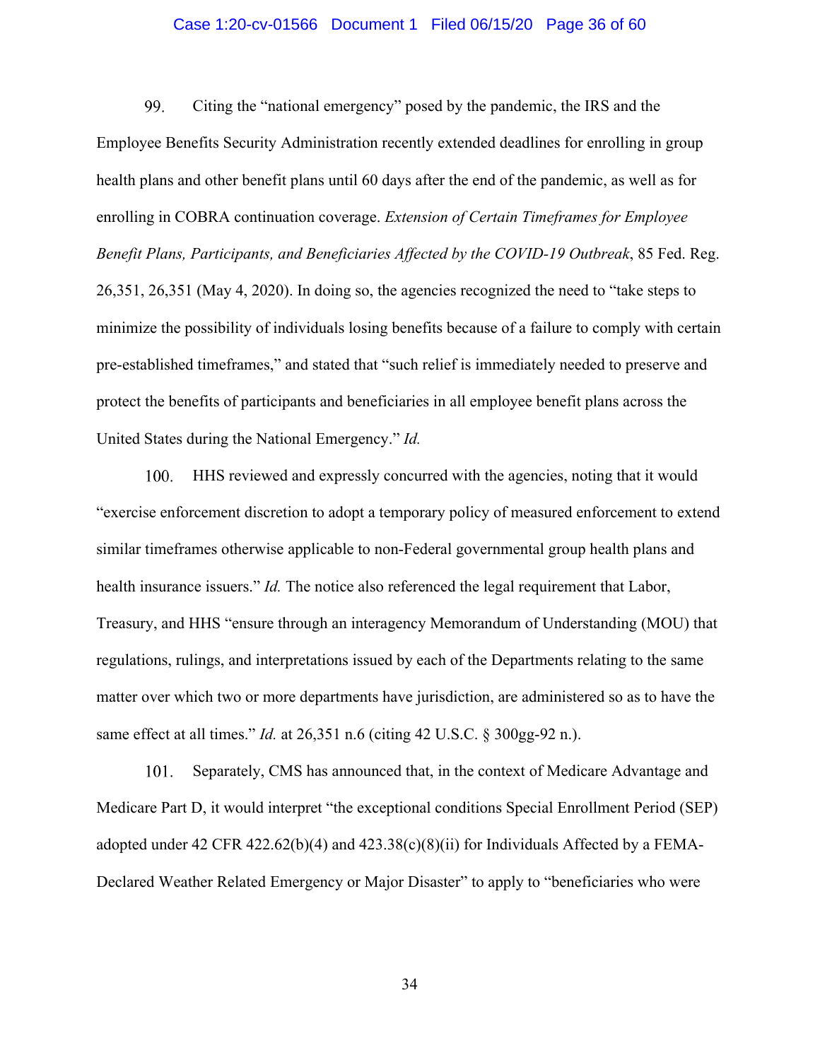99. Citing the "national emergency" posed by the pandemic, the IRS and the Employee Benefits Security Administration recently extended deadlines for enrolling in group health plans and other benefit plans until 60 days after the end of the pandemic, as well as for enrolling in COBRA continuation coverage. *Extension of Certain Timeframes for Employee Benefit Plans, Participants, and Beneficiaries Affected by the COVID-19 Outbreak*, 85 Fed. Reg. 26,351, 26,351 (May 4, 2020). In doing so, the agencies recognized the need to "take steps to minimize the possibility of individuals losing benefits because of a failure to comply with certain pre-established timeframes," and stated that "such relief is immediately needed to preserve and protect the benefits of participants and beneficiaries in all employee benefit plans across the United States during the National Emergency." *Id.*

100. HHS reviewed and expressly concurred with the agencies, noting that it would "exercise enforcement discretion to adopt a temporary policy of measured enforcement to extend similar timeframes otherwise applicable to non-Federal governmental group health plans and health insurance issuers." *Id.* The notice also referenced the legal requirement that Labor, Treasury, and HHS "ensure through an interagency Memorandum of Understanding (MOU) that regulations, rulings, and interpretations issued by each of the Departments relating to the same matter over which two or more departments have jurisdiction, are administered so as to have the same effect at all times." *Id.* at 26,351 n.6 (citing 42 U.S.C. § 300gg-92 n.).

101. Separately, CMS has announced that, in the context of Medicare Advantage and Medicare Part D, it would interpret "the exceptional conditions Special Enrollment Period (SEP) adopted under 42 CFR 422.62(b)(4) and 423.38(c)(8)(ii) for Individuals Affected by a FEMA-Declared Weather Related Emergency or Major Disaster" to apply to "beneficiaries who were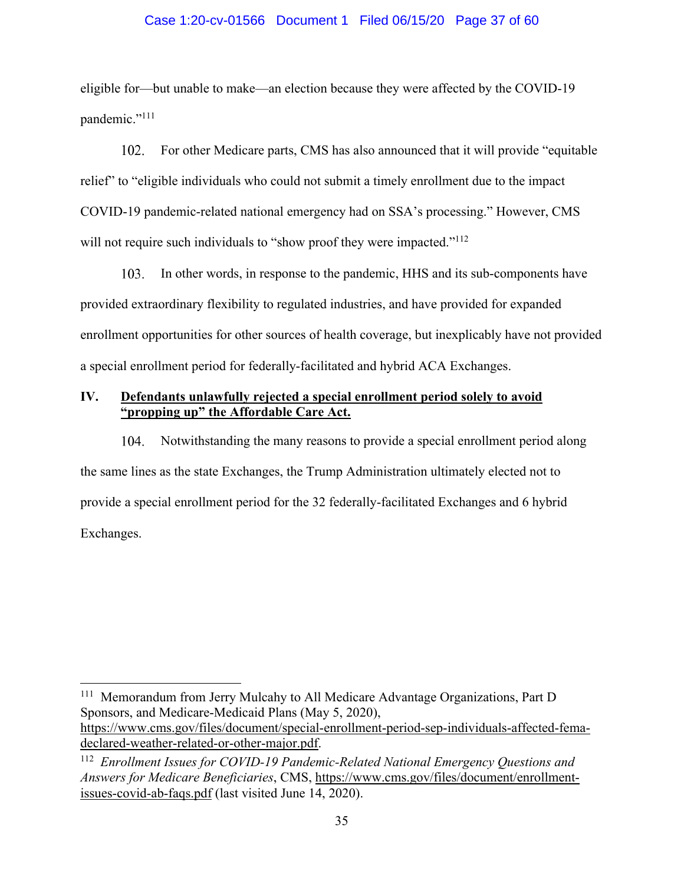eligible for—but unable to make—an election because they were affected by the COVID-19 pandemic."[111]

102. For other Medicare parts, CMS has also announced that it will provide "equitable relief" to "eligible individuals who could not submit a timely enrollment due to the impact COVID-19 pandemic-related national emergency had on SSA's processing." However, CMS will not require such individuals to "show proof they were impacted."[112]

103. In other words, in response to the pandemic, HHS and its sub-components have provided extraordinary flexibility to regulated industries, and have provided for expanded enrollment opportunities for other sources of health coverage, but inexplicably have not provided a special enrollment period for federally-facilitated and hybrid ACA Exchanges.

## IV. Defendants unlawfully rejected a special enrollment period solely to avoid "propping up" the Affordable Care Act.

104. Notwithstanding the many reasons to provide a special enrollment period along the same lines as the state Exchanges, the Trump Administration ultimately elected not to provide a special enrollment period for the 32 federally-facilitated Exchanges and 6 hybrid Exchanges.

---

[111] Memorandum from Jerry Mulcahy to All Medicare Advantage Organizations, Part D Sponsors, and Medicare-Medicaid Plans (May 5, 2020), https://www.cms.gov/files/document/special-enrollment-period-sep-individuals-affected-fema-declared-weather-related-or-other-major.pdf.

[112] *Enrollment Issues for COVID-19 Pandemic-Related National Emergency Questions and Answers for Medicare Beneficiaries*, CMS, https://www.cms.gov/files/document/enrollment-issues-covid-ab-faqs.pdf (last visited June 14, 2020).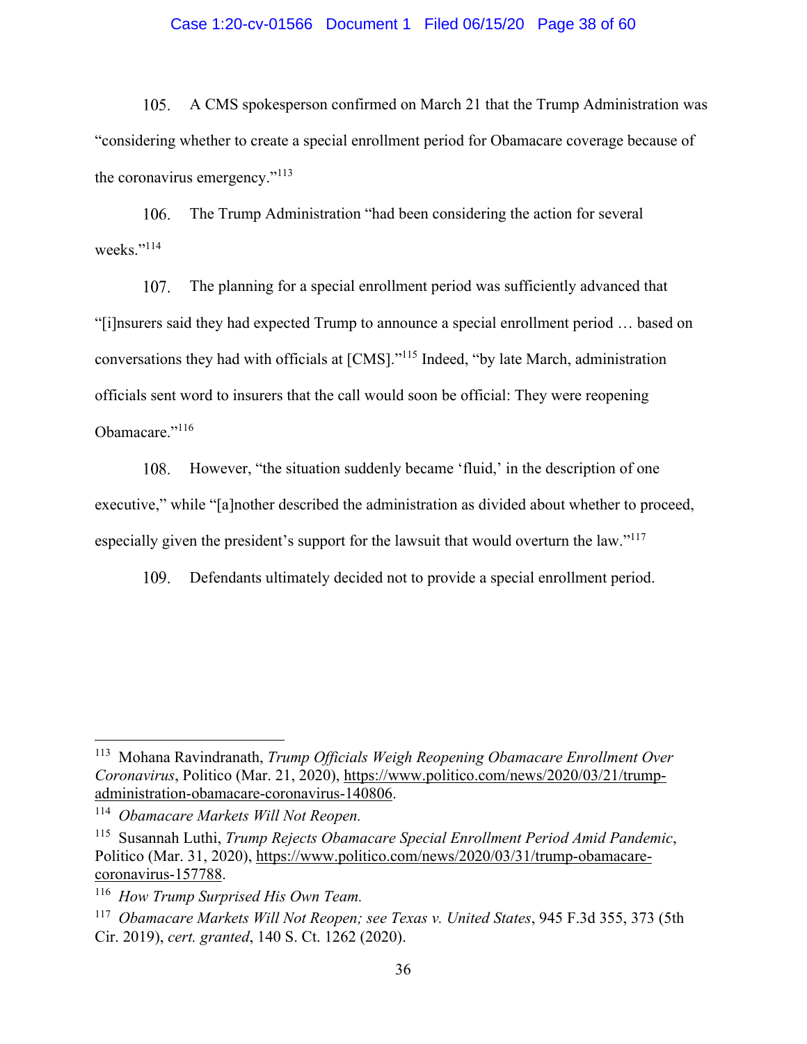105. A CMS spokesperson confirmed on March 21 that the Trump Administration was "considering whether to create a special enrollment period for Obamacare coverage because of the coronavirus emergency."[113]

106. The Trump Administration "had been considering the action for several weeks."[114]

107. The planning for a special enrollment period was sufficiently advanced that "[i]nsurers said they had expected Trump to announce a special enrollment period … based on conversations they had with officials at [CMS]."[115] Indeed, "by late March, administration officials sent word to insurers that the call would soon be official: They were reopening Obamacare."[116]

108. However, "the situation suddenly became 'fluid,' in the description of one executive," while "[a]nother described the administration as divided about whether to proceed, especially given the president's support for the lawsuit that would overturn the law."[117]

109. Defendants ultimately decided not to provide a special enrollment period.

---

[113] Mohana Ravindranath, *Trump Officials Weigh Reopening Obamacare Enrollment Over Coronavirus*, Politico (Mar. 21, 2020), https://www.politico.com/news/2020/03/21/trump-administration-obamacare-coronavirus-140806.

[114] *Obamacare Markets Will Not Reopen.*

[115] Susannah Luthi, *Trump Rejects Obamacare Special Enrollment Period Amid Pandemic*, Politico (Mar. 31, 2020), https://www.politico.com/news/2020/03/31/trump-obamacare-coronavirus-157788.

[116] *How Trump Surprised His Own Team.*

[117] *Obamacare Markets Will Not Reopen; see Texas v. United States*, 945 F.3d 355, 373 (5th Cir. 2019), *cert. granted*, 140 S. Ct. 1262 (2020).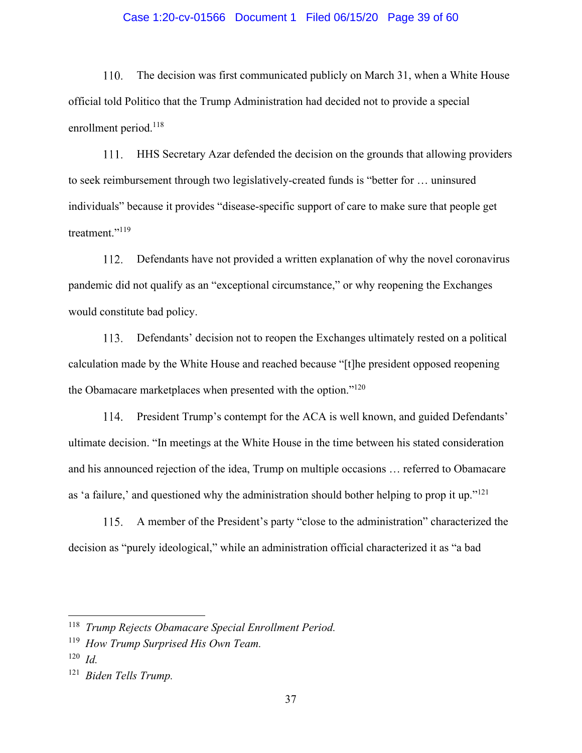110. The decision was first communicated publicly on March 31, when a White House official told Politico that the Trump Administration had decided not to provide a special enrollment period.[118]

111. HHS Secretary Azar defended the decision on the grounds that allowing providers to seek reimbursement through two legislatively-created funds is "better for … uninsured individuals" because it provides "disease-specific support of care to make sure that people get treatment."[119]

112. Defendants have not provided a written explanation of why the novel coronavirus pandemic did not qualify as an "exceptional circumstance," or why reopening the Exchanges would constitute bad policy.

113. Defendants' decision not to reopen the Exchanges ultimately rested on a political calculation made by the White House and reached because "[t]he president opposed reopening the Obamacare marketplaces when presented with the option."[120]

114. President Trump's contempt for the ACA is well known, and guided Defendants' ultimate decision. "In meetings at the White House in the time between his stated consideration and his announced rejection of the idea, Trump on multiple occasions … referred to Obamacare as 'a failure,' and questioned why the administration should bother helping to prop it up."[121]

115. A member of the President's party "close to the administration" characterized the decision as "purely ideological," while an administration official characterized it as "a bad

---

[118] *Trump Rejects Obamacare Special Enrollment Period.*

[119] *How Trump Surprised His Own Team.*

[120] *Id.*

[121] *Biden Tells Trump.*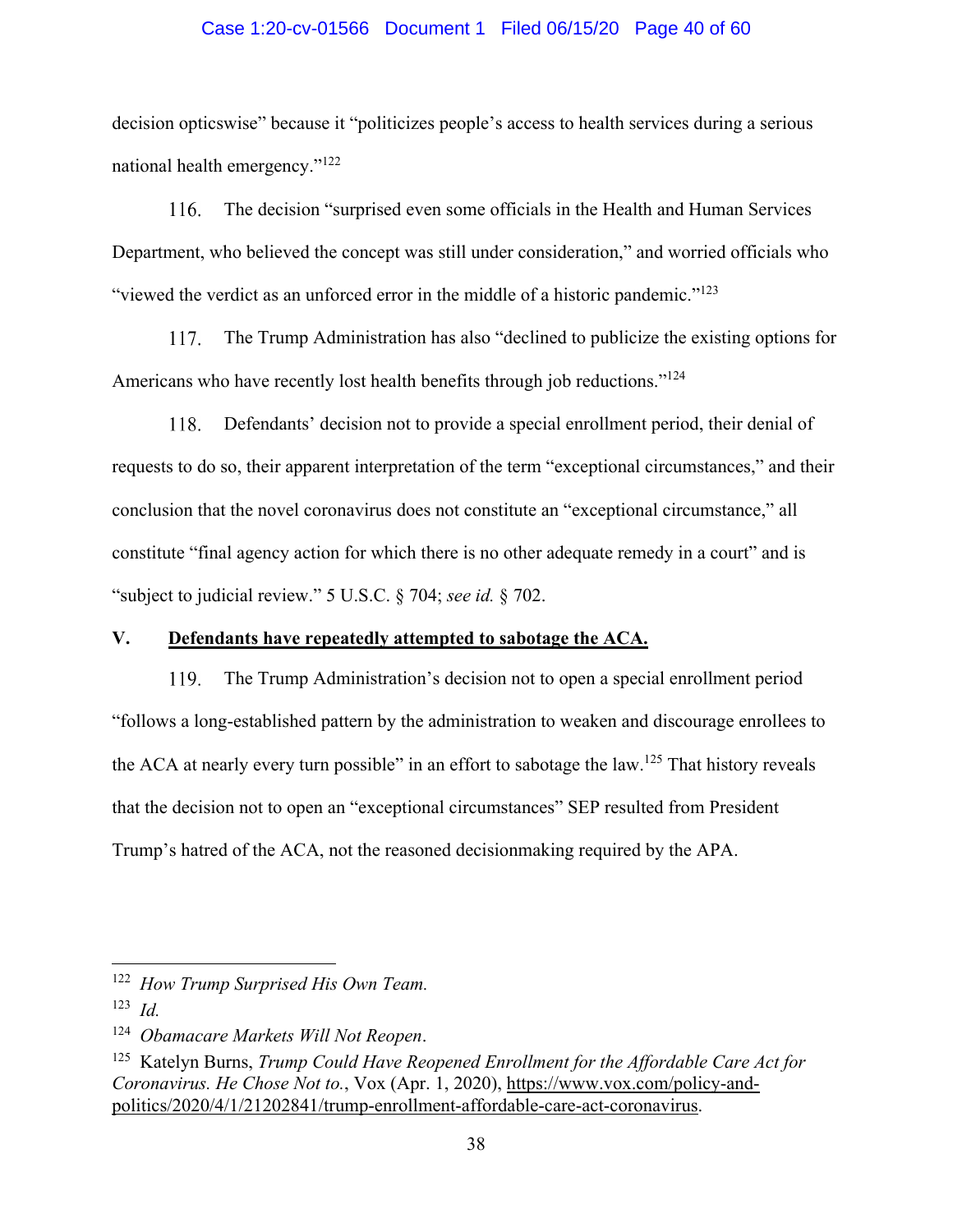decision opticswise" because it "politicizes people's access to health services during a serious national health emergency."[122]

116. The decision "surprised even some officials in the Health and Human Services Department, who believed the concept was still under consideration," and worried officials who "viewed the verdict as an unforced error in the middle of a historic pandemic."[123]

117. The Trump Administration has also "declined to publicize the existing options for Americans who have recently lost health benefits through job reductions."[124]

118. Defendants' decision not to provide a special enrollment period, their denial of requests to do so, their apparent interpretation of the term "exceptional circumstances," and their conclusion that the novel coronavirus does not constitute an "exceptional circumstance," all constitute "final agency action for which there is no other adequate remedy in a court" and is "subject to judicial review." 5 U.S.C. § 704; *see id.* § 702.

## V. **Defendants have repeatedly attempted to sabotage the ACA.**

119. The Trump Administration's decision not to open a special enrollment period "follows a long-established pattern by the administration to weaken and discourage enrollees to the ACA at nearly every turn possible" in an effort to sabotage the law.[125] That history reveals that the decision not to open an "exceptional circumstances" SEP resulted from President Trump's hatred of the ACA, not the reasoned decisionmaking required by the APA.

---

[122] *How Trump Surprised His Own Team.*

[123] *Id.*

[124] *Obamacare Markets Will Not Reopen*.

[125] Katelyn Burns, *Trump Could Have Reopened Enrollment for the Affordable Care Act for Coronavirus. He Chose Not to.*, Vox (Apr. 1, 2020), https://www.vox.com/policy-and-politics/2020/4/1/21202841/trump-enrollment-affordable-care-act-coronavirus.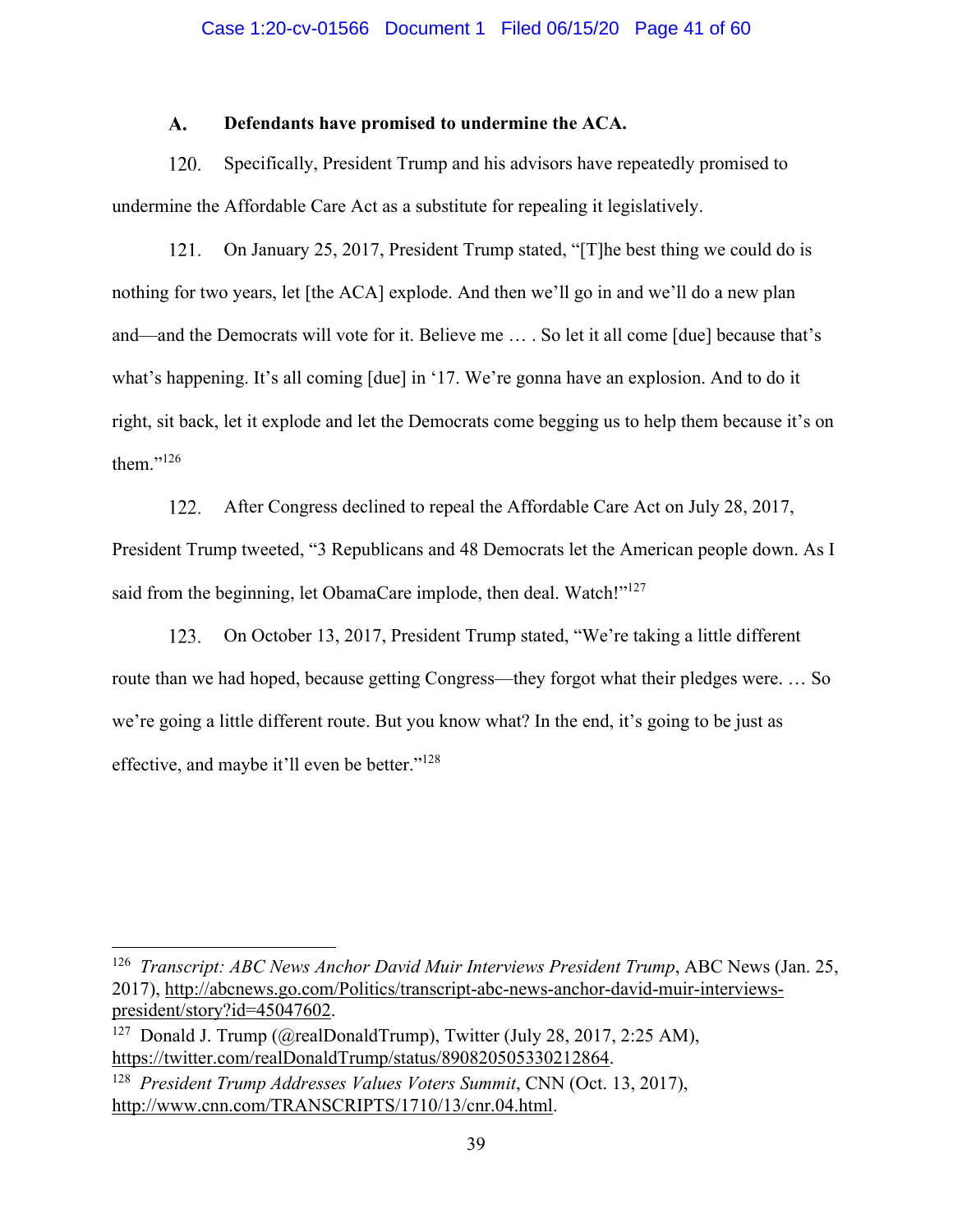### A. Defendants have promised to undermine the ACA.

120. Specifically, President Trump and his advisors have repeatedly promised to undermine the Affordable Care Act as a substitute for repealing it legislatively.

121. On January 25, 2017, President Trump stated, "[T]he best thing we could do is nothing for two years, let [the ACA] explode. And then we'll go in and we'll do a new plan and—and the Democrats will vote for it. Believe me … . So let it all come [due] because that's what's happening. It's all coming [due] in '17. We're gonna have an explosion. And to do it right, sit back, let it explode and let the Democrats come begging us to help them because it's on them."[126]

122. After Congress declined to repeal the Affordable Care Act on July 28, 2017, President Trump tweeted, "3 Republicans and 48 Democrats let the American people down. As I said from the beginning, let ObamaCare implode, then deal. Watch!"[127]

123. On October 13, 2017, President Trump stated, "We're taking a little different route than we had hoped, because getting Congress—they forgot what their pledges were. … So we're going a little different route. But you know what? In the end, it's going to be just as effective, and maybe it'll even be better."[128]

---

[126] *Transcript: ABC News Anchor David Muir Interviews President Trump*, ABC News (Jan. 25, 2017), http://abcnews.go.com/Politics/transcript-abc-news-anchor-david-muir-interviews-president/story?id=45047602.

[127] Donald J. Trump (@realDonaldTrump), Twitter (July 28, 2017, 2:25 AM), https://twitter.com/realDonaldTrump/status/890820505330212864.

[128] *President Trump Addresses Values Voters Summit*, CNN (Oct. 13, 2017), http://www.cnn.com/TRANSCRIPTS/1710/13/cnr.04.html.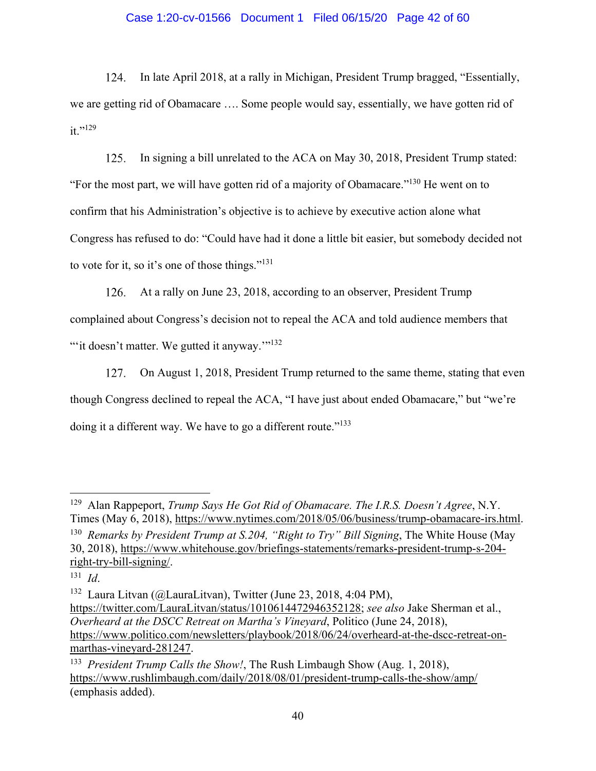124. In late April 2018, at a rally in Michigan, President Trump bragged, "Essentially, we are getting rid of Obamacare …. Some people would say, essentially, we have gotten rid of it."[129]

125. In signing a bill unrelated to the ACA on May 30, 2018, President Trump stated: "For the most part, we will have gotten rid of a majority of Obamacare."[130] He went on to confirm that his Administration's objective is to achieve by executive action alone what Congress has refused to do: "Could have had it done a little bit easier, but somebody decided not to vote for it, so it's one of those things."[131]

126. At a rally on June 23, 2018, according to an observer, President Trump complained about Congress's decision not to repeal the ACA and told audience members that "'it doesn't matter. We gutted it anyway.'"[132]

127. On August 1, 2018, President Trump returned to the same theme, stating that even though Congress declined to repeal the ACA, "I have just about ended Obamacare," but "we're doing it a different way. We have to go a different route."[133]

---

[129] Alan Rappeport, *Trump Says He Got Rid of Obamacare. The I.R.S. Doesn't Agree*, N.Y. Times (May 6, 2018), https://www.nytimes.com/2018/05/06/business/trump-obamacare-irs.html.

[130] *Remarks by President Trump at S.204, "Right to Try" Bill Signing*, The White House (May 30, 2018), https://www.whitehouse.gov/briefings-statements/remarks-president-trump-s-204-right-try-bill-signing/.

[131] *Id*.

[132] Laura Litvan (@LauraLitvan), Twitter (June 23, 2018, 4:04 PM), https://twitter.com/LauraLitvan/status/1010614472946352128; *see also* Jake Sherman et al., *Overheard at the DSCC Retreat on Martha's Vineyard*, Politico (June 24, 2018), https://www.politico.com/newsletters/playbook/2018/06/24/overheard-at-the-dscc-retreat-on-marthas-vineyard-281247.

[133] *President Trump Calls the Show!*, The Rush Limbaugh Show (Aug. 1, 2018), https://www.rushlimbaugh.com/daily/2018/08/01/president-trump-calls-the-show/amp/ (emphasis added).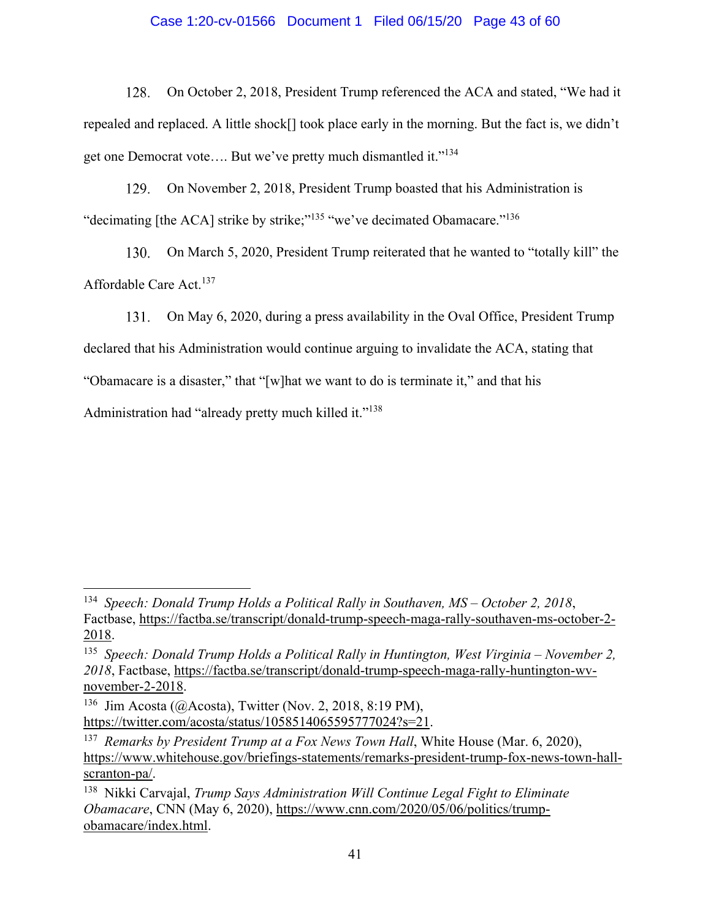128. On October 2, 2018, President Trump referenced the ACA and stated, "We had it repealed and replaced. A little shock[] took place early in the morning. But the fact is, we didn't get one Democrat vote…. But we've pretty much dismantled it."[134]

129. On November 2, 2018, President Trump boasted that his Administration is "decimating [the ACA] strike by strike;"[135] "we've decimated Obamacare."[136]

130. On March 5, 2020, President Trump reiterated that he wanted to "totally kill" the Affordable Care Act.[137]

131. On May 6, 2020, during a press availability in the Oval Office, President Trump declared that his Administration would continue arguing to invalidate the ACA, stating that "Obamacare is a disaster," that "[w]hat we want to do is terminate it," and that his Administration had "already pretty much killed it."[138]

---

[134] *Speech: Donald Trump Holds a Political Rally in Southaven, MS – October 2, 2018*, Factbase, https://factba.se/transcript/donald-trump-speech-maga-rally-southaven-ms-october-2-2018.

[135] *Speech: Donald Trump Holds a Political Rally in Huntington, West Virginia – November 2, 2018*, Factbase, https://factba.se/transcript/donald-trump-speech-maga-rally-huntington-wv-november-2-2018.

[136] Jim Acosta (@Acosta), Twitter (Nov. 2, 2018, 8:19 PM), https://twitter.com/acosta/status/1058514065595777024?s=21.

[137] *Remarks by President Trump at a Fox News Town Hall*, White House (Mar. 6, 2020), https://www.whitehouse.gov/briefings-statements/remarks-president-trump-fox-news-town-hall-scranton-pa/.

[138] Nikki Carvajal, *Trump Says Administration Will Continue Legal Fight to Eliminate Obamacare*, CNN (May 6, 2020), https://www.cnn.com/2020/05/06/politics/trump-obamacare/index.html.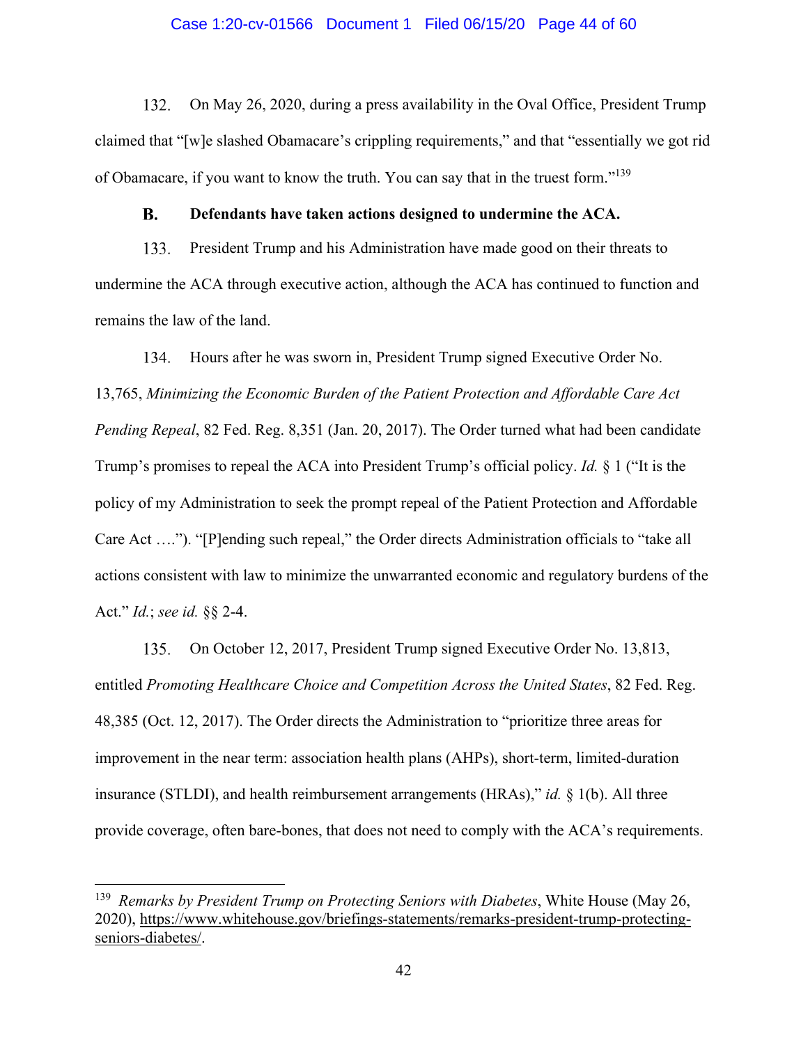132. On May 26, 2020, during a press availability in the Oval Office, President Trump claimed that "[w]e slashed Obamacare's crippling requirements," and that "essentially we got rid of Obamacare, if you want to know the truth. You can say that in the truest form."[139]

### B. Defendants have taken actions designed to undermine the ACA.

133. President Trump and his Administration have made good on their threats to undermine the ACA through executive action, although the ACA has continued to function and remains the law of the land.

134. Hours after he was sworn in, President Trump signed Executive Order No. 13,765, *Minimizing the Economic Burden of the Patient Protection and Affordable Care Act Pending Repeal*, 82 Fed. Reg. 8,351 (Jan. 20, 2017). The Order turned what had been candidate Trump's promises to repeal the ACA into President Trump's official policy. *Id.* § 1 ("It is the policy of my Administration to seek the prompt repeal of the Patient Protection and Affordable Care Act …."). "[P]ending such repeal," the Order directs Administration officials to "take all actions consistent with law to minimize the unwarranted economic and regulatory burdens of the Act." *Id.*; *see id.* §§ 2-4.

135. On October 12, 2017, President Trump signed Executive Order No. 13,813, entitled *Promoting Healthcare Choice and Competition Across the United States*, 82 Fed. Reg. 48,385 (Oct. 12, 2017). The Order directs the Administration to "prioritize three areas for improvement in the near term: association health plans (AHPs), short-term, limited-duration insurance (STLDI), and health reimbursement arrangements (HRAs)," *id.* § 1(b). All three provide coverage, often bare-bones, that does not need to comply with the ACA's requirements.

---

[139] *Remarks by President Trump on Protecting Seniors with Diabetes*, White House (May 26, 2020), https://www.whitehouse.gov/briefings-statements/remarks-president-trump-protecting-seniors-diabetes/.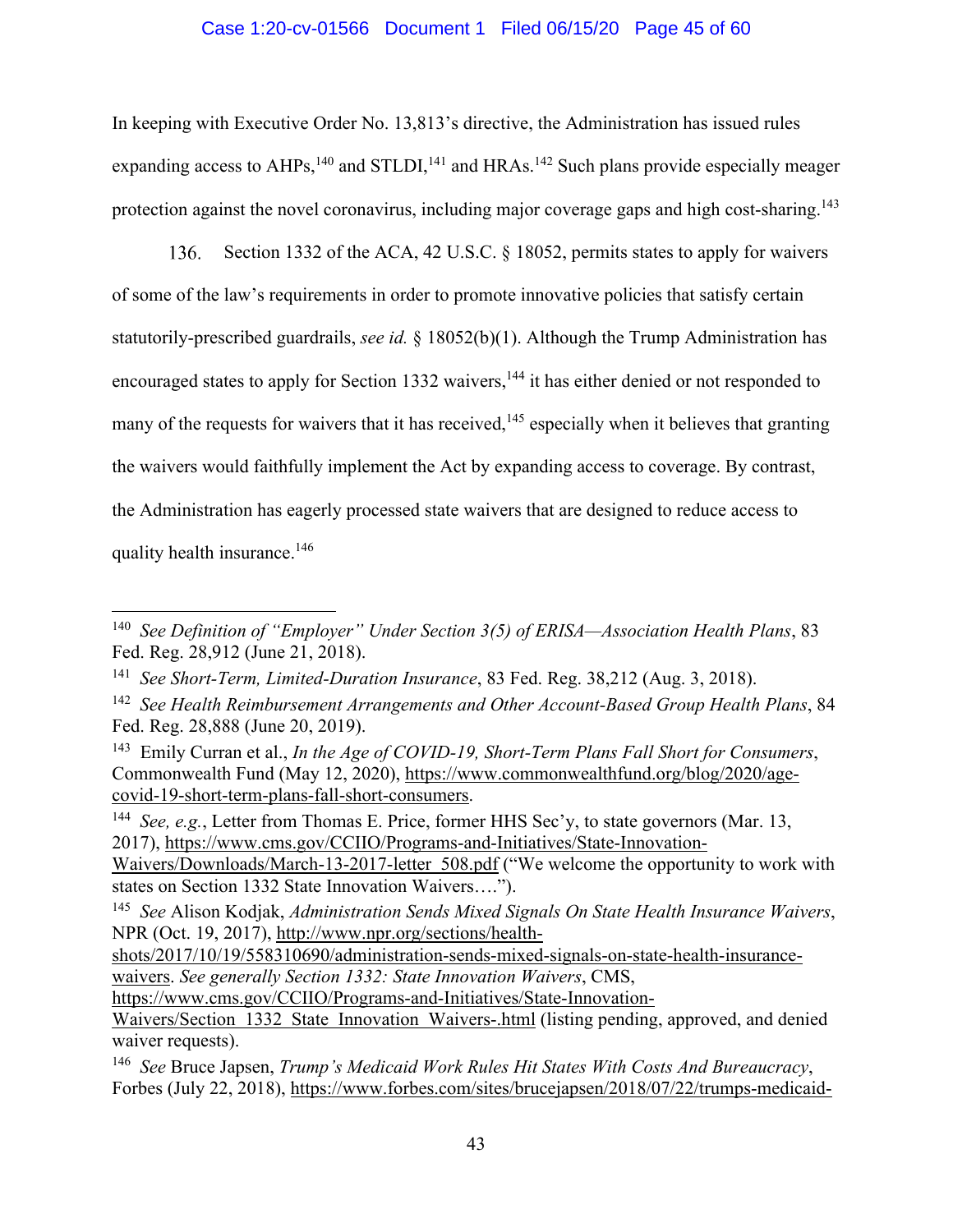In keeping with Executive Order No. 13,813's directive, the Administration has issued rules expanding access to AHPs,[140] and STLDI,[141] and HRAs.[142] Such plans provide especially meager protection against the novel coronavirus, including major coverage gaps and high cost-sharing.[143]

136. Section 1332 of the ACA, 42 U.S.C. § 18052, permits states to apply for waivers of some of the law's requirements in order to promote innovative policies that satisfy certain statutorily-prescribed guardrails, *see id.* § 18052(b)(1). Although the Trump Administration has encouraged states to apply for Section 1332 waivers,[144] it has either denied or not responded to many of the requests for waivers that it has received,[145] especially when it believes that granting the waivers would faithfully implement the Act by expanding access to coverage. By contrast, the Administration has eagerly processed state waivers that are designed to reduce access to quality health insurance.[146]

---

[140] *See Definition of "Employer" Under Section 3(5) of ERISA—Association Health Plans*, 83 Fed. Reg. 28,912 (June 21, 2018).

[141] *See Short-Term, Limited-Duration Insurance*, 83 Fed. Reg. 38,212 (Aug. 3, 2018).

[142] *See Health Reimbursement Arrangements and Other Account-Based Group Health Plans*, 84 Fed. Reg. 28,888 (June 20, 2019).

[143] Emily Curran et al., *In the Age of COVID-19, Short-Term Plans Fall Short for Consumers*, Commonwealth Fund (May 12, 2020), https://www.commonwealthfund.org/blog/2020/age-covid-19-short-term-plans-fall-short-consumers.

[144] *See, e.g.*, Letter from Thomas E. Price, former HHS Sec'y, to state governors (Mar. 13, 2017), https://www.cms.gov/CCIIO/Programs-and-Initiatives/State-Innovation-Waivers/Downloads/March-13-2017-letter_508.pdf ("We welcome the opportunity to work with states on Section 1332 State Innovation Waivers….").

[145] *See* Alison Kodjak, *Administration Sends Mixed Signals On State Health Insurance Waivers*, NPR (Oct. 19, 2017), http://www.npr.org/sections/health-shots/2017/10/19/558310690/administration-sends-mixed-signals-on-state-health-insurance-waivers. *See generally Section 1332: State Innovation Waivers*, CMS, https://www.cms.gov/CCIIO/Programs-and-Initiatives/State-Innovation-Waivers/Section_1332_State_Innovation_Waivers-.html (listing pending, approved, and denied waiver requests).

[146] *See* Bruce Japsen, *Trump's Medicaid Work Rules Hit States With Costs And Bureaucracy*, Forbes (July 22, 2018), https://www.forbes.com/sites/brucejapsen/2018/07/22/trumps-medicaid-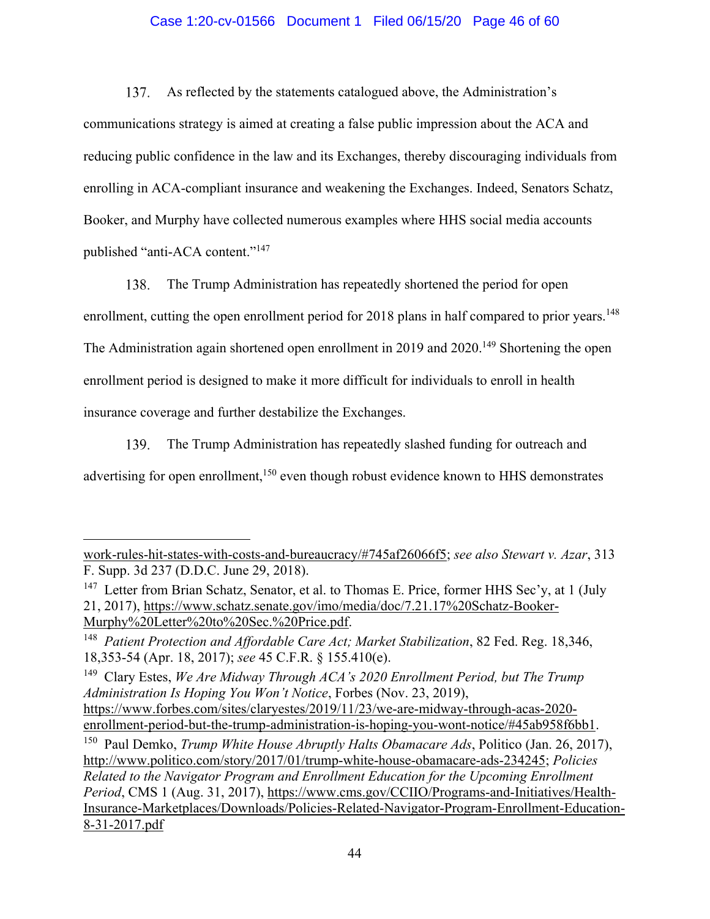137. As reflected by the statements catalogued above, the Administration's communications strategy is aimed at creating a false public impression about the ACA and reducing public confidence in the law and its Exchanges, thereby discouraging individuals from enrolling in ACA-compliant insurance and weakening the Exchanges. Indeed, Senators Schatz, Booker, and Murphy have collected numerous examples where HHS social media accounts published "anti-ACA content."[147]

138. The Trump Administration has repeatedly shortened the period for open enrollment, cutting the open enrollment period for 2018 plans in half compared to prior years.[148] The Administration again shortened open enrollment in 2019 and 2020.[149] Shortening the open enrollment period is designed to make it more difficult for individuals to enroll in health insurance coverage and further destabilize the Exchanges.

139. The Trump Administration has repeatedly slashed funding for outreach and advertising for open enrollment,[150] even though robust evidence known to HHS demonstrates

---

work-rules-hit-states-with-costs-and-bureaucracy/#745af26066f5; *see also Stewart v. Azar*, 313 F. Supp. 3d 237 (D.D.C. June 29, 2018).

[147] Letter from Brian Schatz, Senator, et al. to Thomas E. Price, former HHS Sec'y, at 1 (July 21, 2017), https://www.schatz.senate.gov/imo/media/doc/7.21.17%20Schatz-Booker-Murphy%20Letter%20to%20Sec.%20Price.pdf.

[148] *Patient Protection and Affordable Care Act; Market Stabilization*, 82 Fed. Reg. 18,346, 18,353-54 (Apr. 18, 2017); *see* 45 C.F.R. § 155.410(e).

[149] Clary Estes, *We Are Midway Through ACA's 2020 Enrollment Period, but The Trump Administration Is Hoping You Won't Notice*, Forbes (Nov. 23, 2019), https://www.forbes.com/sites/claryestes/2019/11/23/we-are-midway-through-acas-2020-enrollment-period-but-the-trump-administration-is-hoping-you-wont-notice/#45ab958f6bb1.

[150] Paul Demko, *Trump White House Abruptly Halts Obamacare Ads*, Politico (Jan. 26, 2017), http://www.politico.com/story/2017/01/trump-white-house-obamacare-ads-234245; *Policies Related to the Navigator Program and Enrollment Education for the Upcoming Enrollment Period*, CMS 1 (Aug. 31, 2017), https://www.cms.gov/CCIIO/Programs-and-Initiatives/Health-Insurance-Marketplaces/Downloads/Policies-Related-Navigator-Program-Enrollment-Education-8-31-2017.pdf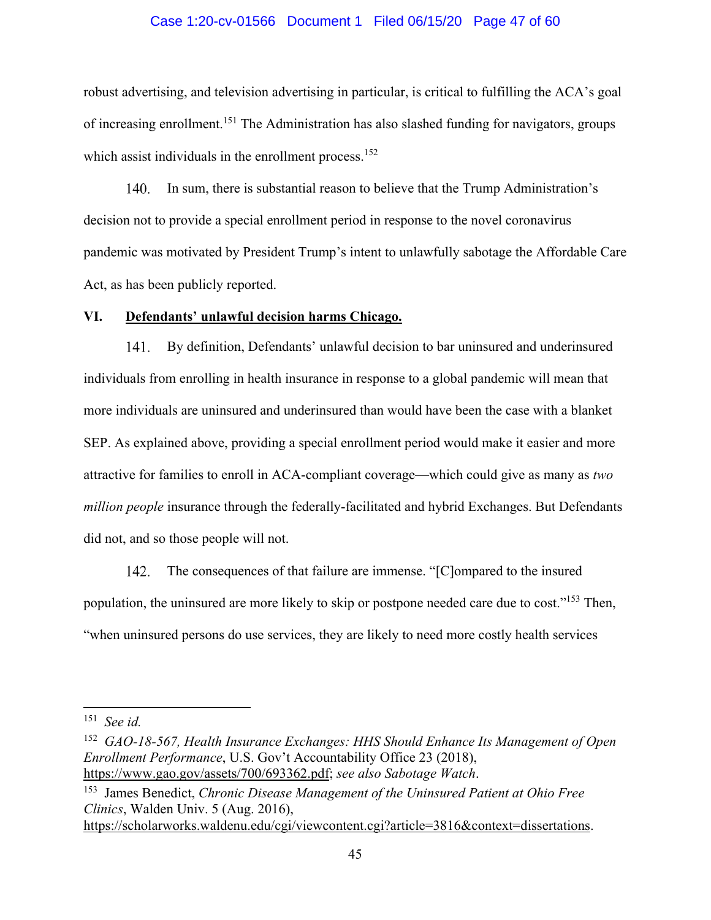robust advertising, and television advertising in particular, is critical to fulfilling the ACA's goal of increasing enrollment.[151] The Administration has also slashed funding for navigators, groups which assist individuals in the enrollment process.[152]

140. In sum, there is substantial reason to believe that the Trump Administration's decision not to provide a special enrollment period in response to the novel coronavirus pandemic was motivated by President Trump's intent to unlawfully sabotage the Affordable Care Act, as has been publicly reported.

## VI. Defendants' unlawful decision harms Chicago.

141. By definition, Defendants' unlawful decision to bar uninsured and underinsured individuals from enrolling in health insurance in response to a global pandemic will mean that more individuals are uninsured and underinsured than would have been the case with a blanket SEP. As explained above, providing a special enrollment period would make it easier and more attractive for families to enroll in ACA-compliant coverage—which could give as many as *two million people* insurance through the federally-facilitated and hybrid Exchanges. But Defendants did not, and so those people will not.

142. The consequences of that failure are immense. "[C]ompared to the insured population, the uninsured are more likely to skip or postpone needed care due to cost."[153] Then, "when uninsured persons do use services, they are likely to need more costly health services

---

[151] *See id.*

[152] *GAO-18-567, Health Insurance Exchanges: HHS Should Enhance Its Management of Open Enrollment Performance*, U.S. Gov't Accountability Office 23 (2018), https://www.gao.gov/assets/700/693362.pdf; *see also Sabotage Watch*.

[153] James Benedict, *Chronic Disease Management of the Uninsured Patient at Ohio Free Clinics*, Walden Univ. 5 (Aug. 2016), https://scholarworks.waldenu.edu/cgi/viewcontent.cgi?article=3816&context=dissertations.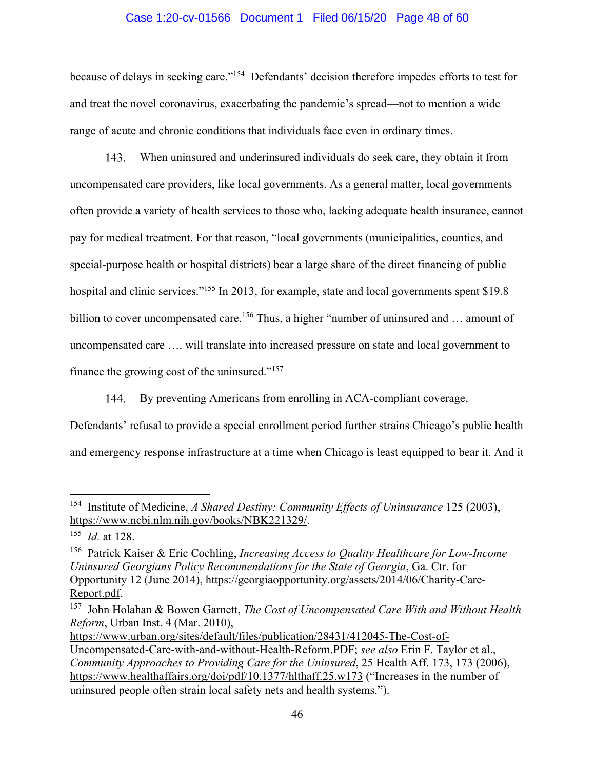because of delays in seeking care."[154] Defendants' decision therefore impedes efforts to test for and treat the novel coronavirus, exacerbating the pandemic's spread—not to mention a wide range of acute and chronic conditions that individuals face even in ordinary times.

143. When uninsured and underinsured individuals do seek care, they obtain it from uncompensated care providers, like local governments. As a general matter, local governments often provide a variety of health services to those who, lacking adequate health insurance, cannot pay for medical treatment. For that reason, "local governments (municipalities, counties, and special-purpose health or hospital districts) bear a large share of the direct financing of public hospital and clinic services."[155] In 2013, for example, state and local governments spent $19.8 billion to cover uncompensated care.[156] Thus, a higher "number of uninsured and … amount of uncompensated care …. will translate into increased pressure on state and local government to finance the growing cost of the uninsured."[157]

144. By preventing Americans from enrolling in ACA-compliant coverage, Defendants' refusal to provide a special enrollment period further strains Chicago's public health and emergency response infrastructure at a time when Chicago is least equipped to bear it. And it

---

[154] Institute of Medicine, *A Shared Destiny: Community Effects of Uninsurance* 125 (2003), https://www.ncbi.nlm.nih.gov/books/NBK221329/.

[155] *Id.* at 128.

[156] Patrick Kaiser & Eric Cochling, *Increasing Access to Quality Healthcare for Low-Income Uninsured Georgians Policy Recommendations for the State of Georgia*, Ga. Ctr. for Opportunity 12 (June 2014), https://georgiaopportunity.org/assets/2014/06/Charity-Care-Report.pdf.

[157] John Holahan & Bowen Garnett, *The Cost of Uncompensated Care With and Without Health Reform*, Urban Inst. 4 (Mar. 2010), https://www.urban.org/sites/default/files/publication/28431/412045-The-Cost-of-Uncompensated-Care-with-and-without-Health-Reform.PDF; *see also* Erin F. Taylor et al., *Community Approaches to Providing Care for the Uninsured*, 25 Health Aff. 173, 173 (2006), https://www.healthaffairs.org/doi/pdf/10.1377/hlthaff.25.w173 ("Increases in the number of uninsured people often strain local safety nets and health systems.").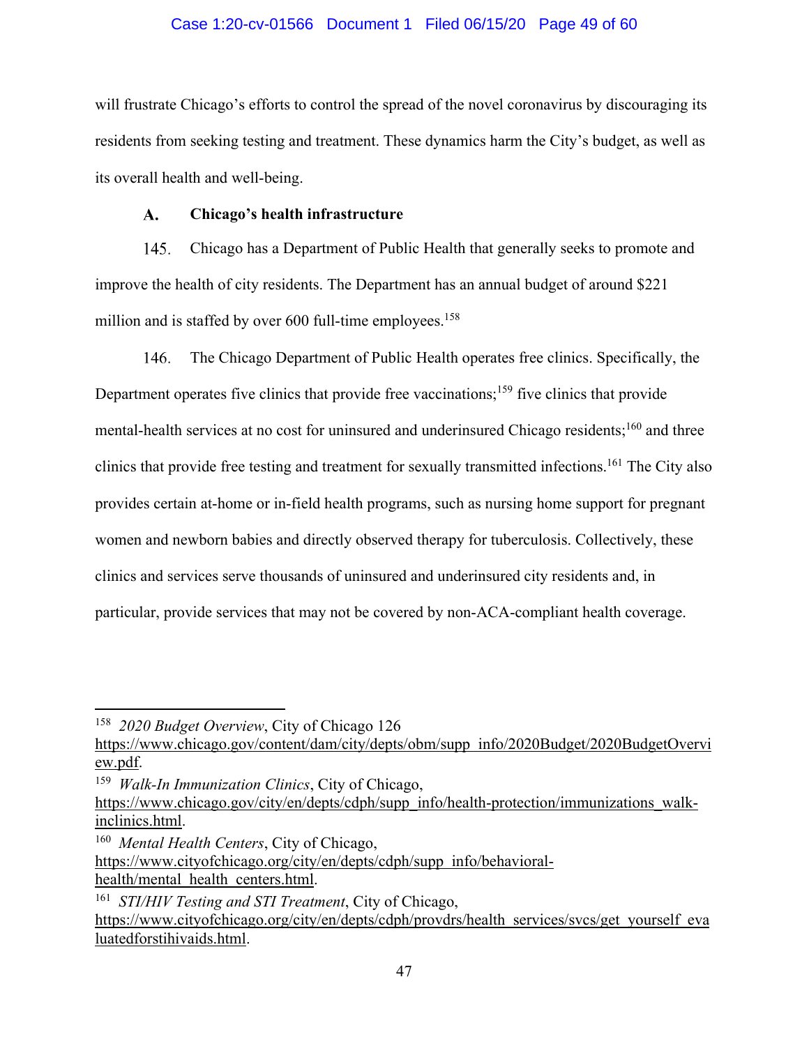will frustrate Chicago's efforts to control the spread of the novel coronavirus by discouraging its residents from seeking testing and treatment. These dynamics harm the City's budget, as well as its overall health and well-being.

### A. Chicago's health infrastructure

145. Chicago has a Department of Public Health that generally seeks to promote and improve the health of city residents. The Department has an annual budget of around $221 million and is staffed by over 600 full-time employees.[158]

146. The Chicago Department of Public Health operates free clinics. Specifically, the Department operates five clinics that provide free vaccinations;[159] five clinics that provide mental-health services at no cost for uninsured and underinsured Chicago residents;[160] and three clinics that provide free testing and treatment for sexually transmitted infections.[161] The City also provides certain at-home or in-field health programs, such as nursing home support for pregnant women and newborn babies and directly observed therapy for tuberculosis. Collectively, these clinics and services serve thousands of uninsured and underinsured city residents and, in particular, provide services that may not be covered by non-ACA-compliant health coverage.

---

[158] *2020 Budget Overview*, City of Chicago 126 https://www.chicago.gov/content/dam/city/depts/obm/supp_info/2020Budget/2020BudgetOverview.pdf.

[159] *Walk-In Immunization Clinics*, City of Chicago, https://www.chicago.gov/city/en/depts/cdph/supp_info/health-protection/immunizations_walk-inclinics.html.

[160] *Mental Health Centers*, City of Chicago, https://www.cityofchicago.org/city/en/depts/cdph/supp_info/behavioral-health/mental_health_centers.html.

[161] *STI/HIV Testing and STI Treatment*, City of Chicago, https://www.cityofchicago.org/city/en/depts/cdph/provdrs/health_services/svcs/get_yourself_evaluatedforstihivaids.html.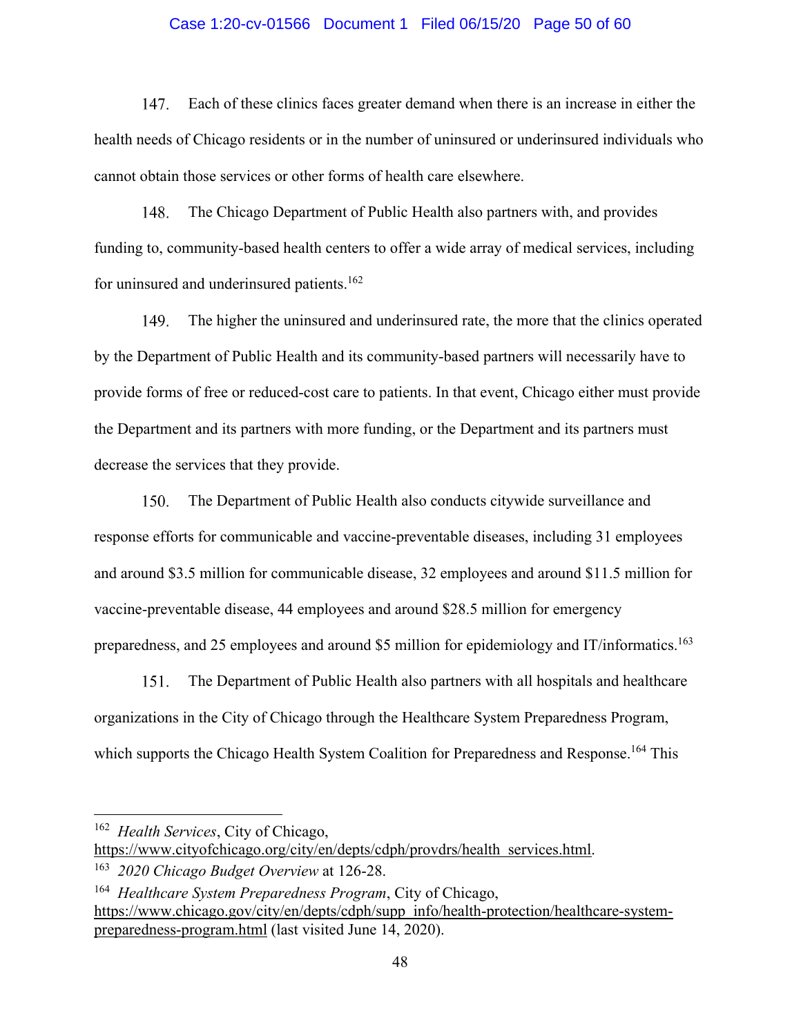147. Each of these clinics faces greater demand when there is an increase in either the health needs of Chicago residents or in the number of uninsured or underinsured individuals who cannot obtain those services or other forms of health care elsewhere.

148. The Chicago Department of Public Health also partners with, and provides funding to, community-based health centers to offer a wide array of medical services, including for uninsured and underinsured patients.[162]

149. The higher the uninsured and underinsured rate, the more that the clinics operated by the Department of Public Health and its community-based partners will necessarily have to provide forms of free or reduced-cost care to patients. In that event, Chicago either must provide the Department and its partners with more funding, or the Department and its partners must decrease the services that they provide.

150. The Department of Public Health also conducts citywide surveillance and response efforts for communicable and vaccine-preventable diseases, including 31 employees and around $3.5 million for communicable disease, 32 employees and around $11.5 million for vaccine-preventable disease, 44 employees and around $28.5 million for emergency preparedness, and 25 employees and around $5 million for epidemiology and IT/informatics.[163]

151. The Department of Public Health also partners with all hospitals and healthcare organizations in the City of Chicago through the Healthcare System Preparedness Program, which supports the Chicago Health System Coalition for Preparedness and Response.[164] This

---

[162] *Health Services*, City of Chicago, https://www.cityofchicago.org/city/en/depts/cdph/provdrs/health_services.html.

[163] *2020 Chicago Budget Overview* at 126-28.

[164] *Healthcare System Preparedness Program*, City of Chicago, https://www.chicago.gov/city/en/depts/cdph/supp_info/health-protection/healthcare-system-preparedness-program.html (last visited June 14, 2020).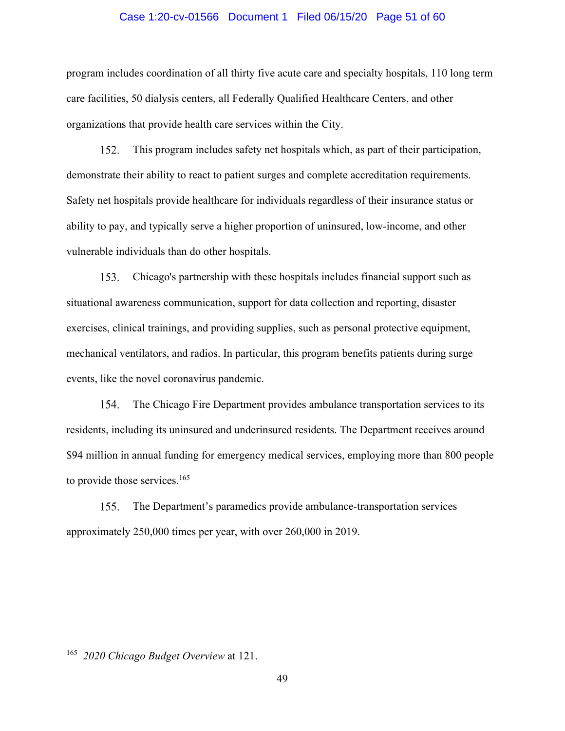program includes coordination of all thirty five acute care and specialty hospitals, 110 long term care facilities, 50 dialysis centers, all Federally Qualified Healthcare Centers, and other organizations that provide health care services within the City.

152. This program includes safety net hospitals which, as part of their participation, demonstrate their ability to react to patient surges and complete accreditation requirements. Safety net hospitals provide healthcare for individuals regardless of their insurance status or ability to pay, and typically serve a higher proportion of uninsured, low-income, and other vulnerable individuals than do other hospitals.

153. Chicago's partnership with these hospitals includes financial support such as situational awareness communication, support for data collection and reporting, disaster exercises, clinical trainings, and providing supplies, such as personal protective equipment, mechanical ventilators, and radios. In particular, this program benefits patients during surge events, like the novel coronavirus pandemic.

154. The Chicago Fire Department provides ambulance transportation services to its residents, including its uninsured and underinsured residents. The Department receives around $94 million in annual funding for emergency medical services, employing more than 800 people to provide those services.[165]

155. The Department's paramedics provide ambulance-transportation services approximately 250,000 times per year, with over 260,000 in 2019.

---

[165] *2020 Chicago Budget Overview* at 121.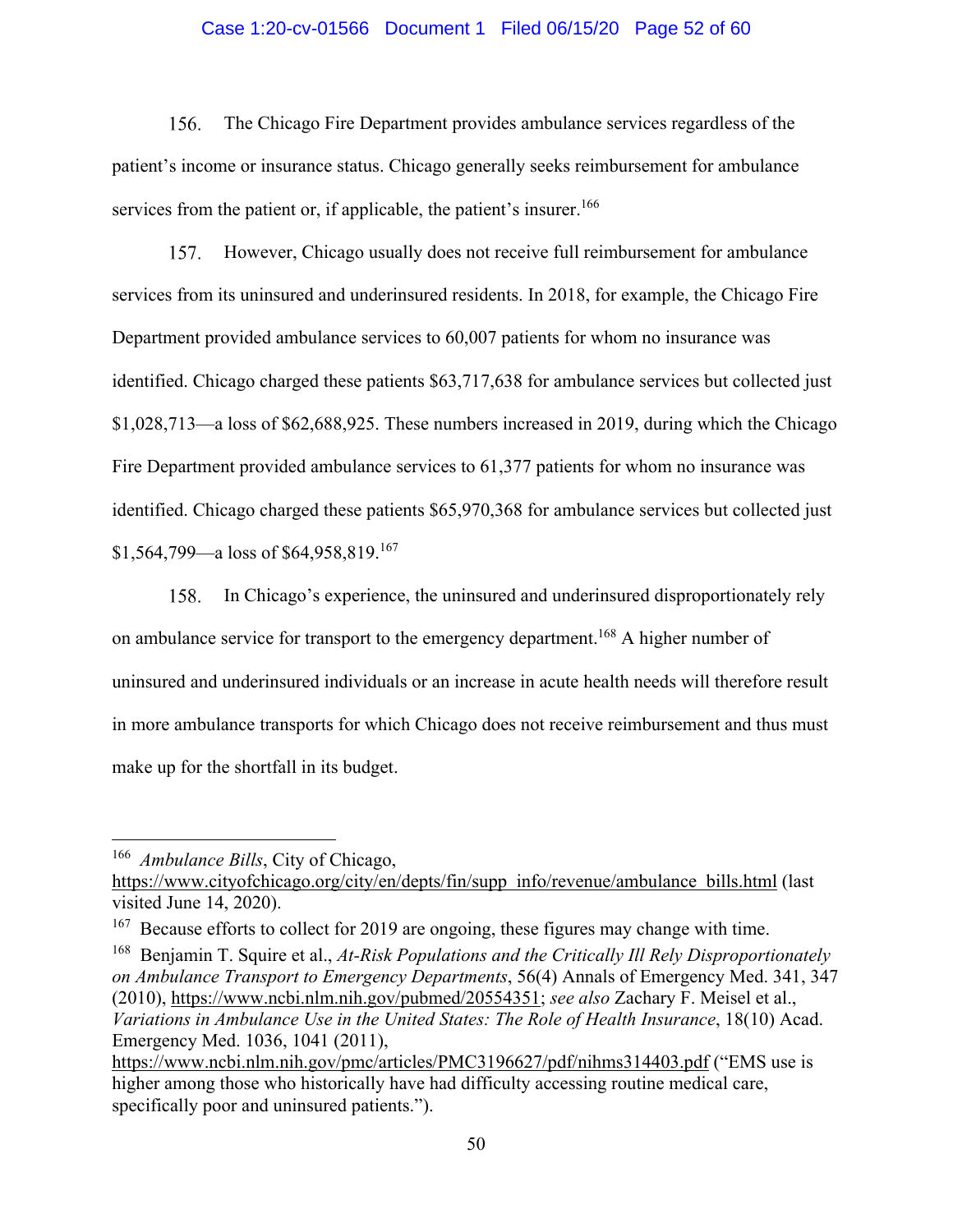156. The Chicago Fire Department provides ambulance services regardless of the patient's income or insurance status. Chicago generally seeks reimbursement for ambulance services from the patient or, if applicable, the patient's insurer.[166]

157. However, Chicago usually does not receive full reimbursement for ambulance services from its uninsured and underinsured residents. In 2018, for example, the Chicago Fire Department provided ambulance services to 60,007 patients for whom no insurance was identified. Chicago charged these patients $63,717,638 for ambulance services but collected just $1,028,713—a loss of $62,688,925. These numbers increased in 2019, during which the Chicago Fire Department provided ambulance services to 61,377 patients for whom no insurance was identified. Chicago charged these patients $65,970,368 for ambulance services but collected just $1,564,799—a loss of $64,958,819.[167]

158. In Chicago's experience, the uninsured and underinsured disproportionately rely on ambulance service for transport to the emergency department.[168] A higher number of uninsured and underinsured individuals or an increase in acute health needs will therefore result in more ambulance transports for which Chicago does not receive reimbursement and thus must make up for the shortfall in its budget.

---

[166] *Ambulance Bills*, City of Chicago, https://www.cityofchicago.org/city/en/depts/fin/supp_info/revenue/ambulance_bills.html (last visited June 14, 2020).

[167] Because efforts to collect for 2019 are ongoing, these figures may change with time.

[168] Benjamin T. Squire et al., *At-Risk Populations and the Critically Ill Rely Disproportionately on Ambulance Transport to Emergency Departments*, 56(4) Annals of Emergency Med. 341, 347 (2010), https://www.ncbi.nlm.nih.gov/pubmed/20554351; *see also* Zachary F. Meisel et al., *Variations in Ambulance Use in the United States: The Role of Health Insurance*, 18(10) Acad. Emergency Med. 1036, 1041 (2011), https://www.ncbi.nlm.nih.gov/pmc/articles/PMC3196627/pdf/nihms314403.pdf ("EMS use is higher among those who historically have had difficulty accessing routine medical care, specifically poor and uninsured patients.").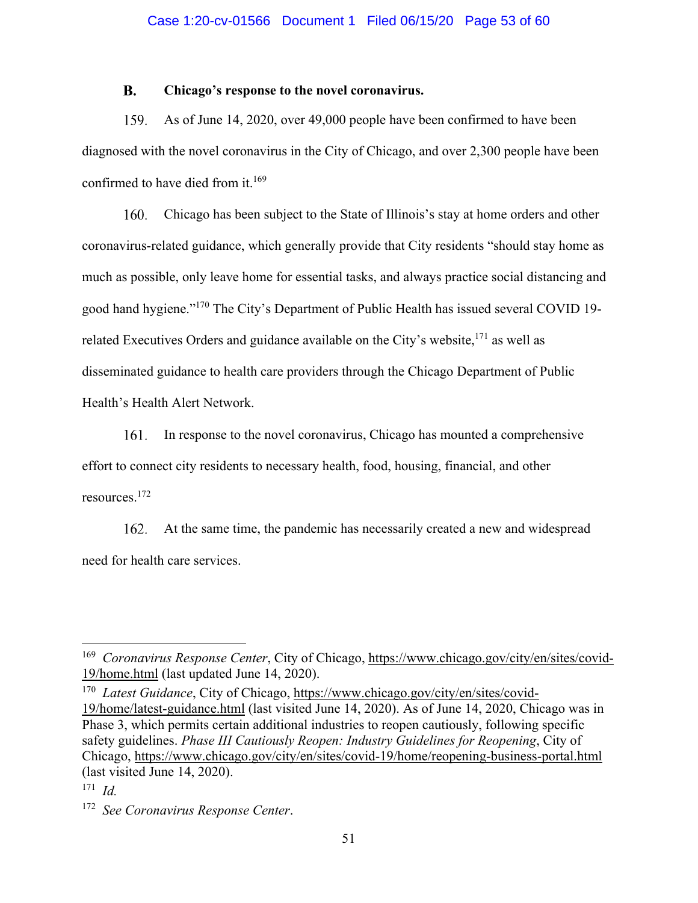### B. Chicago's response to the novel coronavirus.

159. As of June 14, 2020, over 49,000 people have been confirmed to have been diagnosed with the novel coronavirus in the City of Chicago, and over 2,300 people have been confirmed to have died from it.[169]

160. Chicago has been subject to the State of Illinois's stay at home orders and other coronavirus-related guidance, which generally provide that City residents "should stay home as much as possible, only leave home for essential tasks, and always practice social distancing and good hand hygiene."[170] The City's Department of Public Health has issued several COVID 19-related Executives Orders and guidance available on the City's website,[171] as well as disseminated guidance to health care providers through the Chicago Department of Public Health's Health Alert Network.

161. In response to the novel coronavirus, Chicago has mounted a comprehensive effort to connect city residents to necessary health, food, housing, financial, and other resources.[172]

162. At the same time, the pandemic has necessarily created a new and widespread need for health care services.

---

[169] *Coronavirus Response Center*, City of Chicago, https://www.chicago.gov/city/en/sites/covid-19/home.html (last updated June 14, 2020).

[170] *Latest Guidance*, City of Chicago, https://www.chicago.gov/city/en/sites/covid-19/home/latest-guidance.html (last visited June 14, 2020). As of June 14, 2020, Chicago was in Phase 3, which permits certain additional industries to reopen cautiously, following specific safety guidelines. *Phase III Cautiously Reopen: Industry Guidelines for Reopening*, City of Chicago, https://www.chicago.gov/city/en/sites/covid-19/home/reopening-business-portal.html (last visited June 14, 2020).

[171] *Id.*

[172] *See Coronavirus Response Center*.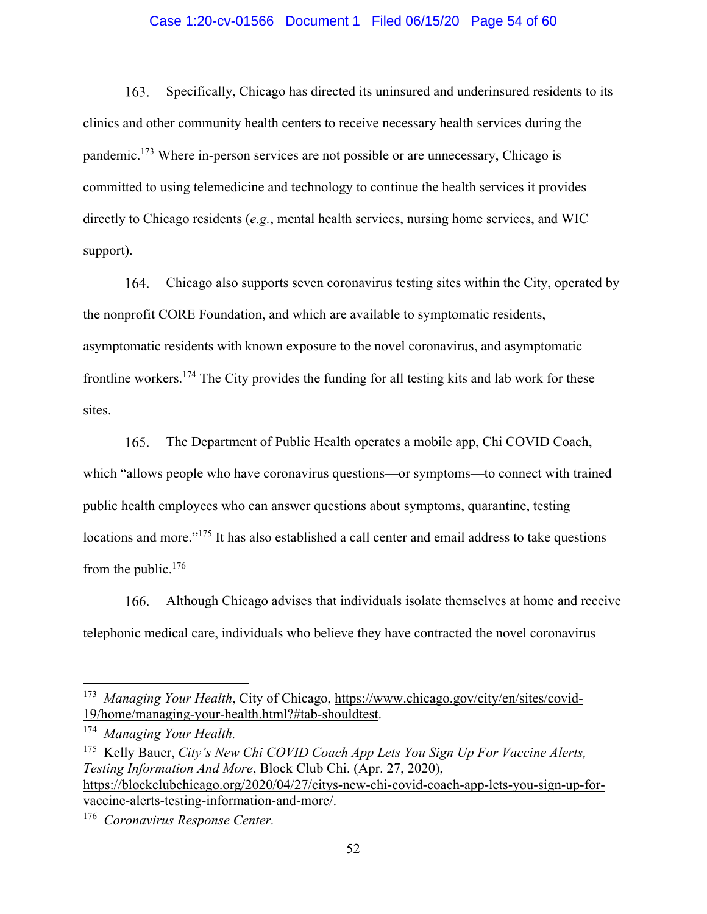163. Specifically, Chicago has directed its uninsured and underinsured residents to its clinics and other community health centers to receive necessary health services during the pandemic.[173] Where in-person services are not possible or are unnecessary, Chicago is committed to using telemedicine and technology to continue the health services it provides directly to Chicago residents (*e.g.*, mental health services, nursing home services, and WIC support).

164. Chicago also supports seven coronavirus testing sites within the City, operated by the nonprofit CORE Foundation, and which are available to symptomatic residents, asymptomatic residents with known exposure to the novel coronavirus, and asymptomatic frontline workers.[174] The City provides the funding for all testing kits and lab work for these sites.

165. The Department of Public Health operates a mobile app, Chi COVID Coach, which "allows people who have coronavirus questions—or symptoms—to connect with trained public health employees who can answer questions about symptoms, quarantine, testing locations and more."[175] It has also established a call center and email address to take questions from the public.[176]

166. Although Chicago advises that individuals isolate themselves at home and receive telephonic medical care, individuals who believe they have contracted the novel coronavirus

---

[173] *Managing Your Health*, City of Chicago, https://www.chicago.gov/city/en/sites/covid-19/home/managing-your-health.html?#tab-shouldtest.

[174] *Managing Your Health.*

[175] Kelly Bauer, *City's New Chi COVID Coach App Lets You Sign Up For Vaccine Alerts, Testing Information And More*, Block Club Chi. (Apr. 27, 2020), https://blockclubchicago.org/2020/04/27/citys-new-chi-covid-coach-app-lets-you-sign-up-for-vaccine-alerts-testing-information-and-more/.

[176] *Coronavirus Response Center.*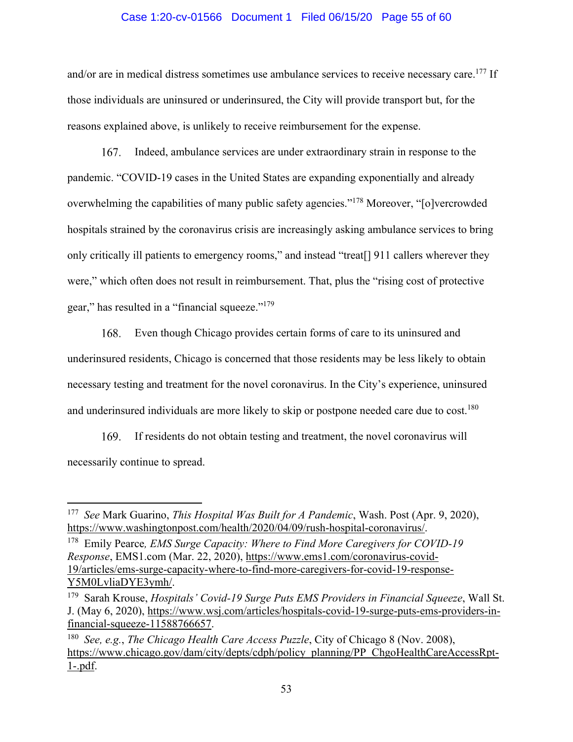and/or are in medical distress sometimes use ambulance services to receive necessary care.[177] If those individuals are uninsured or underinsured, the City will provide transport but, for the reasons explained above, is unlikely to receive reimbursement for the expense.

167. Indeed, ambulance services are under extraordinary strain in response to the pandemic. "COVID-19 cases in the United States are expanding exponentially and already overwhelming the capabilities of many public safety agencies."[178] Moreover, "[o]vercrowded hospitals strained by the coronavirus crisis are increasingly asking ambulance services to bring only critically ill patients to emergency rooms," and instead "treat[] 911 callers wherever they were," which often does not result in reimbursement. That, plus the "rising cost of protective gear," has resulted in a "financial squeeze."[179]

168. Even though Chicago provides certain forms of care to its uninsured and underinsured residents, Chicago is concerned that those residents may be less likely to obtain necessary testing and treatment for the novel coronavirus. In the City's experience, uninsured and underinsured individuals are more likely to skip or postpone needed care due to cost.[180]

169. If residents do not obtain testing and treatment, the novel coronavirus will necessarily continue to spread.

---

[177] *See* Mark Guarino, *This Hospital Was Built for A Pandemic*, Wash. Post (Apr. 9, 2020), https://www.washingtonpost.com/health/2020/04/09/rush-hospital-coronavirus/.

[178] Emily Pearce*, EMS Surge Capacity: Where to Find More Caregivers for COVID-19 Response*, EMS1.com (Mar. 22, 2020), https://www.ems1.com/coronavirus-covid-19/articles/ems-surge-capacity-where-to-find-more-caregivers-for-covid-19-response-Y5M0LvliaDYE3ymh/.

[179] Sarah Krouse, *Hospitals' Covid-19 Surge Puts EMS Providers in Financial Squeeze*, Wall St. J. (May 6, 2020), https://www.wsj.com/articles/hospitals-covid-19-surge-puts-ems-providers-in-financial-squeeze-11588766657.

[180] *See, e.g.*, *The Chicago Health Care Access Puzzle*, City of Chicago 8 (Nov. 2008), https://www.chicago.gov/dam/city/depts/cdph/policy_planning/PP_ChgoHealthCareAccessRpt-1-.pdf.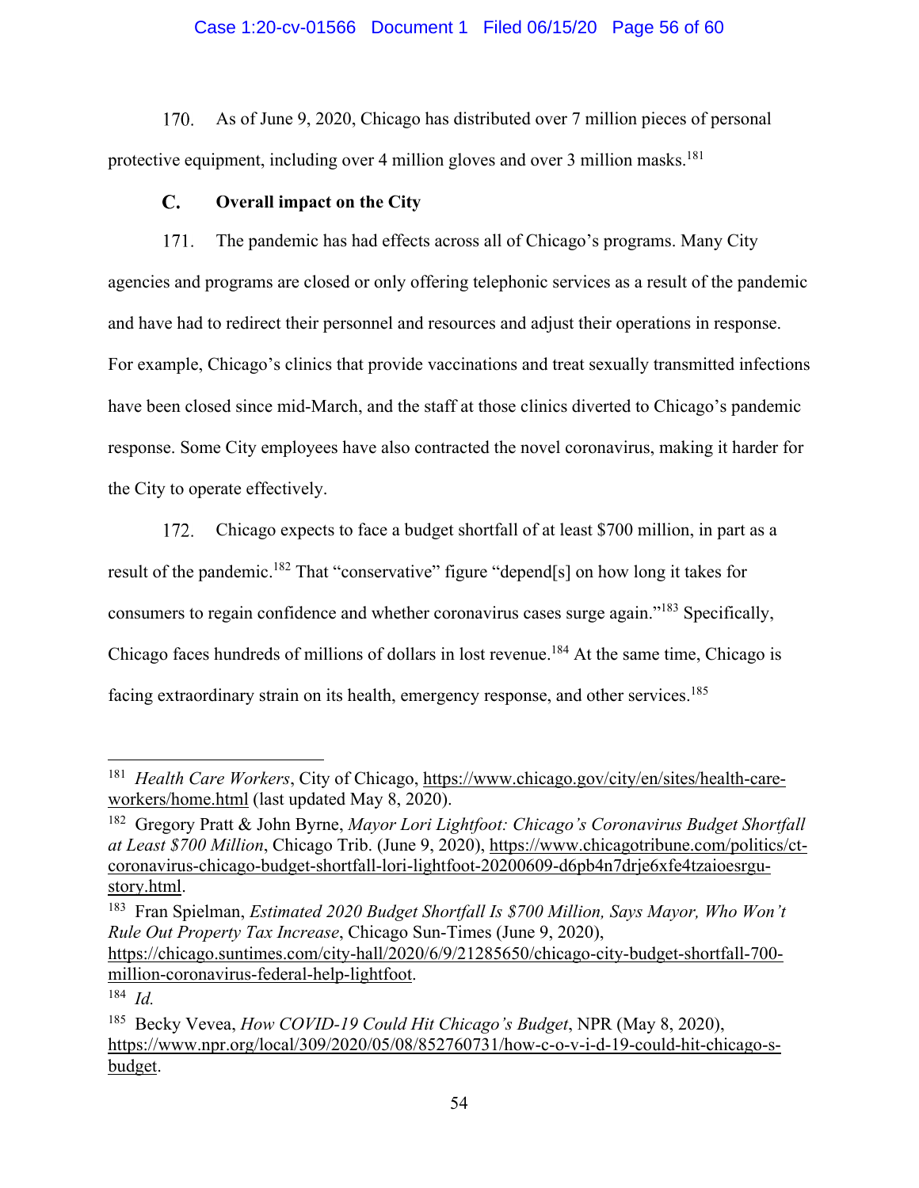170. As of June 9, 2020, Chicago has distributed over 7 million pieces of personal protective equipment, including over 4 million gloves and over 3 million masks.[181]

### C. Overall impact on the City

171. The pandemic has had effects across all of Chicago's programs. Many City agencies and programs are closed or only offering telephonic services as a result of the pandemic and have had to redirect their personnel and resources and adjust their operations in response. For example, Chicago's clinics that provide vaccinations and treat sexually transmitted infections have been closed since mid-March, and the staff at those clinics diverted to Chicago's pandemic response. Some City employees have also contracted the novel coronavirus, making it harder for the City to operate effectively.

172. Chicago expects to face a budget shortfall of at least $700 million, in part as a result of the pandemic.[182] That "conservative" figure "depend[s] on how long it takes for consumers to regain confidence and whether coronavirus cases surge again."[183] Specifically, Chicago faces hundreds of millions of dollars in lost revenue.[184] At the same time, Chicago is facing extraordinary strain on its health, emergency response, and other services.[185]

---

[181] *Health Care Workers*, City of Chicago, https://www.chicago.gov/city/en/sites/health-care-workers/home.html (last updated May 8, 2020).

[182] Gregory Pratt & John Byrne, *Mayor Lori Lightfoot: Chicago's Coronavirus Budget Shortfall at Least $700 Million*, Chicago Trib. (June 9, 2020), https://www.chicagotribune.com/politics/ct-coronavirus-chicago-budget-shortfall-lori-lightfoot-20200609-d6pb4n7drje6xfe4tzaioesrgu-story.html.

[183] Fran Spielman, *Estimated 2020 Budget Shortfall Is $700 Million, Says Mayor, Who Won't Rule Out Property Tax Increase*, Chicago Sun-Times (June 9, 2020), https://chicago.suntimes.com/city-hall/2020/6/9/21285650/chicago-city-budget-shortfall-700-million-coronavirus-federal-help-lightfoot.

[184] *Id.*

[185] Becky Vevea, *How COVID-19 Could Hit Chicago's Budget*, NPR (May 8, 2020), https://www.npr.org/local/309/2020/05/08/852760731/how-c-o-v-i-d-19-could-hit-chicago-s-budget.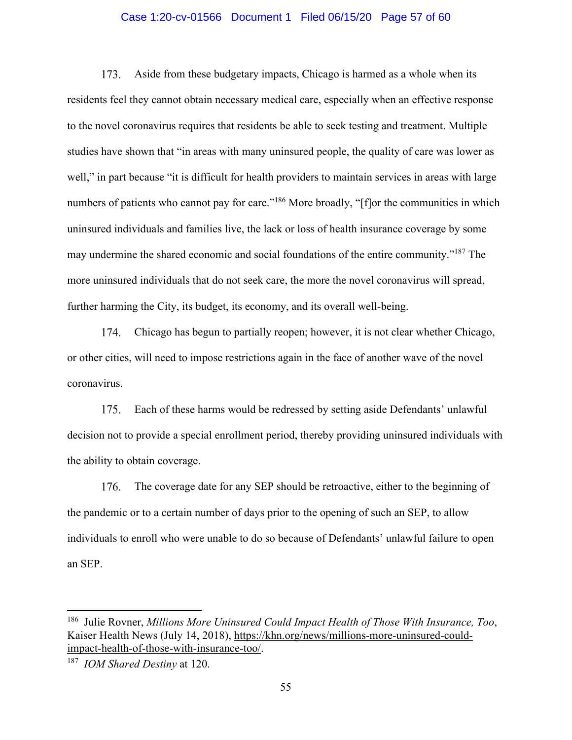173. Aside from these budgetary impacts, Chicago is harmed as a whole when its residents feel they cannot obtain necessary medical care, especially when an effective response to the novel coronavirus requires that residents be able to seek testing and treatment. Multiple studies have shown that "in areas with many uninsured people, the quality of care was lower as well," in part because "it is difficult for health providers to maintain services in areas with large numbers of patients who cannot pay for care."[186] More broadly, "[f]or the communities in which uninsured individuals and families live, the lack or loss of health insurance coverage by some may undermine the shared economic and social foundations of the entire community."[187] The more uninsured individuals that do not seek care, the more the novel coronavirus will spread, further harming the City, its budget, its economy, and its overall well-being.

174. Chicago has begun to partially reopen; however, it is not clear whether Chicago, or other cities, will need to impose restrictions again in the face of another wave of the novel coronavirus.

175. Each of these harms would be redressed by setting aside Defendants' unlawful decision not to provide a special enrollment period, thereby providing uninsured individuals with the ability to obtain coverage.

176. The coverage date for any SEP should be retroactive, either to the beginning of the pandemic or to a certain number of days prior to the opening of such an SEP, to allow individuals to enroll who were unable to do so because of Defendants' unlawful failure to open an SEP.

---

[186] Julie Rovner, *Millions More Uninsured Could Impact Health of Those With Insurance, Too*, Kaiser Health News (July 14, 2018), https://khn.org/news/millions-more-uninsured-could-impact-health-of-those-with-insurance-too/.

[187] *IOM Shared Destiny* at 120.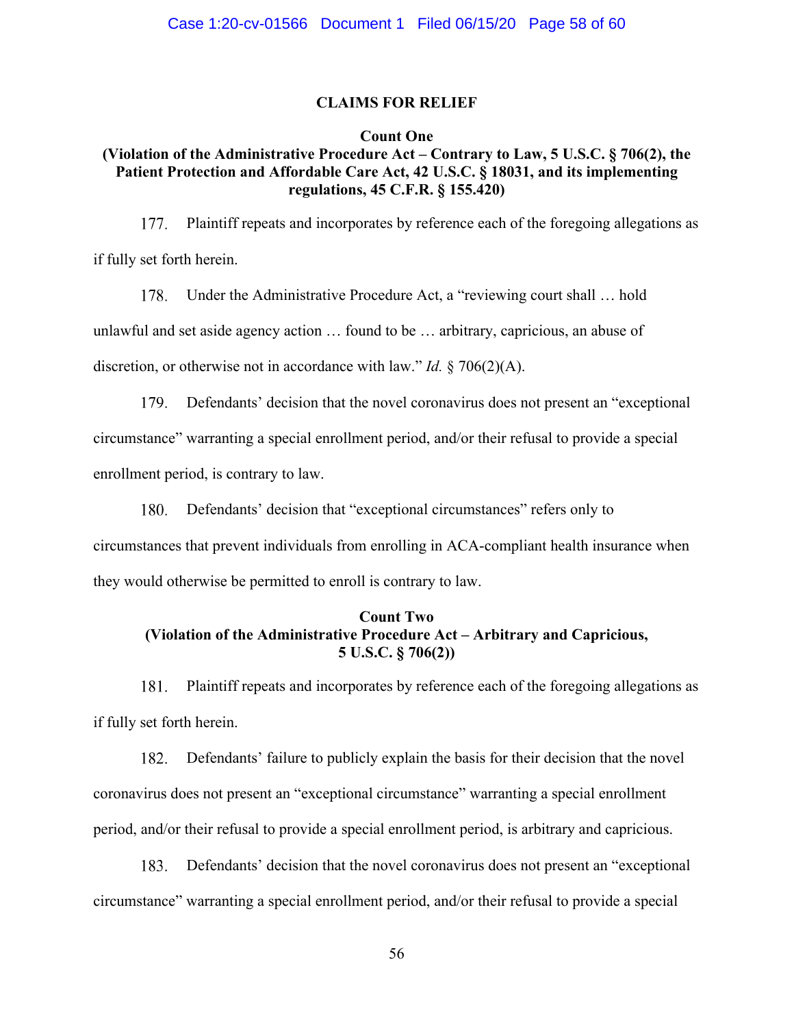## CLAIMS FOR RELIEF

### Count One

### (Violation of the Administrative Procedure Act – Contrary to Law, 5 U.S.C. § 706(2), the Patient Protection and Affordable Care Act, 42 U.S.C. § 18031, and its implementing regulations, 45 C.F.R. § 155.420)

177. Plaintiff repeats and incorporates by reference each of the foregoing allegations as if fully set forth herein.

178. Under the Administrative Procedure Act, a "reviewing court shall … hold unlawful and set aside agency action … found to be … arbitrary, capricious, an abuse of discretion, or otherwise not in accordance with law." *Id.* § 706(2)(A).

179. Defendants' decision that the novel coronavirus does not present an "exceptional circumstance" warranting a special enrollment period, and/or their refusal to provide a special enrollment period, is contrary to law.

180. Defendants' decision that "exceptional circumstances" refers only to circumstances that prevent individuals from enrolling in ACA-compliant health insurance when they would otherwise be permitted to enroll is contrary to law.

### Count Two

### (Violation of the Administrative Procedure Act – Arbitrary and Capricious, 5 U.S.C. § 706(2))

181. Plaintiff repeats and incorporates by reference each of the foregoing allegations as if fully set forth herein.

182. Defendants' failure to publicly explain the basis for their decision that the novel coronavirus does not present an "exceptional circumstance" warranting a special enrollment period, and/or their refusal to provide a special enrollment period, is arbitrary and capricious.

183. Defendants' decision that the novel coronavirus does not present an "exceptional circumstance" warranting a special enrollment period, and/or their refusal to provide a special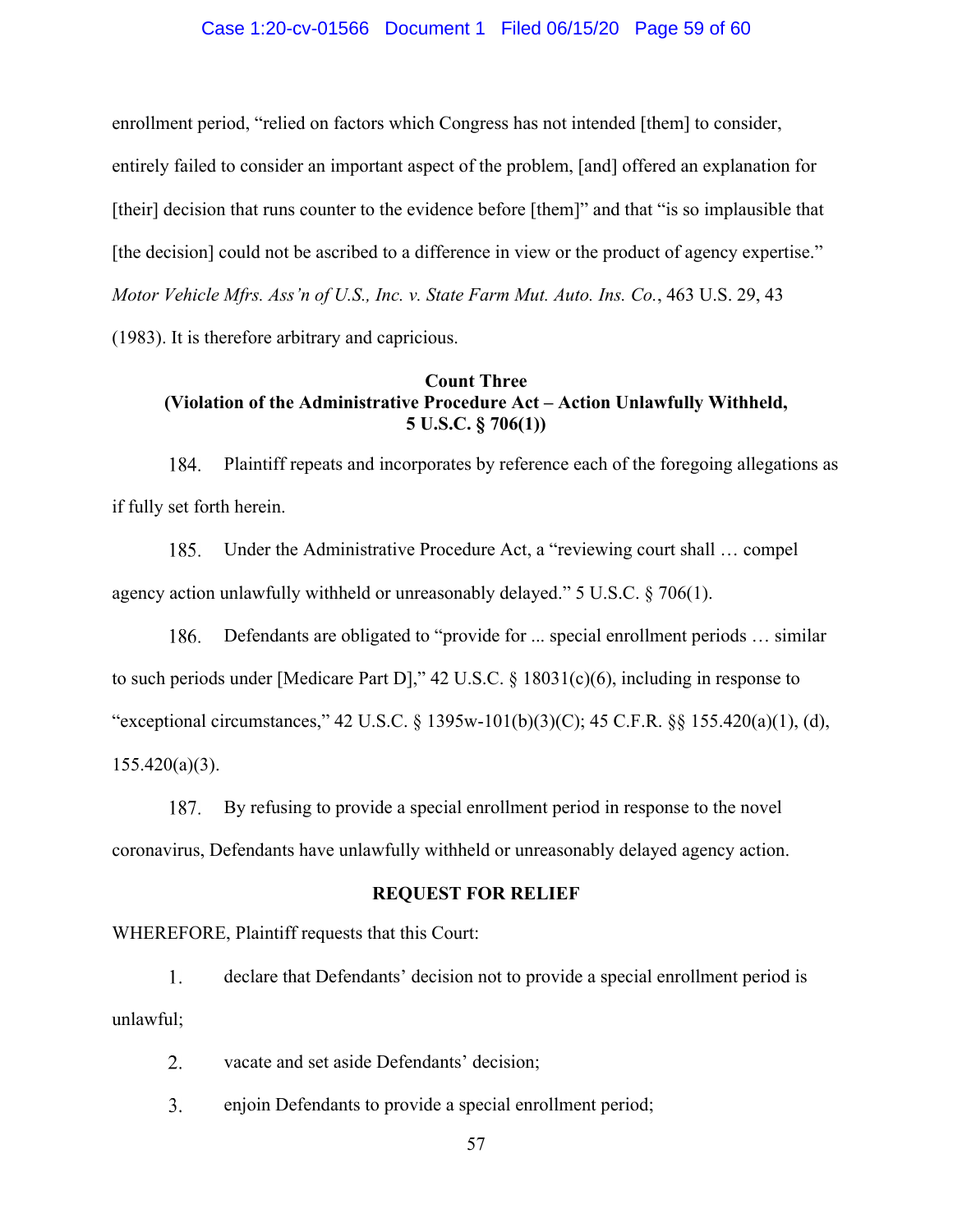enrollment period, "relied on factors which Congress has not intended [them] to consider, entirely failed to consider an important aspect of the problem, [and] offered an explanation for [their] decision that runs counter to the evidence before [them]" and that "is so implausible that [the decision] could not be ascribed to a difference in view or the product of agency expertise." *Motor Vehicle Mfrs. Ass'n of U.S., Inc. v. State Farm Mut. Auto. Ins. Co.*, 463 U.S. 29, 43 (1983). It is therefore arbitrary and capricious.

**Count Three**
**(Violation of the Administrative Procedure Act – Action Unlawfully Withheld, 5 U.S.C. § 706(1))**

184. Plaintiff repeats and incorporates by reference each of the foregoing allegations as if fully set forth herein.

185. Under the Administrative Procedure Act, a "reviewing court shall … compel agency action unlawfully withheld or unreasonably delayed." 5 U.S.C. § 706(1).

186. Defendants are obligated to "provide for ... special enrollment periods … similar to such periods under [Medicare Part D]," 42 U.S.C. § 18031(c)(6), including in response to "exceptional circumstances," 42 U.S.C. § 1395w-101(b)(3)(C); 45 C.F.R. §§ 155.420(a)(1), (d), 155.420(a)(3).

187. By refusing to provide a special enrollment period in response to the novel coronavirus, Defendants have unlawfully withheld or unreasonably delayed agency action.

**REQUEST FOR RELIEF**

WHEREFORE, Plaintiff requests that this Court:

1. declare that Defendants' decision not to provide a special enrollment period is unlawful;

2. vacate and set aside Defendants' decision;

3. enjoin Defendants to provide a special enrollment period;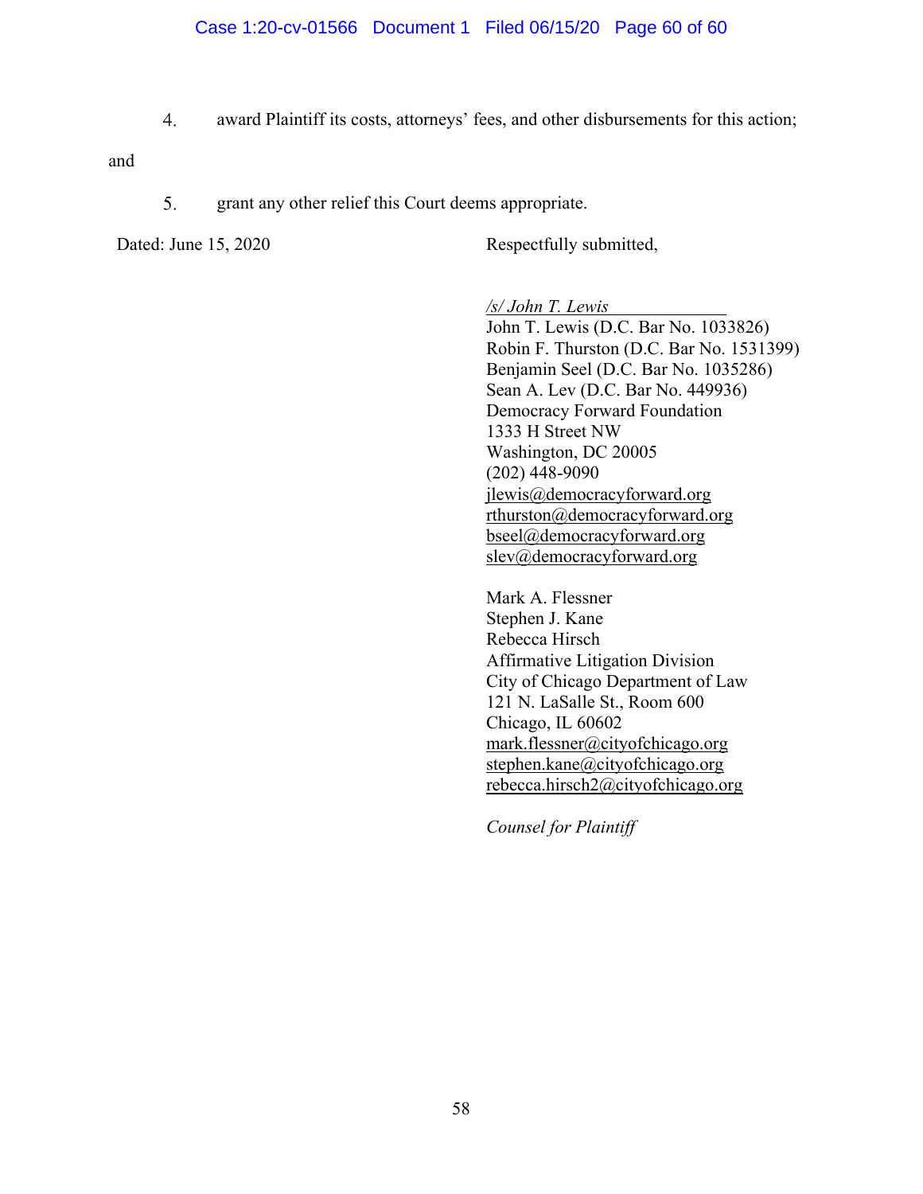4. award Plaintiff its costs, attorneys' fees, and other disbursements for this action;

and

5. grant any other relief this Court deems appropriate.

Dated: June 15, 2020

Respectfully submitted,

*/s/ John T. Lewis*
John T. Lewis (D.C. Bar No. 1033826)
Robin F. Thurston (D.C. Bar No. 1531399)
Benjamin Seel (D.C. Bar No. 1035286)
Sean A. Lev (D.C. Bar No. 449936)
Democracy Forward Foundation
1333 H Street NW
Washington, DC 20005
(202) 448-9090
jlewis@democracyforward.org
rthurston@democracyforward.org
bseel@democracyforward.org
slev@democracyforward.org

Mark A. Flessner
Stephen J. Kane
Rebecca Hirsch
Affirmative Litigation Division
City of Chicago Department of Law
121 N. LaSalle St., Room 600
Chicago, IL 60602
mark.flessner@cityofchicago.org
stephen.kane@cityofchicago.org
rebecca.hirsch2@cityofchicago.org

*Counsel for Plaintiff*